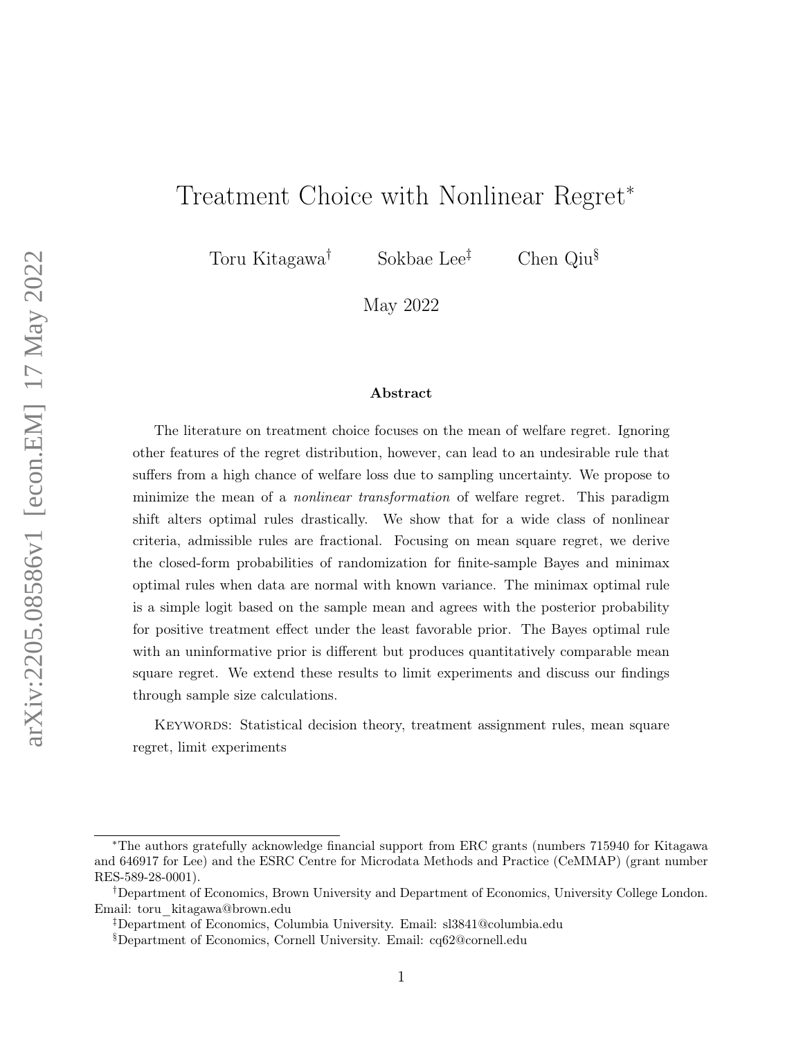# Treatment Choice with Nonlinear Regret*

Toru Kitagawa[†] Sokbae Lee[‡] Chen Qiu[§]

May 2022

### Abstract

The literature on treatment choice focuses on the mean of welfare regret. Ignoring other features of the regret distribution, however, can lead to an undesirable rule that suffers from a high chance of welfare loss due to sampling uncertainty. We propose to minimize the mean of a *nonlinear transformation* of welfare regret. This paradigm shift alters optimal rules drastically. We show that for a wide class of nonlinear criteria, admissible rules are fractional. Focusing on mean square regret, we derive the closed-form probabilities of randomization for finite-sample Bayes and minimax optimal rules when data are normal with known variance. The minimax optimal rule is a simple logit based on the sample mean and agrees with the posterior probability for positive treatment effect under the least favorable prior. The Bayes optimal rule with an uninformative prior is different but produces quantitatively comparable mean square regret. We extend these results to limit experiments and discuss our findings through sample size calculations.

Keywords: Statistical decision theory, treatment assignment rules, mean square regret, limit experiments

---

*The authors gratefully acknowledge financial support from ERC grants (numbers 715940 for Kitagawa and 646917 for Lee) and the ESRC Centre for Microdata Methods and Practice (CeMMAP) (grant number RES-589-28-0001).

[†]Department of Economics, Brown University and Department of Economics, University College London. Email: toru_kitagawa@brown.edu

[‡]Department of Economics, Columbia University. Email: sl3841@columbia.edu

[§]Department of Economics, Cornell University. Email: cq62@cornell.edu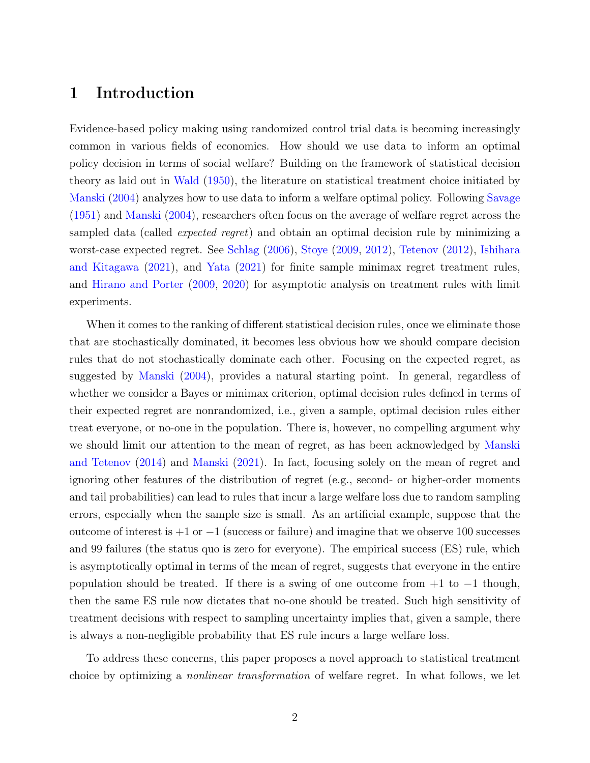# 1 Introduction

Evidence-based policy making using randomized control trial data is becoming increasingly common in various fields of economics. How should we use data to inform an optimal policy decision in terms of social welfare? Building on the framework of statistical decision theory as laid out in Wald (1950), the literature on statistical treatment choice initiated by Manski (2004) analyzes how to use data to inform a welfare optimal policy. Following Savage (1951) and Manski (2004), researchers often focus on the average of welfare regret across the sampled data (called *expected regret*) and obtain an optimal decision rule by minimizing a worst-case expected regret. See Schlag (2006), Stoye (2009, 2012), Tetenov (2012), Ishihara and Kitagawa (2021), and Yata (2021) for finite sample minimax regret treatment rules, and Hirano and Porter (2009, 2020) for asymptotic analysis on treatment rules with limit experiments.

When it comes to the ranking of different statistical decision rules, once we eliminate those that are stochastically dominated, it becomes less obvious how we should compare decision rules that do not stochastically dominate each other. Focusing on the expected regret, as suggested by Manski (2004), provides a natural starting point. In general, regardless of whether we consider a Bayes or minimax criterion, optimal decision rules defined in terms of their expected regret are nonrandomized, i.e., given a sample, optimal decision rules either treat everyone, or no-one in the population. There is, however, no compelling argument why we should limit our attention to the mean of regret, as has been acknowledged by Manski and Tetenov (2014) and Manski (2021). In fact, focusing solely on the mean of regret and ignoring other features of the distribution of regret (e.g., second- or higher-order moments and tail probabilities) can lead to rules that incur a large welfare loss due to random sampling errors, especially when the sample size is small. As an artificial example, suppose that the outcome of interest is $+1$ or $-1$ (success or failure) and imagine that we observe 100 successes and 99 failures (the status quo is zero for everyone). The empirical success (ES) rule, which is asymptotically optimal in terms of the mean of regret, suggests that everyone in the entire population should be treated. If there is a swing of one outcome from $+1$ to $-1$ though, then the same ES rule now dictates that no-one should be treated. Such high sensitivity of treatment decisions with respect to sampling uncertainty implies that, given a sample, there is always a non-negligible probability that ES rule incurs a large welfare loss.

To address these concerns, this paper proposes a novel approach to statistical treatment choice by optimizing a *nonlinear transformation* of welfare regret. In what follows, we let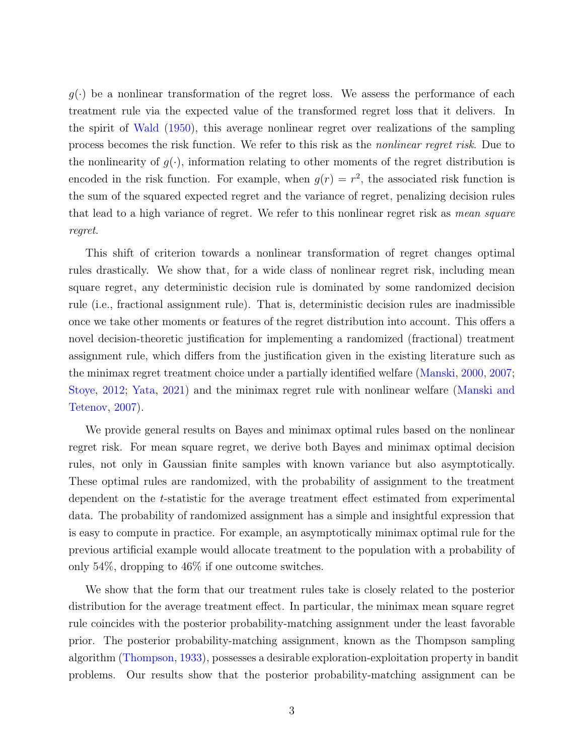$g(\cdot)$ be a nonlinear transformation of the regret loss. We assess the performance of each treatment rule via the expected value of the transformed regret loss that it delivers. In the spirit of Wald (1950), this average nonlinear regret over realizations of the sampling process becomes the risk function. We refer to this risk as the *nonlinear regret risk*. Due to the nonlinearity of $g(\cdot)$, information relating to other moments of the regret distribution is encoded in the risk function. For example, when $g(r) = r^2$, the associated risk function is the sum of the squared expected regret and the variance of regret, penalizing decision rules that lead to a high variance of regret. We refer to this nonlinear regret risk as *mean square regret*.

This shift of criterion towards a nonlinear transformation of regret changes optimal rules drastically. We show that, for a wide class of nonlinear regret risk, including mean square regret, any deterministic decision rule is dominated by some randomized decision rule (i.e., fractional assignment rule). That is, deterministic decision rules are inadmissible once we take other moments or features of the regret distribution into account. This offers a novel decision-theoretic justification for implementing a randomized (fractional) treatment assignment rule, which differs from the justification given in the existing literature such as the minimax regret treatment choice under a partially identified welfare (Manski, 2000, 2007; Stoye, 2012; Yata, 2021) and the minimax regret rule with nonlinear welfare (Manski and Tetenov, 2007).

We provide general results on Bayes and minimax optimal rules based on the nonlinear regret risk. For mean square regret, we derive both Bayes and minimax optimal decision rules, not only in Gaussian finite samples with known variance but also asymptotically. These optimal rules are randomized, with the probability of assignment to the treatment dependent on the $t$-statistic for the average treatment effect estimated from experimental data. The probability of randomized assignment has a simple and insightful expression that is easy to compute in practice. For example, an asymptotically minimax optimal rule for the previous artificial example would allocate treatment to the population with a probability of only 54%, dropping to 46% if one outcome switches.

We show that the form that our treatment rules take is closely related to the posterior distribution for the average treatment effect. In particular, the minimax mean square regret rule coincides with the posterior probability-matching assignment under the least favorable prior. The posterior probability-matching assignment, known as the Thompson sampling algorithm (Thompson, 1933), possesses a desirable exploration-exploitation property in bandit problems. Our results show that the posterior probability-matching assignment can be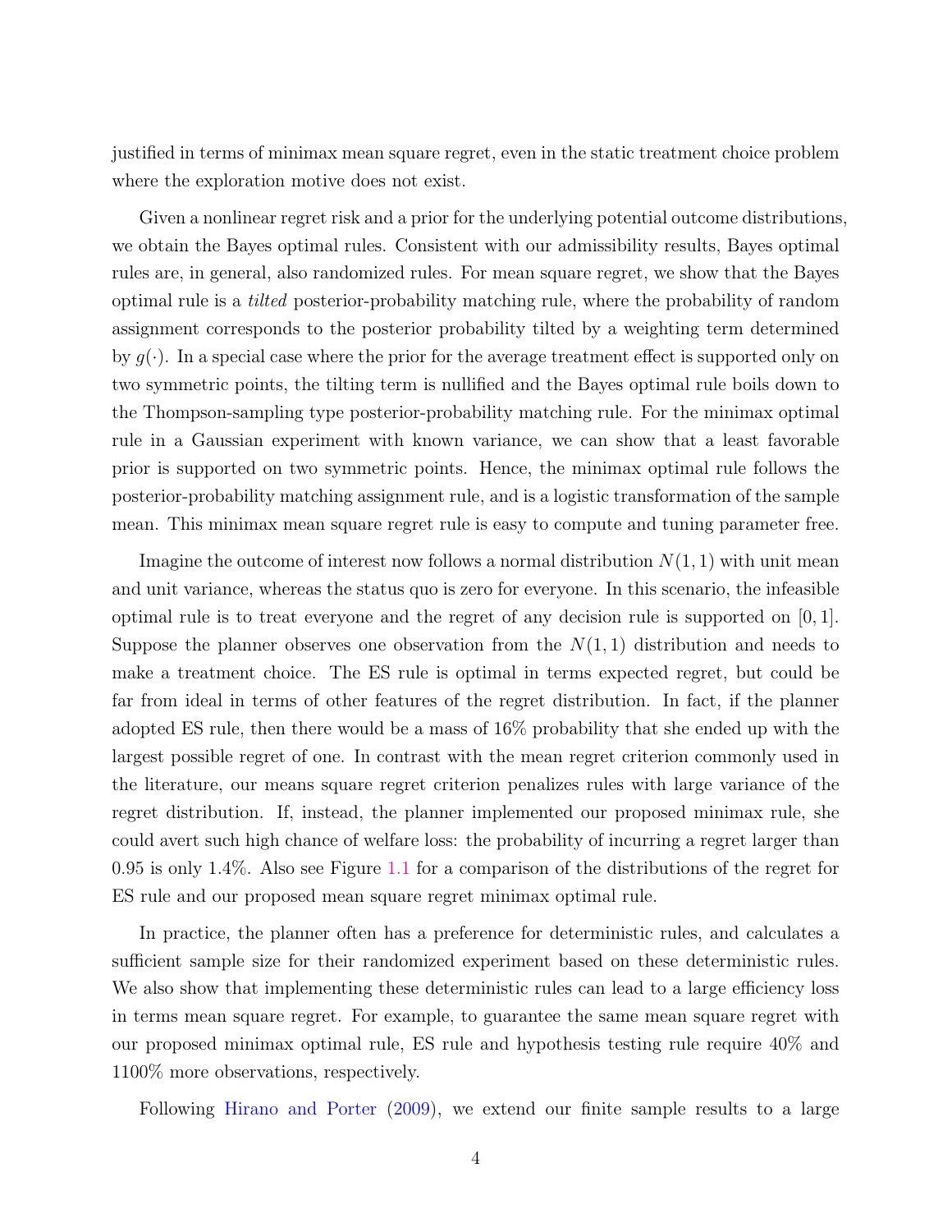justified in terms of minimax mean square regret, even in the static treatment choice problem where the exploration motive does not exist.

Given a nonlinear regret risk and a prior for the underlying potential outcome distributions, we obtain the Bayes optimal rules. Consistent with our admissibility results, Bayes optimal rules are, in general, also randomized rules. For mean square regret, we show that the Bayes optimal rule is a *tilted* posterior-probability matching rule, where the probability of random assignment corresponds to the posterior probability tilted by a weighting term determined by $g(\cdot)$. In a special case where the prior for the average treatment effect is supported only on two symmetric points, the tilting term is nullified and the Bayes optimal rule boils down to the Thompson-sampling type posterior-probability matching rule. For the minimax optimal rule in a Gaussian experiment with known variance, we can show that a least favorable prior is supported on two symmetric points. Hence, the minimax optimal rule follows the posterior-probability matching assignment rule, and is a logistic transformation of the sample mean. This minimax mean square regret rule is easy to compute and tuning parameter free.

Imagine the outcome of interest now follows a normal distribution $N(1, 1)$ with unit mean and unit variance, whereas the status quo is zero for everyone. In this scenario, the infeasible optimal rule is to treat everyone and the regret of any decision rule is supported on $[0, 1]$. Suppose the planner observes one observation from the $N(1, 1)$ distribution and needs to make a treatment choice. The ES rule is optimal in terms expected regret, but could be far from ideal in terms of other features of the regret distribution. In fact, if the planner adopted ES rule, then there would be a mass of 16% probability that she ended up with the largest possible regret of one. In contrast with the mean regret criterion commonly used in the literature, our means square regret criterion penalizes rules with large variance of the regret distribution. If, instead, the planner implemented our proposed minimax rule, she could avert such high chance of welfare loss: the probability of incurring a regret larger than 0.95 is only 1.4%. Also see Figure 1.1 for a comparison of the distributions of the regret for ES rule and our proposed mean square regret minimax optimal rule.

In practice, the planner often has a preference for deterministic rules, and calculates a sufficient sample size for their randomized experiment based on these deterministic rules. We also show that implementing these deterministic rules can lead to a large efficiency loss in terms mean square regret. For example, to guarantee the same mean square regret with our proposed minimax optimal rule, ES rule and hypothesis testing rule require 40% and 1100% more observations, respectively.

Following Hirano and Porter (2009), we extend our finite sample results to a large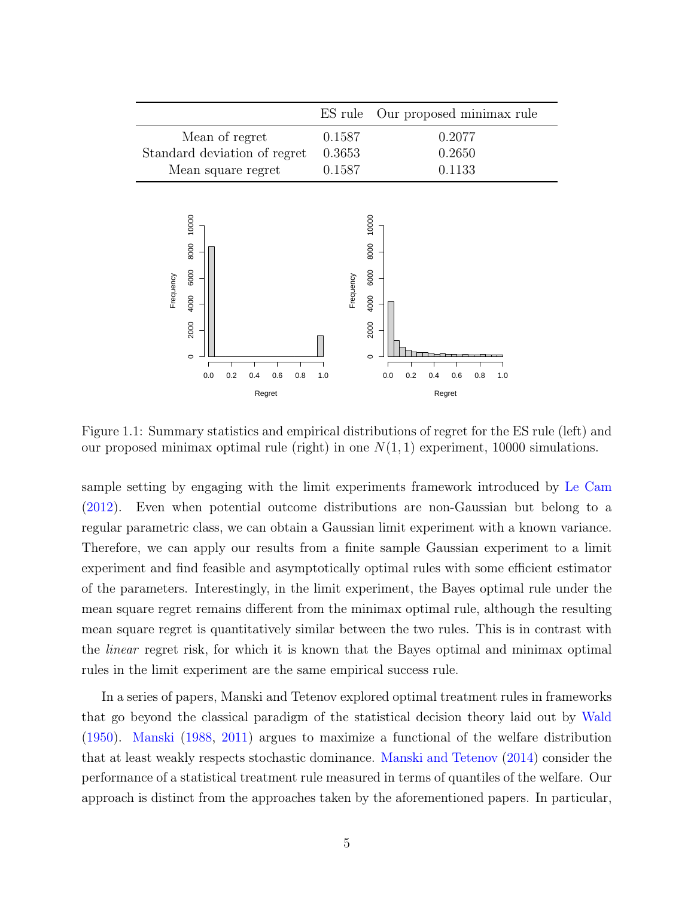| | ES rule | Our proposed minimax rule |
|---|---|---|
| Mean of regret | 0.1587 | 0.2077 |
| Standard deviation of regret | 0.3653 | 0.2650 |
| Mean square regret | 0.1587 | 0.1133 |

Frequency
0
2000
4000
6000
8000
10000
0.0
0.2
0.4
0.6
0.8
1.0
Regret

Frequency
0
2000
4000
6000
8000
10000
0.0
0.2
0.4
0.6
0.8
1.0
Regret

Figure 1.1: Summary statistics and empirical distributions of regret for the ES rule (left) and our proposed minimax optimal rule (right) in one $N(1, 1)$ experiment, 10000 simulations.

sample setting by engaging with the limit experiments framework introduced by Le Cam (2012). Even when potential outcome distributions are non-Gaussian but belong to a regular parametric class, we can obtain a Gaussian limit experiment with a known variance. Therefore, we can apply our results from a finite sample Gaussian experiment to a limit experiment and find feasible and asymptotically optimal rules with some efficient estimator of the parameters. Interestingly, in the limit experiment, the Bayes optimal rule under the mean square regret remains different from the minimax optimal rule, although the resulting mean square regret is quantitatively similar between the two rules. This is in contrast with the *linear* regret risk, for which it is known that the Bayes optimal and minimax optimal rules in the limit experiment are the same empirical success rule.

In a series of papers, Manski and Tetenov explored optimal treatment rules in frameworks that go beyond the classical paradigm of the statistical decision theory laid out by Wald (1950). Manski (1988, 2011) argues to maximize a functional of the welfare distribution that at least weakly respects stochastic dominance. Manski and Tetenov (2014) consider the performance of a statistical treatment rule measured in terms of quantiles of the welfare. Our approach is distinct from the approaches taken by the aforementioned papers. In particular,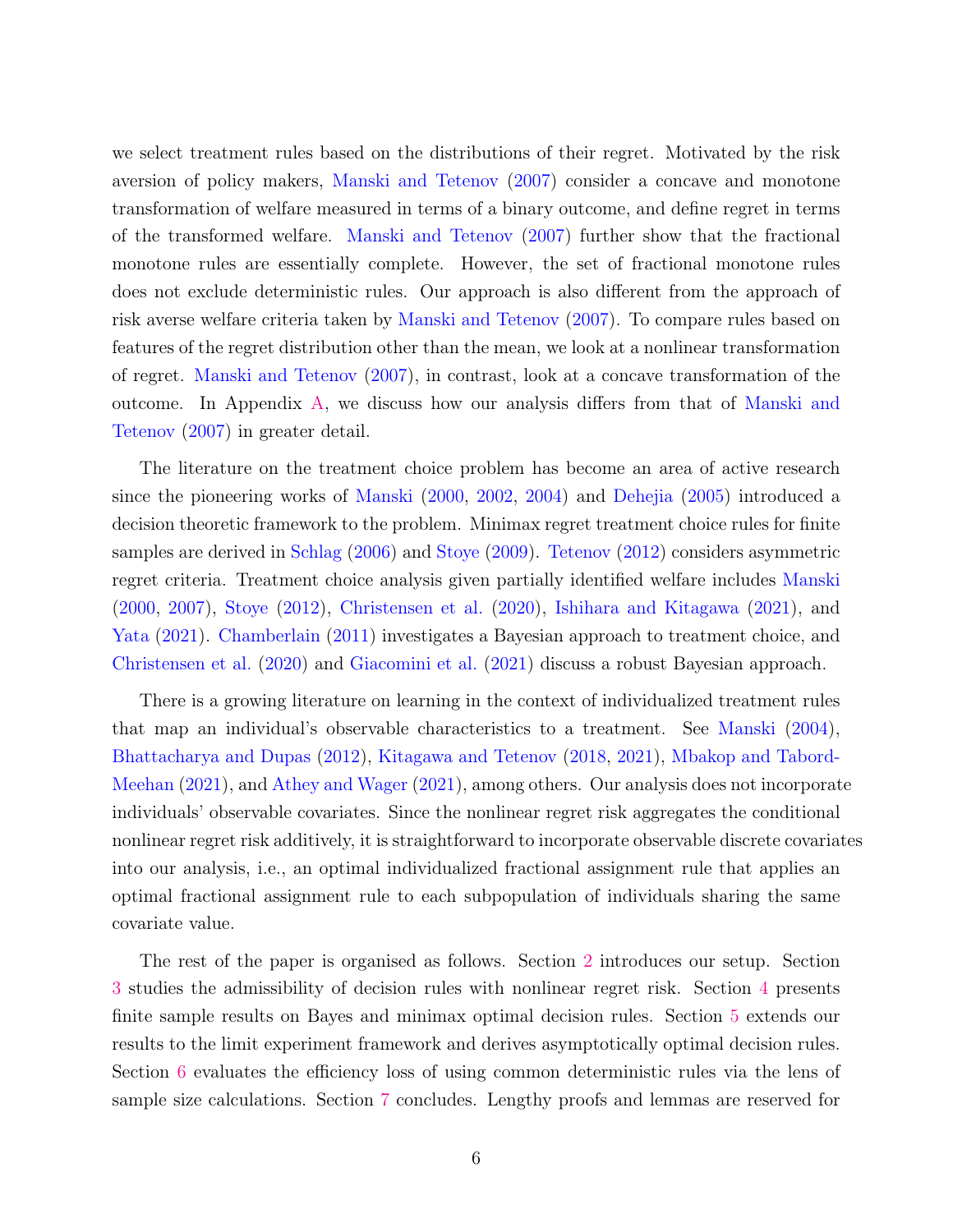we select treatment rules based on the distributions of their regret. Motivated by the risk aversion of policy makers, Manski and Tetenov (2007) consider a concave and monotone transformation of welfare measured in terms of a binary outcome, and define regret in terms of the transformed welfare. Manski and Tetenov (2007) further show that the fractional monotone rules are essentially complete. However, the set of fractional monotone rules does not exclude deterministic rules. Our approach is also different from the approach of risk averse welfare criteria taken by Manski and Tetenov (2007). To compare rules based on features of the regret distribution other than the mean, we look at a nonlinear transformation of regret. Manski and Tetenov (2007), in contrast, look at a concave transformation of the outcome. In Appendix A, we discuss how our analysis differs from that of Manski and Tetenov (2007) in greater detail.

The literature on the treatment choice problem has become an area of active research since the pioneering works of Manski (2000, 2002, 2004) and Dehejia (2005) introduced a decision theoretic framework to the problem. Minimax regret treatment choice rules for finite samples are derived in Schlag (2006) and Stoye (2009). Tetenov (2012) considers asymmetric regret criteria. Treatment choice analysis given partially identified welfare includes Manski (2000, 2007), Stoye (2012), Christensen et al. (2020), Ishihara and Kitagawa (2021), and Yata (2021). Chamberlain (2011) investigates a Bayesian approach to treatment choice, and Christensen et al. (2020) and Giacomini et al. (2021) discuss a robust Bayesian approach.

There is a growing literature on learning in the context of individualized treatment rules that map an individual's observable characteristics to a treatment. See Manski (2004), Bhattacharya and Dupas (2012), Kitagawa and Tetenov (2018, 2021), Mbakop and Tabord-Meehan (2021), and Athey and Wager (2021), among others. Our analysis does not incorporate individuals' observable covariates. Since the nonlinear regret risk aggregates the conditional nonlinear regret risk additively, it is straightforward to incorporate observable discrete covariates into our analysis, i.e., an optimal individualized fractional assignment rule that applies an optimal fractional assignment rule to each subpopulation of individuals sharing the same covariate value.

The rest of the paper is organised as follows. Section 2 introduces our setup. Section 3 studies the admissibility of decision rules with nonlinear regret risk. Section 4 presents finite sample results on Bayes and minimax optimal decision rules. Section 5 extends our results to the limit experiment framework and derives asymptotically optimal decision rules. Section 6 evaluates the efficiency loss of using common deterministic rules via the lens of sample size calculations. Section 7 concludes. Lengthy proofs and lemmas are reserved for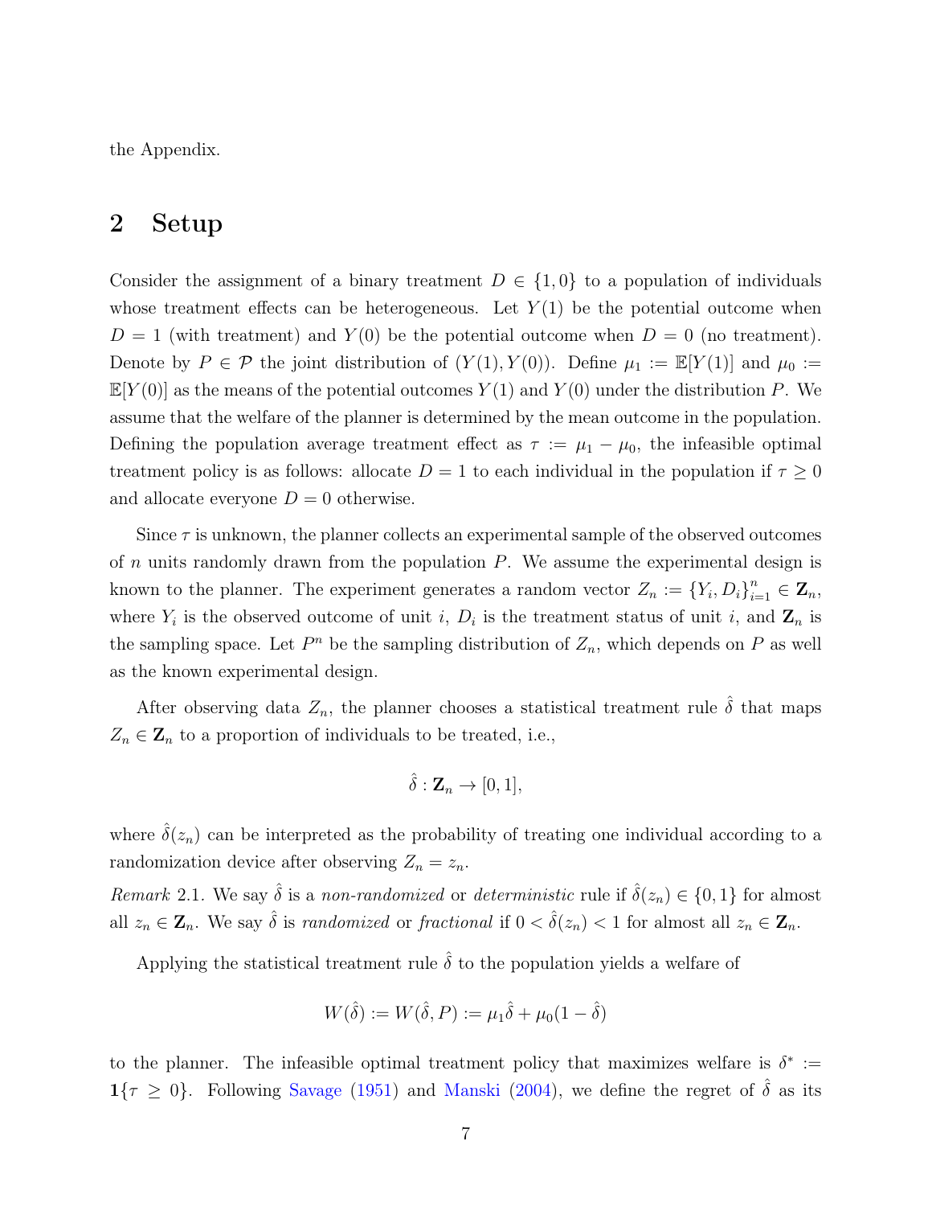the Appendix.

## 2 Setup

Consider the assignment of a binary treatment $D \in \{1, 0\}$ to a population of individuals whose treatment effects can be heterogeneous. Let $Y(1)$ be the potential outcome when $D = 1$ (with treatment) and $Y(0)$ be the potential outcome when $D = 0$ (no treatment). Denote by $P \in \mathcal{P}$ the joint distribution of $(Y(1), Y(0))$. Define $\mu_1 := \mathbb{E}[Y(1)]$ and $\mu_0 := \mathbb{E}[Y(0)]$ as the means of the potential outcomes $Y(1)$ and $Y(0)$ under the distribution $P$. We assume that the welfare of the planner is determined by the mean outcome in the population. Defining the population average treatment effect as $\tau := \mu_1 - \mu_0$, the infeasible optimal treatment policy is as follows: allocate $D = 1$ to each individual in the population if $\tau \geq 0$ and allocate everyone $D = 0$ otherwise.

Since $\tau$ is unknown, the planner collects an experimental sample of the observed outcomes of $n$ units randomly drawn from the population $P$. We assume the experimental design is known to the planner. The experiment generates a random vector $Z_n := \{Y_i, D_i\}_{i=1}^n \in \mathbf{Z}_n$, where $Y_i$ is the observed outcome of unit $i$, $D_i$ is the treatment status of unit $i$, and $\mathbf{Z}_n$ is the sampling space. Let $P^n$ be the sampling distribution of $Z_n$, which depends on $P$ as well as the known experimental design.

After observing data $Z_n$, the planner chooses a statistical treatment rule $\hat{\delta}$ that maps $Z_n \in \mathbf{Z}_n$ to a proportion of individuals to be treated, i.e.,

$$\hat{\delta} : \mathbf{Z}_n \to [0, 1],$$

where $\hat{\delta}(z_n)$ can be interpreted as the probability of treating one individual according to a randomization device after observing $Z_n = z_n$.

*Remark* 2.1. We say $\hat{\delta}$ is a *non-randomized* or *deterministic* rule if $\hat{\delta}(z_n) \in \{0, 1\}$ for almost all $z_n \in \mathbf{Z}_n$. We say $\hat{\delta}$ is *randomized* or *fractional* if $0 < \hat{\delta}(z_n) < 1$ for almost all $z_n \in \mathbf{Z}_n$.

Applying the statistical treatment rule $\hat{\delta}$ to the population yields a welfare of

$$W(\hat{\delta}) := W(\hat{\delta}, P) := \mu_1 \hat{\delta} + \mu_0 (1 - \hat{\delta})$$

to the planner. The infeasible optimal treatment policy that maximizes welfare is $\delta^* := \mathbf{1}\{\tau \geq 0\}$. Following Savage (1951) and Manski (2004), we define the regret of $\hat{\delta}$ as its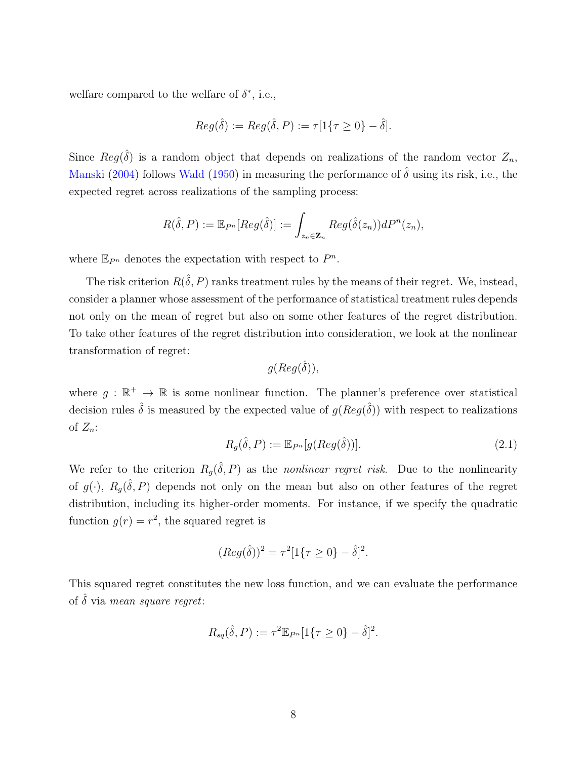welfare compared to the welfare of $\delta^*$, i.e.,

$$Reg(\hat{\delta}) := Reg(\hat{\delta}, P) := \tau[1\{\tau \geq 0\} - \hat{\delta}].$$

Since $Reg(\hat{\delta})$ is a random object that depends on realizations of the random vector $Z_n$, Manski (2004) follows Wald (1950) in measuring the performance of $\hat{\delta}$ using its risk, i.e., the expected regret across realizations of the sampling process:

$$R(\hat{\delta}, P) := \mathbb{E}_{P^n}[Reg(\hat{\delta})] := \int_{z_n \in \mathbf{Z}_n} Reg(\hat{\delta}(z_n)) dP^n(z_n),$$

where $\mathbb{E}_{P^n}$ denotes the expectation with respect to $P^n$.

The risk criterion $R(\hat{\delta}, P)$ ranks treatment rules by the means of their regret. We, instead, consider a planner whose assessment of the performance of statistical treatment rules depends not only on the mean of regret but also on some other features of the regret distribution. To take other features of the regret distribution into consideration, we look at the nonlinear transformation of regret:

$$g(Reg(\hat{\delta})),$$

where $g : \mathbb{R}^+ \to \mathbb{R}$ is some nonlinear function. The planner's preference over statistical decision rules $\hat{\delta}$ is measured by the expected value of $g(Reg(\hat{\delta}))$ with respect to realizations of $Z_n$:

$$R_g(\hat{\delta}, P) := \mathbb{E}_{P^n}[g(Reg(\hat{\delta}))]. \tag{2.1}$$

We refer to the criterion $R_g(\hat{\delta}, P)$ as the *nonlinear regret risk*. Due to the nonlinearity of $g(\cdot)$, $R_g(\hat{\delta}, P)$ depends not only on the mean but also on other features of the regret distribution, including its higher-order moments. For instance, if we specify the quadratic function $g(r) = r^2$, the squared regret is

$$(Reg(\hat{\delta}))^2 = \tau^2[1\{\tau \geq 0\} - \hat{\delta}]^2.$$

This squared regret constitutes the new loss function, and we can evaluate the performance of $\hat{\delta}$ via *mean square regret*:

$$R_{sq}(\hat{\delta}, P) := \tau^2 \mathbb{E}_{P^n}[1\{\tau \geq 0\} - \hat{\delta}]^2.$$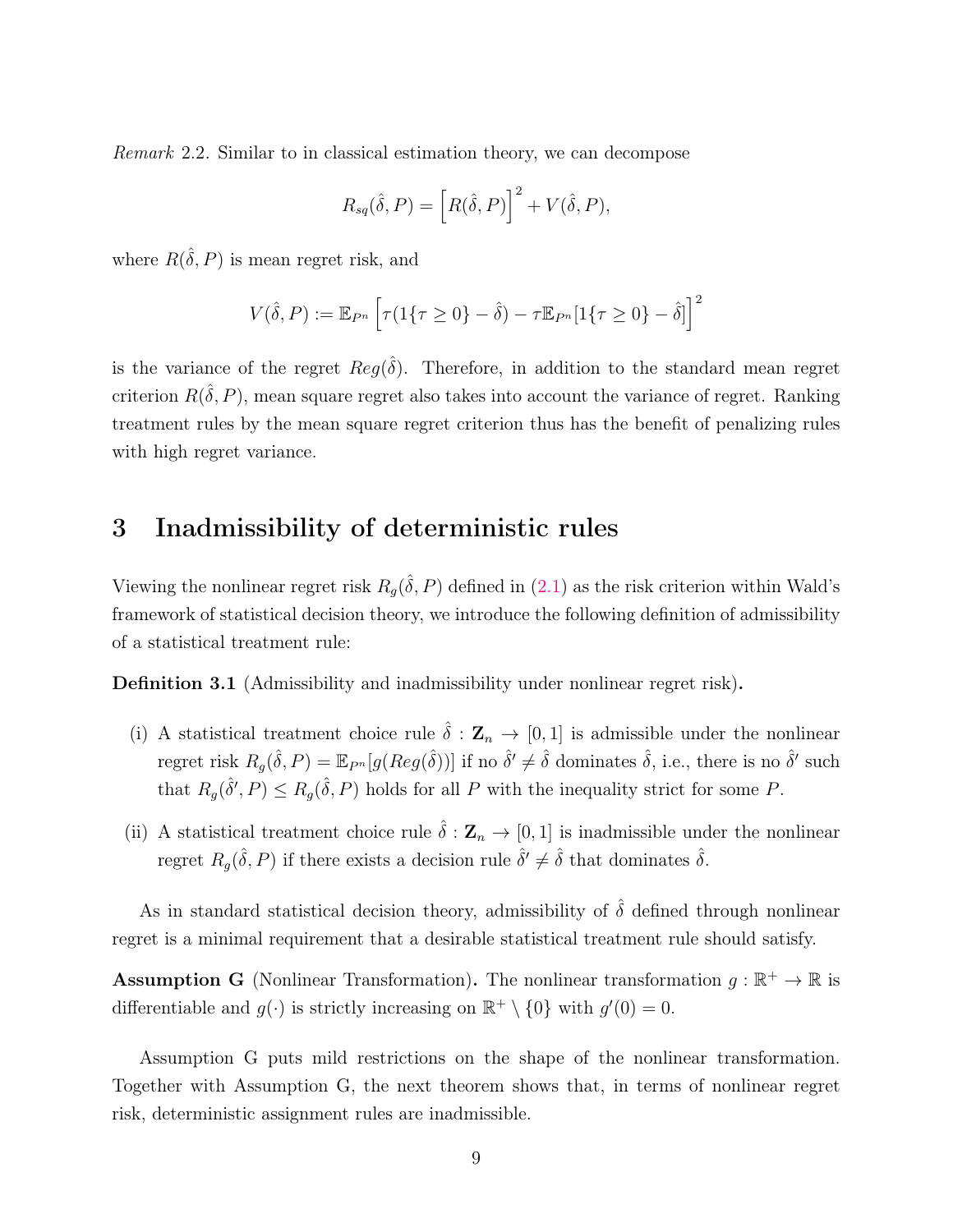*Remark* 2.2. Similar to in classical estimation theory, we can decompose

$$R_{sq}(\hat{\delta}, P) = \Big[R(\hat{\delta}, P)\Big]^2 + V(\hat{\delta}, P),$$

where $R(\hat{\delta}, P)$ is mean regret risk, and

$$V(\hat{\delta}, P) := \mathbb{E}_{P^n}\Big[\tau(1\{\tau \geq 0\} - \hat{\delta}) - \tau\mathbb{E}_{P^n}[1\{\tau \geq 0\} - \hat{\delta}]\Big]^2$$

is the variance of the regret $Reg(\hat{\delta})$. Therefore, in addition to the standard mean regret criterion $R(\hat{\delta}, P)$, mean square regret also takes into account the variance of regret. Ranking treatment rules by the mean square regret criterion thus has the benefit of penalizing rules with high regret variance.

# 3 Inadmissibility of deterministic rules

Viewing the nonlinear regret risk $R_g(\hat{\delta}, P)$ defined in (2.1) as the risk criterion within Wald's framework of statistical decision theory, we introduce the following definition of admissibility of a statistical treatment rule:

**Definition 3.1** (Admissibility and inadmissibility under nonlinear regret risk)**.**

(i) A statistical treatment choice rule $\hat{\delta} : \mathbf{Z}_n \to [0, 1]$ is admissible under the nonlinear regret risk $R_g(\hat{\delta}, P) = \mathbb{E}_{P^n}[g(Reg(\hat{\delta}))]$ if no $\hat{\delta}' \neq \hat{\delta}$ dominates $\hat{\delta}$, i.e., there is no $\hat{\delta}'$ such that $R_g(\hat{\delta}', P) \leq R_g(\hat{\delta}, P)$ holds for all $P$ with the inequality strict for some $P$.

(ii) A statistical treatment choice rule $\hat{\delta} : \mathbf{Z}_n \to [0, 1]$ is inadmissible under the nonlinear regret $R_g(\hat{\delta}, P)$ if there exists a decision rule $\hat{\delta}' \neq \hat{\delta}$ that dominates $\hat{\delta}$.

As in standard statistical decision theory, admissibility of $\hat{\delta}$ defined through nonlinear regret is a minimal requirement that a desirable statistical treatment rule should satisfy.

**Assumption G** (Nonlinear Transformation)**.** The nonlinear transformation $g : \mathbb{R}^+ \to \mathbb{R}$ is differentiable and $g(\cdot)$ is strictly increasing on $\mathbb{R}^+ \setminus \{0\}$ with $g'(0) = 0$.

Assumption G puts mild restrictions on the shape of the nonlinear transformation. Together with Assumption G, the next theorem shows that, in terms of nonlinear regret risk, deterministic assignment rules are inadmissible.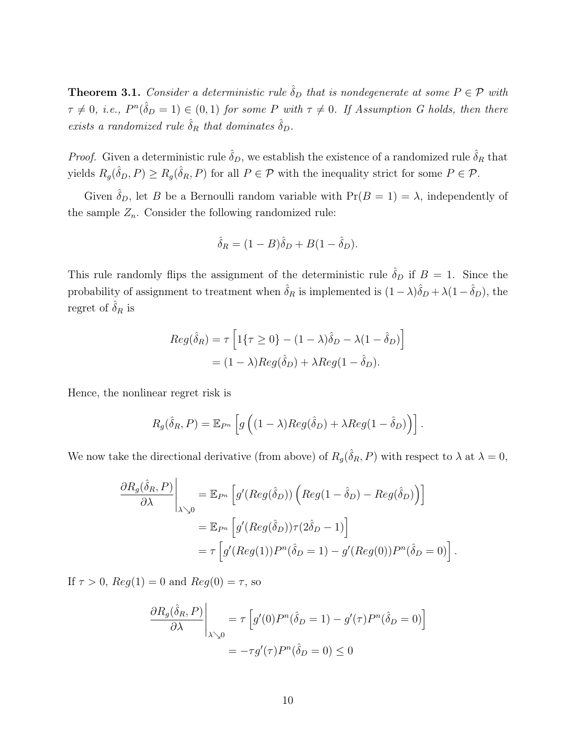**Theorem 3.1.** *Consider a deterministic rule $\hat{\delta}_D$ that is nondegenerate at some $P \in \mathcal{P}$ with $\tau \neq 0$, i.e., $P^n(\hat{\delta}_D = 1) \in (0, 1)$ for some $P$ with $\tau \neq 0$. If Assumption G holds, then there exists a randomized rule $\hat{\delta}_R$ that dominates $\hat{\delta}_D$.*

*Proof.* Given a deterministic rule $\hat{\delta}_D$, we establish the existence of a randomized rule $\hat{\delta}_R$ that yields $R_g(\hat{\delta}_D, P) \geq R_g(\hat{\delta}_R, P)$ for all $P \in \mathcal{P}$ with the inequality strict for some $P \in \mathcal{P}$.

Given $\hat{\delta}_D$, let $B$ be a Bernoulli random variable with $\Pr(B = 1) = \lambda$, independently of the sample $Z_n$. Consider the following randomized rule:

$$\hat{\delta}_R = (1 - B)\hat{\delta}_D + B(1 - \hat{\delta}_D).$$

This rule randomly flips the assignment of the deterministic rule $\hat{\delta}_D$ if $B = 1$. Since the probability of assignment to treatment when $\hat{\delta}_R$ is implemented is $(1-\lambda)\hat{\delta}_D + \lambda(1 - \hat{\delta}_D)$, the regret of $\hat{\delta}_R$ is

$$\begin{aligned} Reg(\hat{\delta}_R) &= \tau \left[ 1\{\tau \geq 0\} - (1 - \lambda)\hat{\delta}_D - \lambda(1 - \hat{\delta}_D) \right] \\ &= (1 - \lambda) Reg(\hat{\delta}_D) + \lambda Reg(1 - \hat{\delta}_D). \end{aligned}$$

Hence, the nonlinear regret risk is

$$R_g(\hat{\delta}_R, P) = \mathbb{E}_{P^n} \left[ g\left( (1 - \lambda) Reg(\hat{\delta}_D) + \lambda Reg(1 - \hat{\delta}_D) \right) \right].$$

We now take the directional derivative (from above) of $R_g(\hat{\delta}_R, P)$ with respect to $\lambda$ at $\lambda = 0$,

$$\begin{aligned} \left. \frac{\partial R_g(\hat{\delta}_R, P)}{\partial \lambda} \right|_{\lambda \searrow 0} &= \mathbb{E}_{P^n} \left[ g'(Reg(\hat{\delta}_D)) \left( Reg(1 - \hat{\delta}_D) - Reg(\hat{\delta}_D) \right) \right] \\ &= \mathbb{E}_{P^n} \left[ g'(Reg(\hat{\delta}_D)) \tau (2\hat{\delta}_D - 1) \right] \\ &= \tau \left[ g'(Reg(1)) P^n(\hat{\delta}_D = 1) - g'(Reg(0)) P^n(\hat{\delta}_D = 0) \right]. \end{aligned}$$

If $\tau > 0$, $Reg(1) = 0$ and $Reg(0) = \tau$, so

$$\begin{aligned} \left. \frac{\partial R_g(\hat{\delta}_R, P)}{\partial \lambda} \right|_{\lambda \searrow 0} &= \tau \left[ g'(0) P^n(\hat{\delta}_D = 1) - g'(\tau) P^n(\hat{\delta}_D = 0) \right] \\ &= -\tau g'(\tau) P^n(\hat{\delta}_D = 0) \leq 0 \end{aligned}$$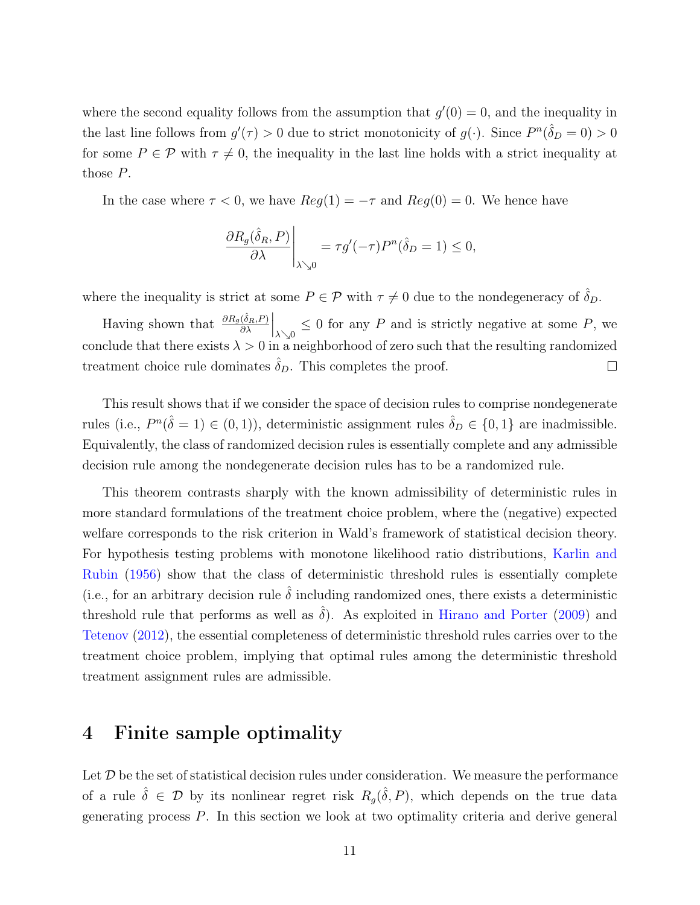where the second equality follows from the assumption that $g'(0) = 0$, and the inequality in the last line follows from $g'(\tau) > 0$ due to strict monotonicity of $g(\cdot)$. Since $P^n(\hat{\delta}_D = 0) > 0$ for some $P \in \mathcal{P}$ with $\tau \neq 0$, the inequality in the last line holds with a strict inequality at those $P$.

In the case where $\tau < 0$, we have $Reg(1) = -\tau$ and $Reg(0) = 0$. We hence have

$$
\left. \frac{\partial R_g(\hat{\delta}_R, P)}{\partial \lambda} \right|_{\lambda \searrow 0} = \tau g'(-\tau) P^n(\hat{\delta}_D = 1) \leq 0,
$$

where the inequality is strict at some $P \in \mathcal{P}$ with $\tau \neq 0$ due to the nondegeneracy of $\hat{\delta}_D$.

Having shown that $\left. \frac{\partial R_g(\hat{\delta}_R, P)}{\partial \lambda} \right|_{\lambda \searrow 0} \leq 0$ for any $P$ and is strictly negative at some $P$, we conclude that there exists $\lambda > 0$ in a neighborhood of zero such that the resulting randomized treatment choice rule dominates $\hat{\delta}_D$. This completes the proof. □

This result shows that if we consider the space of decision rules to comprise nondegenerate rules (i.e., $P^n(\hat{\delta} = 1) \in (0, 1)$), deterministic assignment rules $\hat{\delta}_D \in \{0, 1\}$ are inadmissible. Equivalently, the class of randomized decision rules is essentially complete and any admissible decision rule among the nondegenerate decision rules has to be a randomized rule.

This theorem contrasts sharply with the known admissibility of deterministic rules in more standard formulations of the treatment choice problem, where the (negative) expected welfare corresponds to the risk criterion in Wald's framework of statistical decision theory. For hypothesis testing problems with monotone likelihood ratio distributions, Karlin and Rubin (1956) show that the class of deterministic threshold rules is essentially complete (i.e., for an arbitrary decision rule $\hat{\delta}$ including randomized ones, there exists a deterministic threshold rule that performs as well as $\hat{\delta}$). As exploited in Hirano and Porter (2009) and Tetenov (2012), the essential completeness of deterministic threshold rules carries over to the treatment choice problem, implying that optimal rules among the deterministic threshold treatment assignment rules are admissible.

# 4 Finite sample optimality

Let $\mathcal{D}$ be the set of statistical decision rules under consideration. We measure the performance of a rule $\hat{\delta} \in \mathcal{D}$ by its nonlinear regret risk $R_g(\hat{\delta}, P)$, which depends on the true data generating process $P$. In this section we look at two optimality criteria and derive general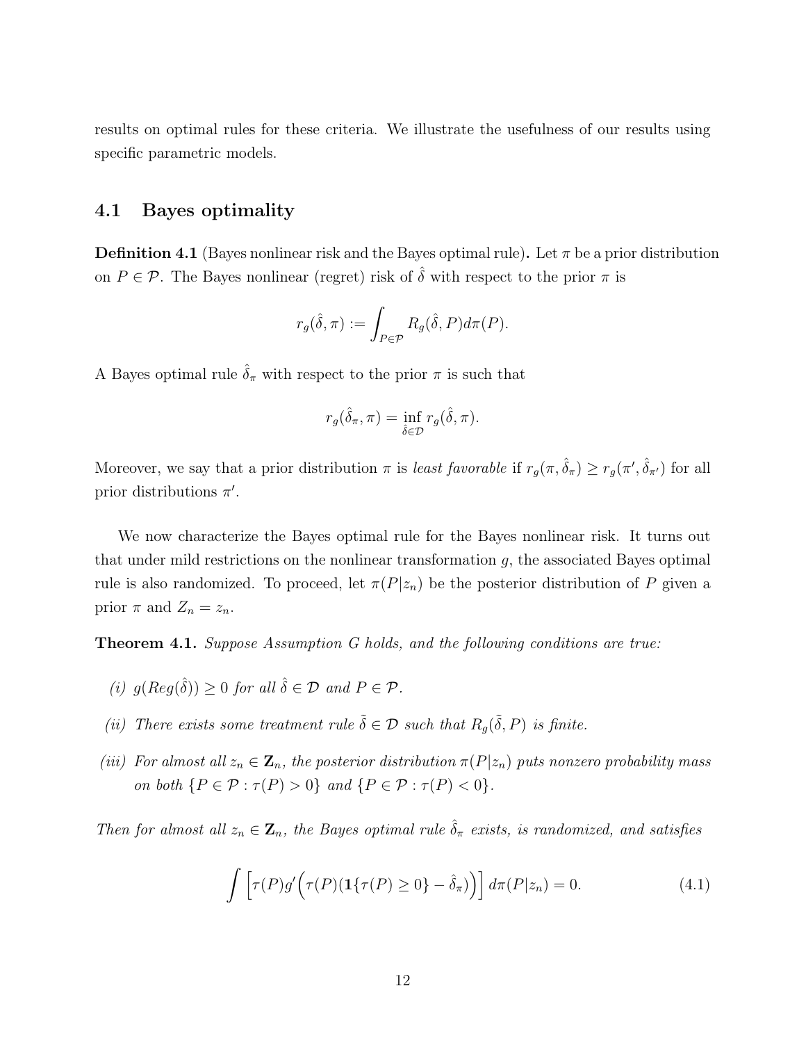results on optimal rules for these criteria. We illustrate the usefulness of our results using specific parametric models.

## 4.1 Bayes optimality

**Definition 4.1** (Bayes nonlinear risk and the Bayes optimal rule)**.** Let $\pi$ be a prior distribution on $P \in \mathcal{P}$. The Bayes nonlinear (regret) risk of $\hat{\delta}$ with respect to the prior $\pi$ is

$$r_g(\hat{\delta}, \pi) := \int_{P \in \mathcal{P}} R_g(\hat{\delta}, P) d\pi(P).$$

A Bayes optimal rule $\hat{\delta}_\pi$ with respect to the prior $\pi$ is such that

$$r_g(\hat{\delta}_\pi, \pi) = \inf_{\hat{\delta} \in \mathcal{D}} r_g(\hat{\delta}, \pi).$$

Moreover, we say that a prior distribution $\pi$ is *least favorable* if $r_g(\pi, \hat{\delta}_\pi) \geq r_g(\pi', \hat{\delta}_{\pi'})$ for all prior distributions $\pi'$.

We now characterize the Bayes optimal rule for the Bayes nonlinear risk. It turns out that under mild restrictions on the nonlinear transformation $g$, the associated Bayes optimal rule is also randomized. To proceed, let $\pi(P|z_n)$ be the posterior distribution of $P$ given a prior $\pi$ and $Z_n = z_n$.

**Theorem 4.1.** *Suppose Assumption G holds, and the following conditions are true:*

*(i)* $g(Reg(\hat{\delta})) \geq 0$ *for all* $\hat{\delta} \in \mathcal{D}$ *and* $P \in \mathcal{P}$.

*(ii) There exists some treatment rule* $\tilde{\delta} \in \mathcal{D}$ *such that* $R_g(\tilde{\delta}, P)$ *is finite.*

*(iii) For almost all* $z_n \in \mathbf{Z}_n$, *the posterior distribution* $\pi(P|z_n)$ *puts nonzero probability mass on both* $\{P \in \mathcal{P} : \tau(P) > 0\}$ *and* $\{P \in \mathcal{P} : \tau(P) < 0\}$.

*Then for almost all* $z_n \in \mathbf{Z}_n$, *the Bayes optimal rule* $\hat{\delta}_\pi$ *exists, is randomized, and satisfies*

$$\int \Big[\tau(P) g'\Big(\tau(P)(\mathbf{1}\{\tau(P) \geq 0\} - \hat{\delta}_\pi)\Big)\Big] d\pi(P|z_n) = 0. \tag{4.1}$$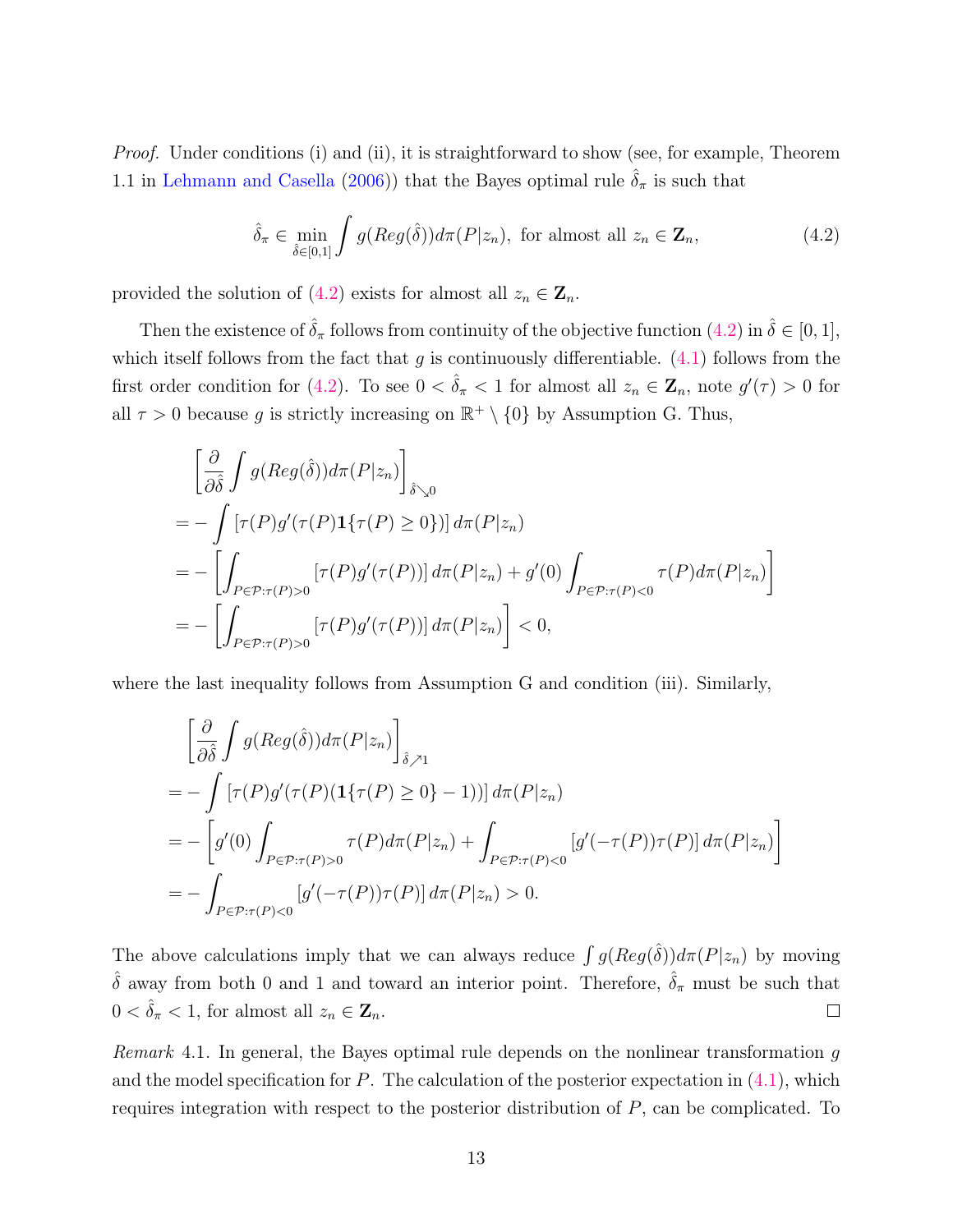*Proof.* Under conditions (i) and (ii), it is straightforward to show (see, for example, Theorem 1.1 in Lehmann and Casella (2006)) that the Bayes optimal rule $\hat{\delta}_\pi$ is such that

$$\hat{\delta}_\pi \in \min_{\hat{\delta}\in[0,1]} \int g(Reg(\hat{\delta}))d\pi(P|z_n), \text{ for almost all } z_n \in \mathbf{Z}_n, \tag{4.2}$$

provided the solution of (4.2) exists for almost all $z_n \in \mathbf{Z}_n$.

Then the existence of $\hat{\delta}_\pi$ follows from continuity of the objective function (4.2) in $\hat{\delta} \in [0,1]$, which itself follows from the fact that $g$ is continuously differentiable. (4.1) follows from the first order condition for (4.2). To see $0 < \hat{\delta}_\pi < 1$ for almost all $z_n \in \mathbf{Z}_n$, note $g'(\tau) > 0$ for all $\tau > 0$ because $g$ is strictly increasing on $\mathbb{R}^+ \setminus \{0\}$ by Assumption G. Thus,

$$\begin{aligned}
&\left[\frac{\partial}{\partial\hat{\delta}} \int g(Reg(\hat{\delta}))d\pi(P|z_n)\right]_{\hat{\delta}\searrow 0} \\
&= -\int \left[\tau(P)g'(\tau(P)\mathbf{1}\{\tau(P)\geq 0\})\right]d\pi(P|z_n) \\
&= -\left[\int_{P\in\mathcal{P}:\tau(P)>0} \left[\tau(P)g'(\tau(P))\right]d\pi(P|z_n) + g'(0)\int_{P\in\mathcal{P}:\tau(P)<0} \tau(P)d\pi(P|z_n)\right] \\
&= -\left[\int_{P\in\mathcal{P}:\tau(P)>0} \left[\tau(P)g'(\tau(P))\right]d\pi(P|z_n)\right] < 0,
\end{aligned}$$

where the last inequality follows from Assumption G and condition (iii). Similarly,

$$\begin{aligned}
&\left[\frac{\partial}{\partial\hat{\delta}} \int g(Reg(\hat{\delta}))d\pi(P|z_n)\right]_{\hat{\delta}\nearrow 1} \\
&= -\int \left[\tau(P)g'(\tau(P)(\mathbf{1}\{\tau(P)\geq 0\}-1))\right]d\pi(P|z_n) \\
&= -\left[g'(0)\int_{P\in\mathcal{P}:\tau(P)>0} \tau(P)d\pi(P|z_n) + \int_{P\in\mathcal{P}:\tau(P)<0} \left[g'(-\tau(P))\tau(P)\right]d\pi(P|z_n)\right] \\
&= -\int_{P\in\mathcal{P}:\tau(P)<0} \left[g'(-\tau(P))\tau(P)\right]d\pi(P|z_n) > 0.
\end{aligned}$$

The above calculations imply that we can always reduce $\int g(Reg(\hat{\delta}))d\pi(P|z_n)$ by moving $\hat{\delta}$ away from both 0 and 1 and toward an interior point. Therefore, $\hat{\delta}_\pi$ must be such that $0 < \hat{\delta}_\pi < 1$, for almost all $z_n \in \mathbf{Z}_n$. $\square$

*Remark* 4.1. In general, the Bayes optimal rule depends on the nonlinear transformation $g$ and the model specification for $P$. The calculation of the posterior expectation in (4.1), which requires integration with respect to the posterior distribution of $P$, can be complicated. To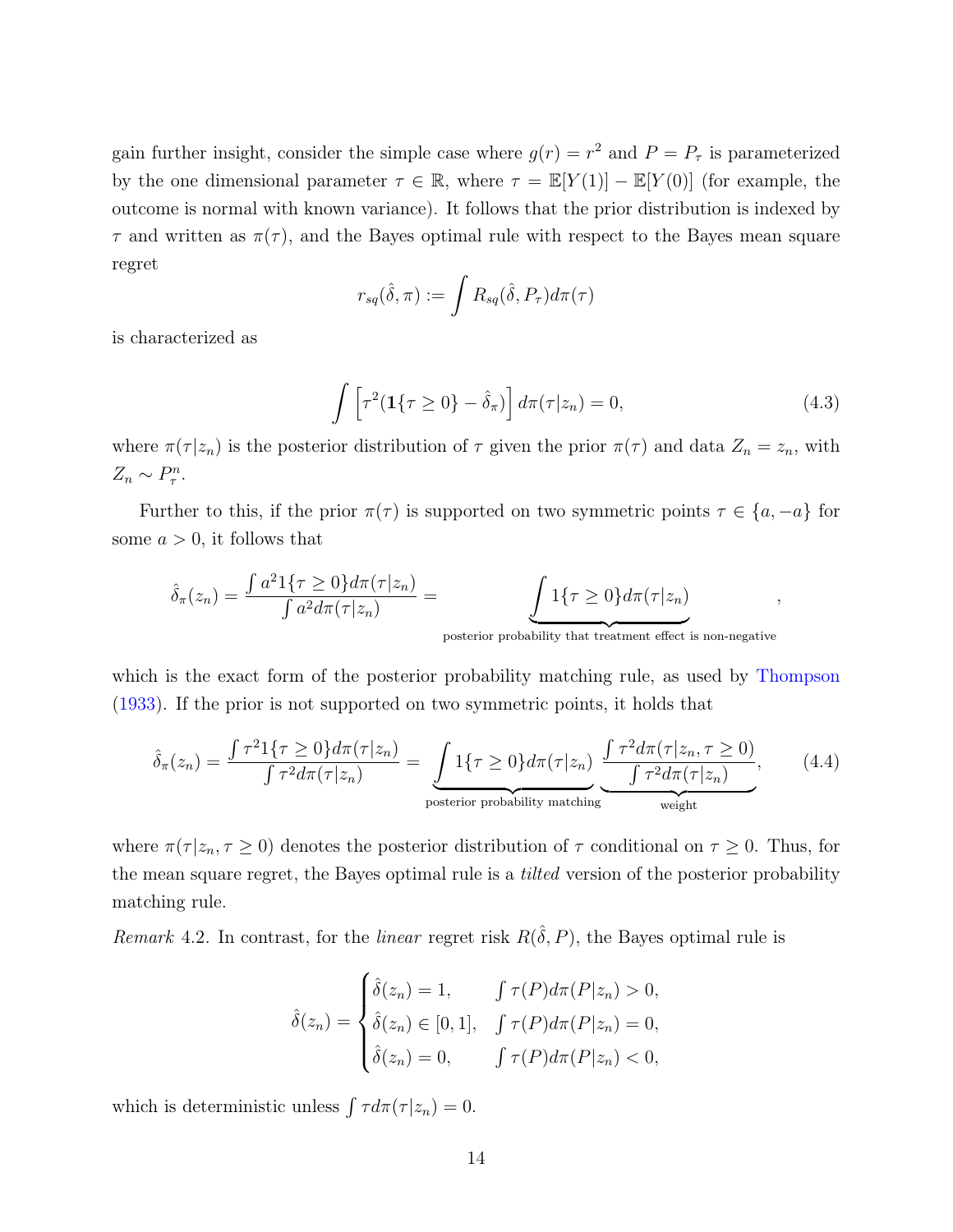gain further insight, consider the simple case where $g(r) = r^2$ and $P = P_\tau$ is parameterized by the one dimensional parameter $\tau \in \mathbb{R}$, where $\tau = \mathbb{E}[Y(1)] - \mathbb{E}[Y(0)]$ (for example, the outcome is normal with known variance). It follows that the prior distribution is indexed by $\tau$ and written as $\pi(\tau)$, and the Bayes optimal rule with respect to the Bayes mean square regret

$$r_{sq}(\hat{\delta}, \pi) := \int R_{sq}(\hat{\delta}, P_\tau) d\pi(\tau)$$

is characterized as

$$\int \left[\tau^2(\mathbf{1}\{\tau \geq 0\} - \hat{\delta}_\pi)\right] d\pi(\tau|z_n) = 0, \tag{4.3}$$

where $\pi(\tau|z_n)$ is the posterior distribution of $\tau$ given the prior $\pi(\tau)$ and data $Z_n = z_n$, with $Z_n \sim P_\tau^n$.

Further to this, if the prior $\pi(\tau)$ is supported on two symmetric points $\tau \in \{a, -a\}$ for some $a > 0$, it follows that

$$\hat{\delta}_\pi(z_n) = \frac{\int a^2 1\{\tau \geq 0\} d\pi(\tau|z_n)}{\int a^2 d\pi(\tau|z_n)} = \underbrace{\int 1\{\tau \geq 0\} d\pi(\tau|z_n)}_{\text{posterior probability that treatment effect is non-negative}},$$

which is the exact form of the posterior probability matching rule, as used by Thompson (1933). If the prior is not supported on two symmetric points, it holds that

$$\hat{\delta}_\pi(z_n) = \frac{\int \tau^2 1\{\tau \geq 0\} d\pi(\tau|z_n)}{\int \tau^2 d\pi(\tau|z_n)} = \underbrace{\int 1\{\tau \geq 0\} d\pi(\tau|z_n)}_{\text{posterior probability matching}} \underbrace{\frac{\int \tau^2 d\pi(\tau|z_n, \tau \geq 0)}{\int \tau^2 d\pi(\tau|z_n)}}_{\text{weight}}, \tag{4.4}$$

where $\pi(\tau|z_n, \tau \geq 0)$ denotes the posterior distribution of $\tau$ conditional on $\tau \geq 0$. Thus, for the mean square regret, the Bayes optimal rule is a *tilted* version of the posterior probability matching rule.

*Remark* 4.2. In contrast, for the *linear* regret risk $R(\hat{\delta}, P)$, the Bayes optimal rule is

$$\hat{\delta}(z_n) = \begin{cases} \hat{\delta}(z_n) = 1, & \int \tau(P) d\pi(P|z_n) > 0, \\ \hat{\delta}(z_n) \in [0, 1], & \int \tau(P) d\pi(P|z_n) = 0, \\ \hat{\delta}(z_n) = 0, & \int \tau(P) d\pi(P|z_n) < 0, \end{cases}$$

which is deterministic unless $\int \tau d\pi(\tau|z_n) = 0$.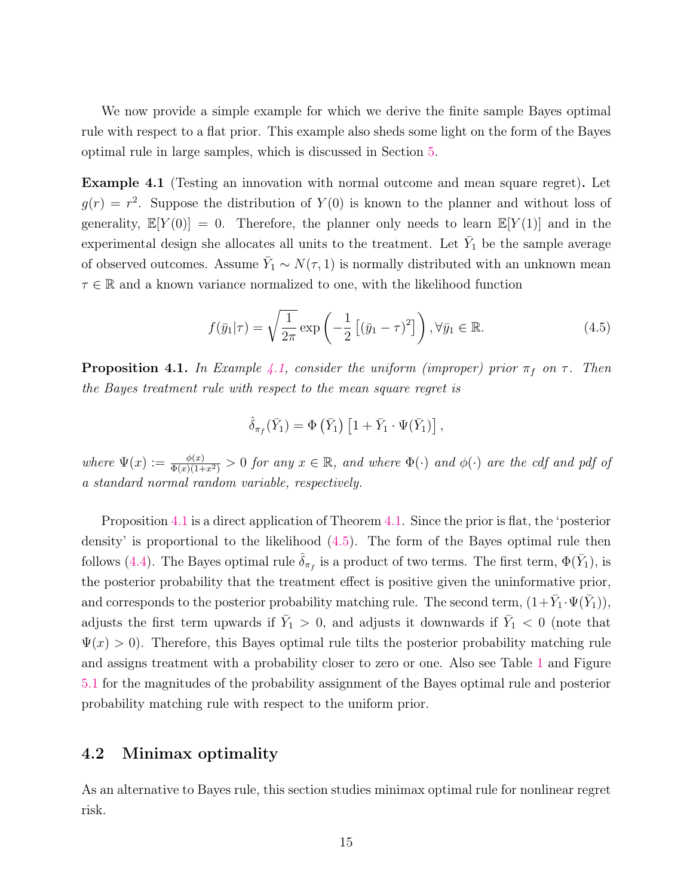We now provide a simple example for which we derive the finite sample Bayes optimal rule with respect to a flat prior. This example also sheds some light on the form of the Bayes optimal rule in large samples, which is discussed in Section 5.

**Example 4.1** (Testing an innovation with normal outcome and mean square regret)**.** Let $g(r) = r^2$. Suppose the distribution of $Y(0)$ is known to the planner and without loss of generality, $\mathbb{E}[Y(0)] = 0$. Therefore, the planner only needs to learn $\mathbb{E}[Y(1)]$ and in the experimental design she allocates all units to the treatment. Let $\bar{Y}_1$ be the sample average of observed outcomes. Assume $\bar{Y}_1 \sim N(\tau, 1)$ is normally distributed with an unknown mean $\tau \in \mathbb{R}$ and a known variance normalized to one, with the likelihood function

$$f(\bar{y}_1|\tau) = \sqrt{\frac{1}{2\pi}} \exp\left(-\frac{1}{2}\left[(\bar{y}_1 - \tau)^2\right]\right), \forall \bar{y}_1 \in \mathbb{R}. \tag{4.5}$$

**Proposition 4.1.** *In Example 4.1, consider the uniform (improper) prior $\pi_f$ on $\tau$. Then the Bayes treatment rule with respect to the mean square regret is*

$$\hat{\delta}_{\pi_f}(\bar{Y}_1) = \Phi\left(\bar{Y}_1\right)\left[1 + \bar{Y}_1 \cdot \Psi(\bar{Y}_1)\right],$$

*where $\Psi(x) := \frac{\phi(x)}{\Phi(x)(1+x^2)} > 0$ for any $x \in \mathbb{R}$, and where $\Phi(\cdot)$ and $\phi(\cdot)$ are the cdf and pdf of a standard normal random variable, respectively.*

Proposition 4.1 is a direct application of Theorem 4.1. Since the prior is flat, the 'posterior density' is proportional to the likelihood (4.5). The form of the Bayes optimal rule then follows (4.4). The Bayes optimal rule $\hat{\delta}_{\pi_f}$ is a product of two terms. The first term, $\Phi(\bar{Y}_1)$, is the posterior probability that the treatment effect is positive given the uninformative prior, and corresponds to the posterior probability matching rule. The second term, $(1+\bar{Y}_1 \cdot \Psi(\bar{Y}_1))$, adjusts the first term upwards if $\bar{Y}_1 > 0$, and adjusts it downwards if $\bar{Y}_1 < 0$ (note that $\Psi(x) > 0$). Therefore, this Bayes optimal rule tilts the posterior probability matching rule and assigns treatment with a probability closer to zero or one. Also see Table 1 and Figure 5.1 for the magnitudes of the probability assignment of the Bayes optimal rule and posterior probability matching rule with respect to the uniform prior.

## 4.2 Minimax optimality

As an alternative to Bayes rule, this section studies minimax optimal rule for nonlinear regret risk.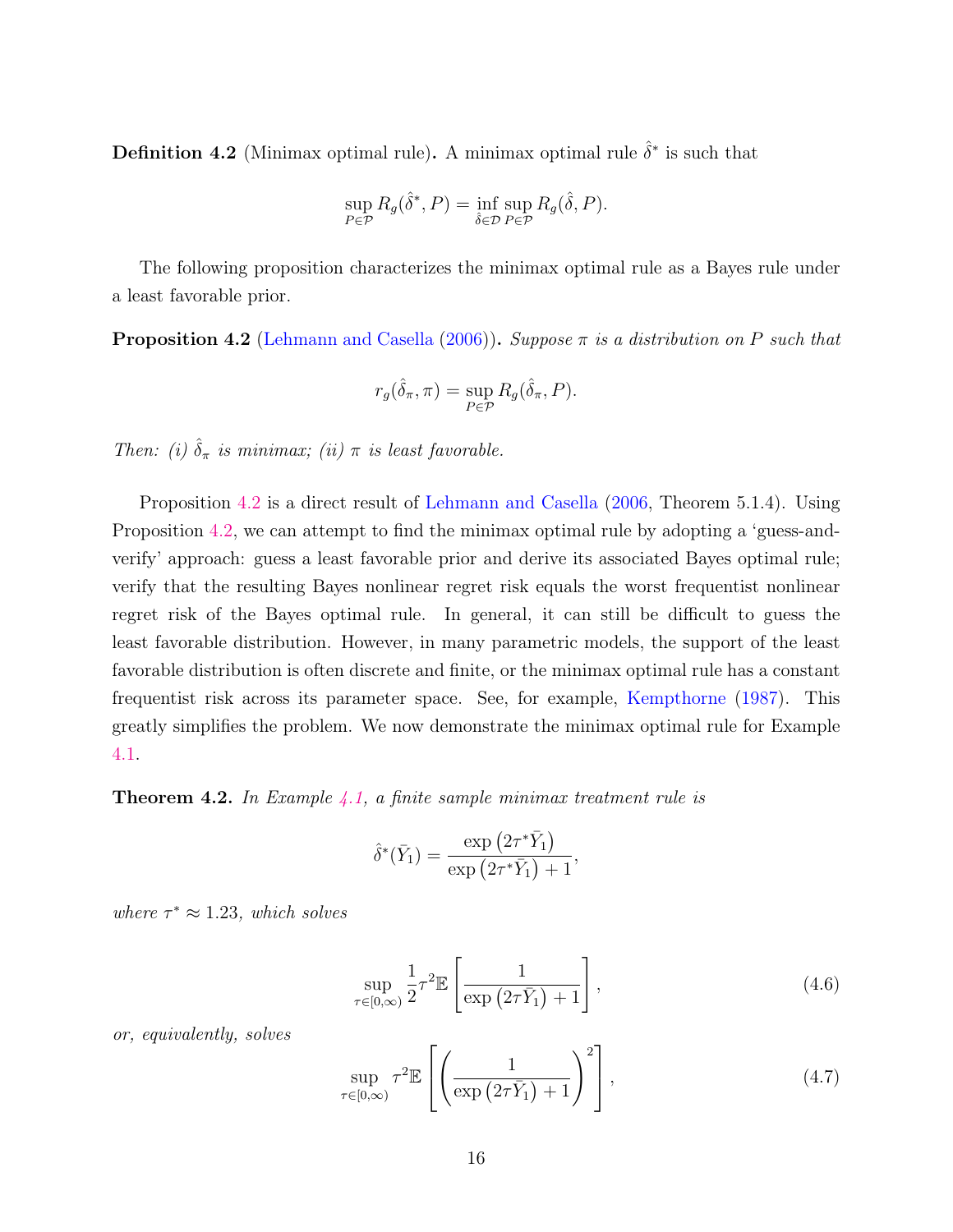**Definition 4.2** (Minimax optimal rule)**.** A minimax optimal rule $\hat{\delta}^*$ is such that

$$\sup_{P \in \mathcal{P}} R_g(\hat{\delta}^*, P) = \inf_{\hat{\delta} \in \mathcal{D}} \sup_{P \in \mathcal{P}} R_g(\hat{\delta}, P).$$

The following proposition characterizes the minimax optimal rule as a Bayes rule under a least favorable prior.

**Proposition 4.2** (Lehmann and Casella (2006))**.** *Suppose $\pi$ is a distribution on $P$ such that*

$$r_g(\hat{\delta}_\pi, \pi) = \sup_{P \in \mathcal{P}} R_g(\hat{\delta}_\pi, P).$$

*Then: (i) $\hat{\delta}_\pi$ is minimax; (ii) $\pi$ is least favorable.*

Proposition 4.2 is a direct result of Lehmann and Casella (2006, Theorem 5.1.4). Using Proposition 4.2, we can attempt to find the minimax optimal rule by adopting a 'guess-and-verify' approach: guess a least favorable prior and derive its associated Bayes optimal rule; verify that the resulting Bayes nonlinear regret risk equals the worst frequentist nonlinear regret risk of the Bayes optimal rule. In general, it can still be difficult to guess the least favorable distribution. However, in many parametric models, the support of the least favorable distribution is often discrete and finite, or the minimax optimal rule has a constant frequentist risk across its parameter space. See, for example, Kempthorne (1987). This greatly simplifies the problem. We now demonstrate the minimax optimal rule for Example 4.1.

**Theorem 4.2.** *In Example 4.1, a finite sample minimax treatment rule is*

$$\hat{\delta}^*(\bar{Y}_1) = \frac{\exp\left(2\tau^* \bar{Y}_1\right)}{\exp\left(2\tau^* \bar{Y}_1\right) + 1},$$

*where $\tau^* \approx 1.23$, which solves*

$$\sup_{\tau \in [0,\infty)} \frac{1}{2}\tau^2 \mathbb{E}\left[\frac{1}{\exp\left(2\tau \bar{Y}_1\right) + 1}\right], \tag{4.6}$$

*or, equivalently, solves*

$$\sup_{\tau \in [0,\infty)} \tau^2 \mathbb{E}\left[\left(\frac{1}{\exp\left(2\tau \bar{Y}_1\right) + 1}\right)^2\right], \tag{4.7}$$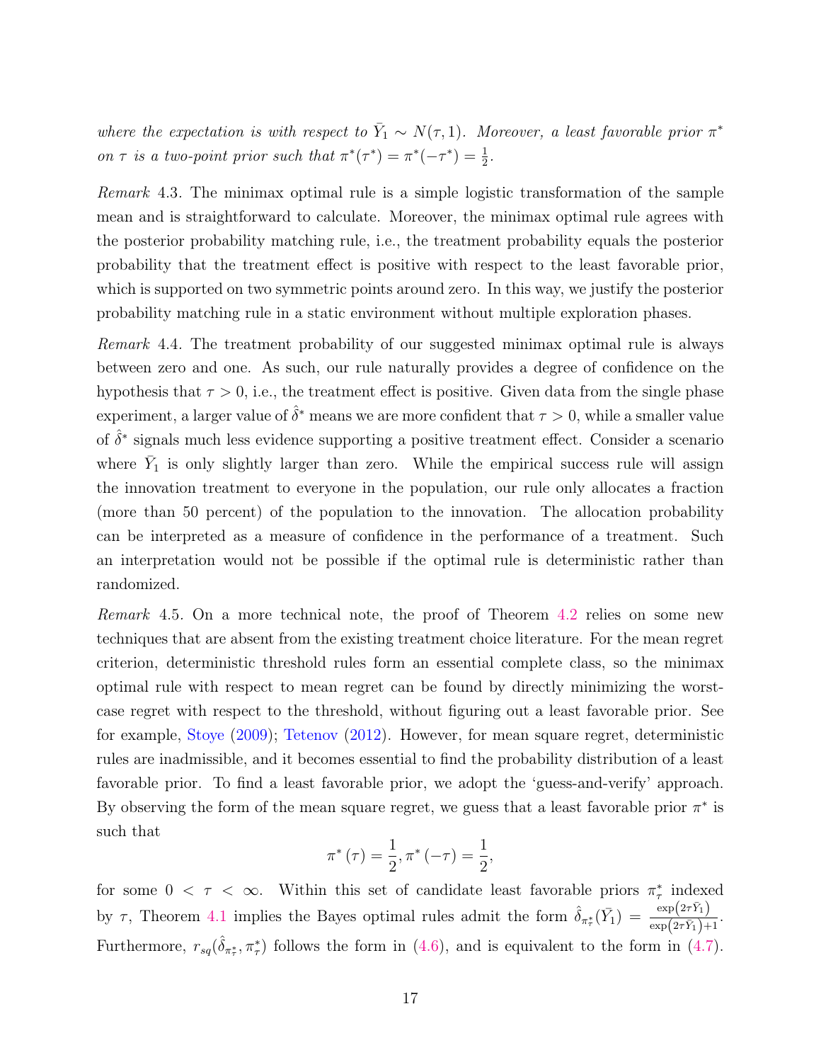*where the expectation is with respect to $\bar{Y}_1 \sim N(\tau, 1)$. Moreover, a least favorable prior $\pi^*$ on $\tau$ is a two-point prior such that $\pi^*(\tau^*) = \pi^*(-\tau^*) = \frac{1}{2}$.*

*Remark* 4.3. The minimax optimal rule is a simple logistic transformation of the sample mean and is straightforward to calculate. Moreover, the minimax optimal rule agrees with the posterior probability matching rule, i.e., the treatment probability equals the posterior probability that the treatment effect is positive with respect to the least favorable prior, which is supported on two symmetric points around zero. In this way, we justify the posterior probability matching rule in a static environment without multiple exploration phases.

*Remark* 4.4. The treatment probability of our suggested minimax optimal rule is always between zero and one. As such, our rule naturally provides a degree of confidence on the hypothesis that $\tau > 0$, i.e., the treatment effect is positive. Given data from the single phase experiment, a larger value of $\hat{\delta}^*$ means we are more confident that $\tau > 0$, while a smaller value of $\hat{\delta}^*$ signals much less evidence supporting a positive treatment effect. Consider a scenario where $\bar{Y}_1$ is only slightly larger than zero. While the empirical success rule will assign the innovation treatment to everyone in the population, our rule only allocates a fraction (more than 50 percent) of the population to the innovation. The allocation probability can be interpreted as a measure of confidence in the performance of a treatment. Such an interpretation would not be possible if the optimal rule is deterministic rather than randomized.

*Remark* 4.5. On a more technical note, the proof of Theorem 4.2 relies on some new techniques that are absent from the existing treatment choice literature. For the mean regret criterion, deterministic threshold rules form an essential complete class, so the minimax optimal rule with respect to mean regret can be found by directly minimizing the worst-case regret with respect to the threshold, without figuring out a least favorable prior. See for example, Stoye (2009); Tetenov (2012). However, for mean square regret, deterministic rules are inadmissible, and it becomes essential to find the probability distribution of a least favorable prior. To find a least favorable prior, we adopt the 'guess-and-verify' approach. By observing the form of the mean square regret, we guess that a least favorable prior $\pi^*$ is such that

$$\pi^*(\tau) = \frac{1}{2}, \pi^*(-\tau) = \frac{1}{2},$$

for some $0 < \tau < \infty$. Within this set of candidate least favorable priors $\pi^*_\tau$ indexed by $\tau$, Theorem 4.1 implies the Bayes optimal rules admit the form $\hat{\delta}_{\pi^*_\tau}(\bar{Y}_1) = \frac{\exp(2\tau\bar{Y}_1)}{\exp(2\tau\bar{Y}_1)+1}$. Furthermore, $r_{sq}(\hat{\delta}_{\pi^*_\tau}, \pi^*_\tau)$ follows the form in (4.6), and is equivalent to the form in (4.7).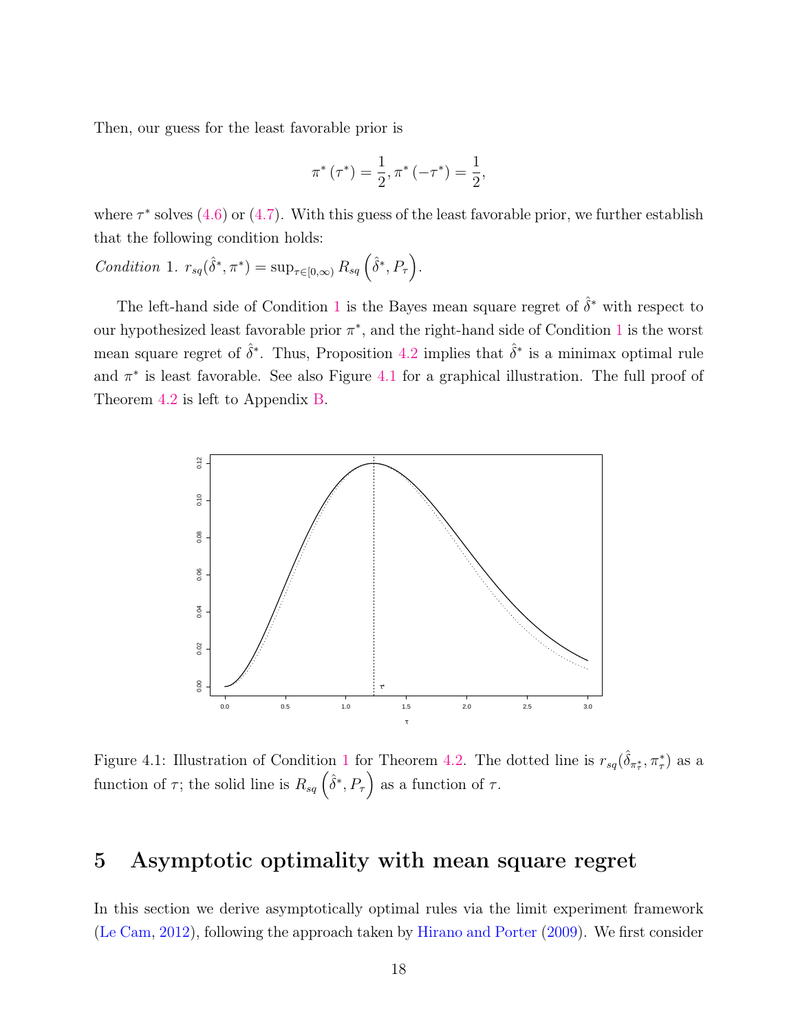Then, our guess for the least favorable prior is

$$\pi^*(\tau^*) = \frac{1}{2}, \pi^*(-\tau^*) = \frac{1}{2},$$

where $\tau^*$ solves (4.6) or (4.7). With this guess of the least favorable prior, we further establish that the following condition holds:

*Condition* 1. $r_{sq}(\hat{\delta}^*, \pi^*) = \sup_{\tau \in [0,\infty)} R_{sq}\left(\hat{\delta}^*, P_\tau\right)$.

The left-hand side of Condition 1 is the Bayes mean square regret of $\hat{\delta}^*$ with respect to our hypothesized least favorable prior $\pi^*$, and the right-hand side of Condition 1 is the worst mean square regret of $\hat{\delta}^*$. Thus, Proposition 4.2 implies that $\hat{\delta}^*$ is a minimax optimal rule and $\pi^*$ is least favorable. See also Figure 4.1 for a graphical illustration. The full proof of Theorem 4.2 is left to Appendix B.

0.00
0.02
0.04
0.06
0.08
0.10
0.12

0.0
0.5
1.0
1.5
2.0
2.5
3.0

$\tau^*$

$\tau$

Figure 4.1: Illustration of Condition 1 for Theorem 4.2. The dotted line is $r_{sq}(\hat{\delta}_{\pi^*_\tau}, \pi^*_\tau)$ as a function of $\tau$; the solid line is $R_{sq}\left(\hat{\delta}^*, P_\tau\right)$ as a function of $\tau$.

# 5 Asymptotic optimality with mean square regret

In this section we derive asymptotically optimal rules via the limit experiment framework (Le Cam, 2012), following the approach taken by Hirano and Porter (2009). We first consider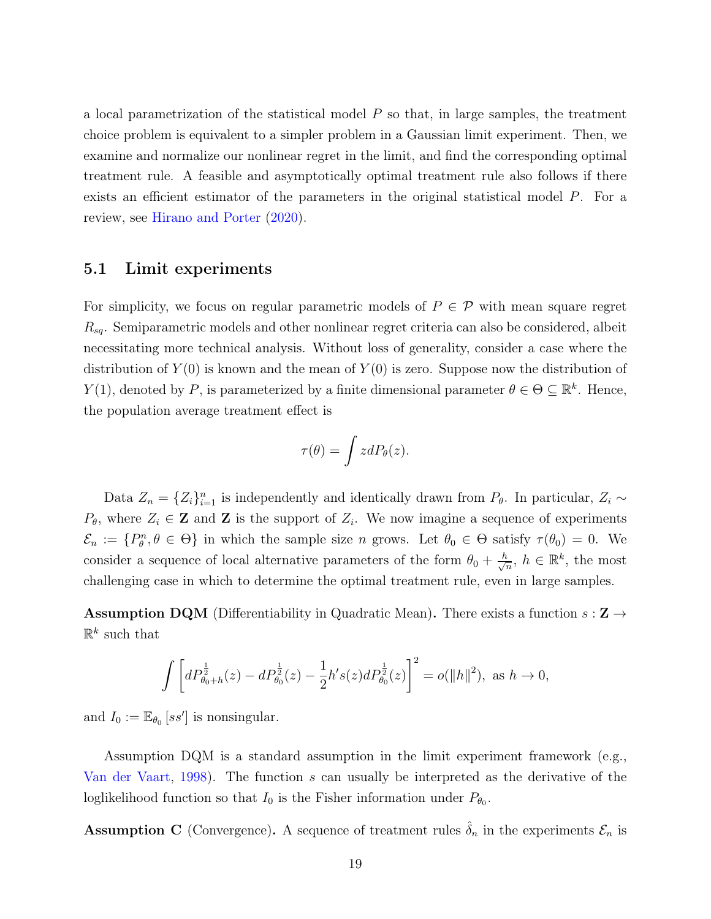a local parametrization of the statistical model $P$ so that, in large samples, the treatment choice problem is equivalent to a simpler problem in a Gaussian limit experiment. Then, we examine and normalize our nonlinear regret in the limit, and find the corresponding optimal treatment rule. A feasible and asymptotically optimal treatment rule also follows if there exists an efficient estimator of the parameters in the original statistical model $P$. For a review, see Hirano and Porter (2020).

### 5.1 Limit experiments

For simplicity, we focus on regular parametric models of $P \in \mathcal{P}$ with mean square regret $R_{sq}$. Semiparametric models and other nonlinear regret criteria can also be considered, albeit necessitating more technical analysis. Without loss of generality, consider a case where the distribution of $Y(0)$ is known and the mean of $Y(0)$ is zero. Suppose now the distribution of $Y(1)$, denoted by $P$, is parameterized by a finite dimensional parameter $\theta \in \Theta \subseteq \mathbb{R}^k$. Hence, the population average treatment effect is

$$\tau(\theta) = \int z dP_\theta(z).$$

Data $Z_n = \{Z_i\}_{i=1}^n$ is independently and identically drawn from $P_\theta$. In particular, $Z_i \sim P_\theta$, where $Z_i \in \mathbf{Z}$ and $\mathbf{Z}$ is the support of $Z_i$. We now imagine a sequence of experiments $\mathcal{E}_n := \{P_\theta^n, \theta \in \Theta\}$ in which the sample size $n$ grows. Let $\theta_0 \in \Theta$ satisfy $\tau(\theta_0) = 0$. We consider a sequence of local alternative parameters of the form $\theta_0 + \frac{h}{\sqrt{n}}$, $h \in \mathbb{R}^k$, the most challenging case in which to determine the optimal treatment rule, even in large samples.

**Assumption DQM** (Differentiability in Quadratic Mean)**.** There exists a function $s : \mathbf{Z} \to \mathbb{R}^k$ such that

$$\int \left[ dP_{\theta_0+h}^{\frac{1}{2}}(z) - dP_{\theta_0}^{\frac{1}{2}}(z) - \frac{1}{2} h' s(z) dP_{\theta_0}^{\frac{1}{2}}(z) \right]^2 = o(\|h\|^2), \text{ as } h \to 0,$$

and $I_0 := \mathbb{E}_{\theta_0}[ss']$ is nonsingular.

Assumption DQM is a standard assumption in the limit experiment framework (e.g., Van der Vaart, 1998). The function $s$ can usually be interpreted as the derivative of the loglikelihood function so that $I_0$ is the Fisher information under $P_{\theta_0}$.

**Assumption C** (Convergence)**.** A sequence of treatment rules $\hat{\delta}_n$ in the experiments $\mathcal{E}_n$ is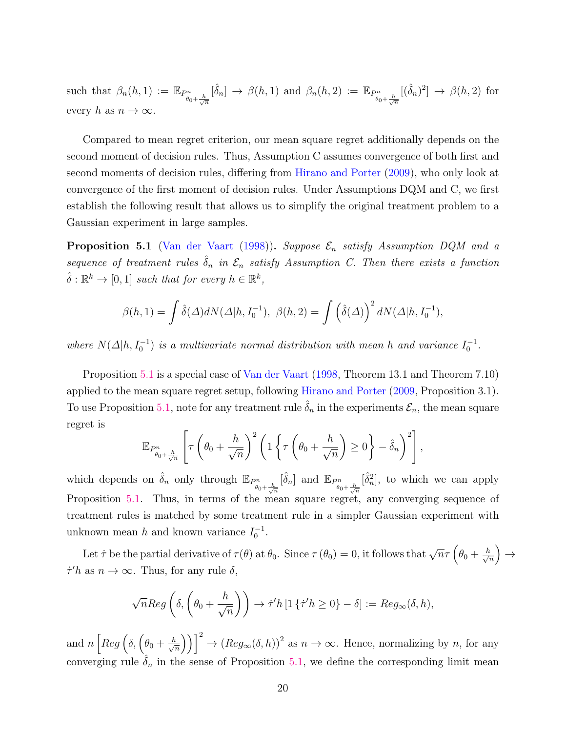such that $\beta_n(h,1) := \mathbb{E}_{P^n_{\theta_0+\frac{h}{\sqrt{n}}}}[\hat{\delta}_n] \to \beta(h,1)$ and $\beta_n(h,2) := \mathbb{E}_{P^n_{\theta_0+\frac{h}{\sqrt{n}}}}[(\hat{\delta}_n)^2] \to \beta(h,2)$ for every $h$ as $n \to \infty$.

Compared to mean regret criterion, our mean square regret additionally depends on the second moment of decision rules. Thus, Assumption C assumes convergence of both first and second moments of decision rules, differing from Hirano and Porter (2009), who only look at convergence of the first moment of decision rules. Under Assumptions DQM and C, we first establish the following result that allows us to simplify the original treatment problem to a Gaussian experiment in large samples.

**Proposition 5.1** (Van der Vaart (1998))**.** *Suppose $\mathcal{E}_n$ satisfy Assumption DQM and a sequence of treatment rules $\hat{\delta}_n$ in $\mathcal{E}_n$ satisfy Assumption C. Then there exists a function $\hat{\delta} : \mathbb{R}^k \to [0,1]$ such that for every $h \in \mathbb{R}^k$,*

$$\beta(h,1) = \int \hat{\delta}(\Delta) dN(\Delta|h, I_0^{-1}),\ \beta(h,2) = \int \left(\hat{\delta}(\Delta)\right)^2 dN(\Delta|h, I_0^{-1}),$$

*where $N(\Delta|h, I_0^{-1})$ is a multivariate normal distribution with mean $h$ and variance $I_0^{-1}$.*

Proposition 5.1 is a special case of Van der Vaart (1998, Theorem 13.1 and Theorem 7.10) applied to the mean square regret setup, following Hirano and Porter (2009, Proposition 3.1). To use Proposition 5.1, note for any treatment rule $\hat{\delta}_n$ in the experiments $\mathcal{E}_n$, the mean square regret is

$$\mathbb{E}_{P^n_{\theta_0+\frac{h}{\sqrt{n}}}}\left[\tau\left(\theta_0 + \frac{h}{\sqrt{n}}\right)^2 \left(1\left\{\tau\left(\theta_0 + \frac{h}{\sqrt{n}}\right) \geq 0\right\} - \hat{\delta}_n\right)^2\right],$$

which depends on $\hat{\delta}_n$ only through $\mathbb{E}_{P^n_{\theta_0+\frac{h}{\sqrt{n}}}}[\hat{\delta}_n]$ and $\mathbb{E}_{P^n_{\theta_0+\frac{h}{\sqrt{n}}}}[\hat{\delta}_n^2]$, to which we can apply Proposition 5.1. Thus, in terms of the mean square regret, any converging sequence of treatment rules is matched by some treatment rule in a simpler Gaussian experiment with unknown mean $h$ and known variance $I_0^{-1}$.

Let $\dot{\tau}$ be the partial derivative of $\tau(\theta)$ at $\theta_0$. Since $\tau(\theta_0) = 0$, it follows that $\sqrt{n}\tau\left(\theta_0 + \frac{h}{\sqrt{n}}\right) \to \dot{\tau}'h$ as $n \to \infty$. Thus, for any rule $\delta$,

$$\sqrt{n}Reg\left(\delta, \left(\theta_0 + \frac{h}{\sqrt{n}}\right)\right) \to \dot{\tau}'h\left[1\left\{\dot{\tau}'h \geq 0\right\} - \delta\right] := Reg_\infty(\delta, h),$$

and $n\left[Reg\left(\delta, \left(\theta_0 + \frac{h}{\sqrt{n}}\right)\right)\right]^2 \to \left(Reg_\infty(\delta, h)\right)^2$ as $n \to \infty$. Hence, normalizing by $n$, for any converging rule $\hat{\delta}_n$ in the sense of Proposition 5.1, we define the corresponding limit mean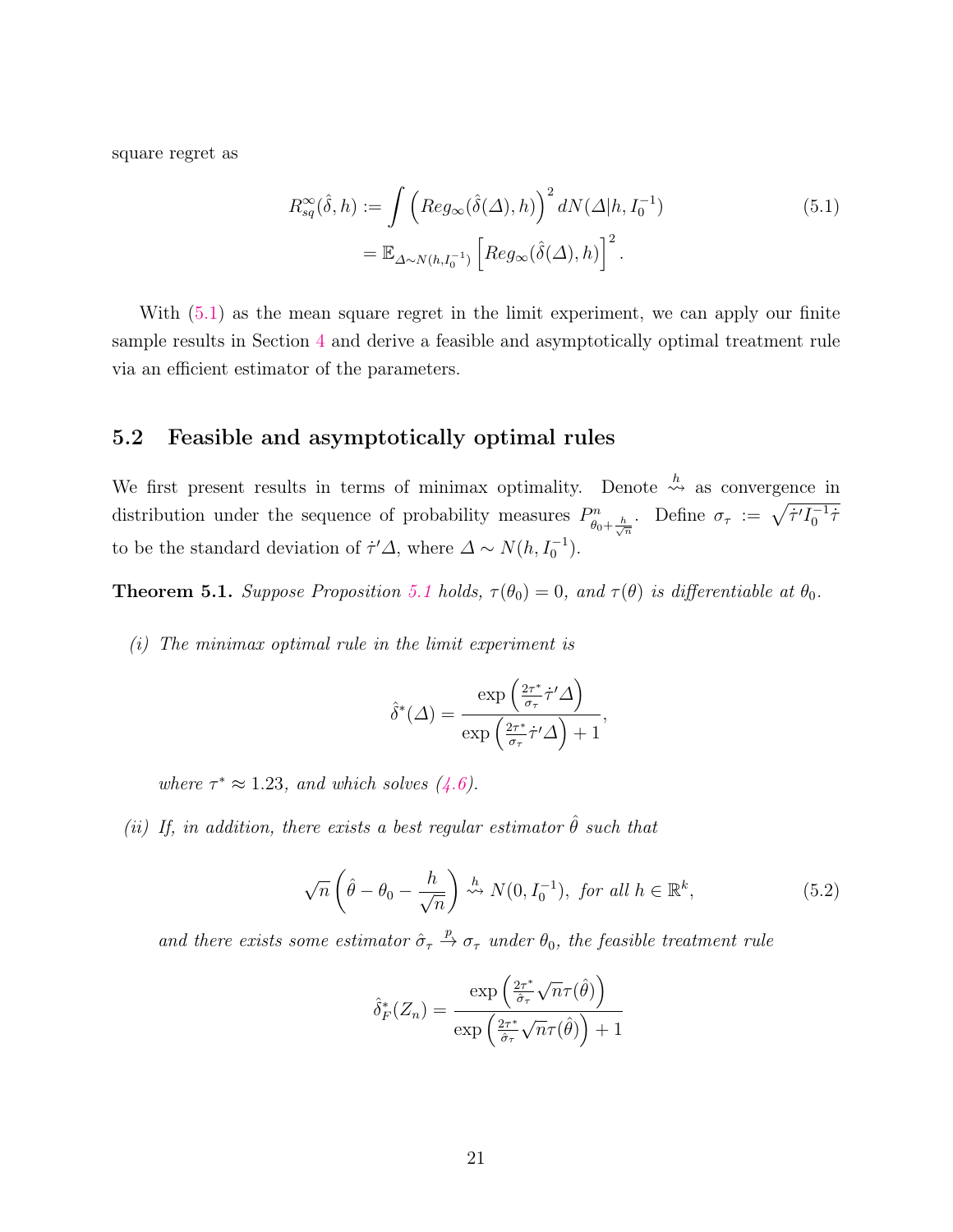square regret as

$$R^{\infty}_{sq}(\hat{\delta}, h) := \int \left(Reg_{\infty}(\hat{\delta}(\Delta), h)\right)^2 dN(\Delta | h, I_0^{-1}) \tag{5.1}$$
$$= \mathbb{E}_{\Delta \sim N(h, I_0^{-1})}\left[Reg_{\infty}(\hat{\delta}(\Delta), h)\right]^2.$$

With (5.1) as the mean square regret in the limit experiment, we can apply our finite sample results in Section 4 and derive a feasible and asymptotically optimal treatment rule via an efficient estimator of the parameters.

## 5.2 Feasible and asymptotically optimal rules

We first present results in terms of minimax optimality. Denote $\overset{h}{\rightsquigarrow}$ as convergence in distribution under the sequence of probability measures $P^n_{\theta_0 + \frac{h}{\sqrt{n}}}$. Define $\sigma_\tau := \sqrt{\dot{\tau}' I_0^{-1} \dot{\tau}}$ to be the standard deviation of $\dot{\tau}'\Delta$, where $\Delta \sim N(h, I_0^{-1})$.

**Theorem 5.1.** *Suppose Proposition 5.1 holds, $\tau(\theta_0) = 0$, and $\tau(\theta)$ is differentiable at $\theta_0$.*

*(i) The minimax optimal rule in the limit experiment is*

$$\hat{\delta}^*(\Delta) = \frac{\exp\left(\frac{2\tau^*}{\sigma_\tau}\dot{\tau}'\Delta\right)}{\exp\left(\frac{2\tau^*}{\sigma_\tau}\dot{\tau}'\Delta\right) + 1},$$

*where $\tau^* \approx 1.23$, and which solves (4.6).*

*(ii) If, in addition, there exists a best regular estimator $\hat{\theta}$ such that*

$$\sqrt{n}\left(\hat{\theta} - \theta_0 - \frac{h}{\sqrt{n}}\right) \overset{h}{\rightsquigarrow} N(0, I_0^{-1}), \text{ for all } h \in \mathbb{R}^k, \tag{5.2}$$

*and there exists some estimator $\hat{\sigma}_\tau \xrightarrow{p} \sigma_\tau$ under $\theta_0$, the feasible treatment rule*

$$\hat{\delta}^*_F(Z_n) = \frac{\exp\left(\frac{2\tau^*}{\hat{\sigma}_\tau}\sqrt{n}\tau(\hat{\theta})\right)}{\exp\left(\frac{2\tau^*}{\hat{\sigma}_\tau}\sqrt{n}\tau(\hat{\theta})\right) + 1}$$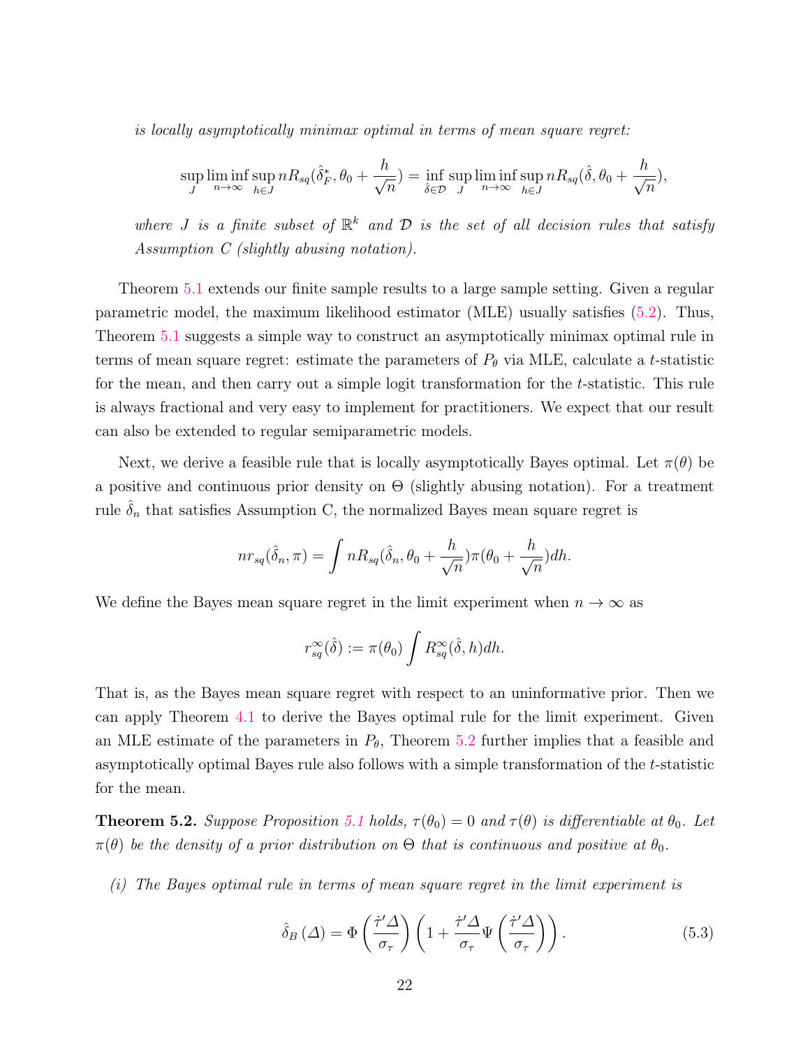*is locally asymptotically minimax optimal in terms of mean square regret:*

$$\sup_J \liminf_{n\to\infty} \sup_{h\in J} nR_{sq}(\hat{\delta}_F^*, \theta_0 + \frac{h}{\sqrt{n}}) = \inf_{\hat{\delta}\in\mathcal{D}} \sup_J \liminf_{n\to\infty} \sup_{h\in J} nR_{sq}(\hat{\delta}, \theta_0 + \frac{h}{\sqrt{n}}),$$

*where $J$ is a finite subset of $\mathbb{R}^k$ and $\mathcal{D}$ is the set of all decision rules that satisfy Assumption C (slightly abusing notation).*

Theorem 5.1 extends our finite sample results to a large sample setting. Given a regular parametric model, the maximum likelihood estimator (MLE) usually satisfies (5.2). Thus, Theorem 5.1 suggests a simple way to construct an asymptotically minimax optimal rule in terms of mean square regret: estimate the parameters of $P_\theta$ via MLE, calculate a $t$-statistic for the mean, and then carry out a simple logit transformation for the $t$-statistic. This rule is always fractional and very easy to implement for practitioners. We expect that our result can also be extended to regular semiparametric models.

Next, we derive a feasible rule that is locally asymptotically Bayes optimal. Let $\pi(\theta)$ be a positive and continuous prior density on $\Theta$ (slightly abusing notation). For a treatment rule $\hat{\delta}_n$ that satisfies Assumption C, the normalized Bayes mean square regret is

$$nr_{sq}(\hat{\delta}_n, \pi) = \int nR_{sq}(\hat{\delta}_n, \theta_0 + \frac{h}{\sqrt{n}})\pi(\theta_0 + \frac{h}{\sqrt{n}})dh.$$

We define the Bayes mean square regret in the limit experiment when $n \to \infty$ as

$$r_{sq}^{\infty}(\hat{\delta}) := \pi(\theta_0) \int R_{sq}^{\infty}(\hat{\delta}, h)dh.$$

That is, as the Bayes mean square regret with respect to an uninformative prior. Then we can apply Theorem 4.1 to derive the Bayes optimal rule for the limit experiment. Given an MLE estimate of the parameters in $P_\theta$, Theorem 5.2 further implies that a feasible and asymptotically optimal Bayes rule also follows with a simple transformation of the $t$-statistic for the mean.

**Theorem 5.2.** *Suppose Proposition 5.1 holds, $\tau(\theta_0) = 0$ and $\tau(\theta)$ is differentiable at $\theta_0$. Let $\pi(\theta)$ be the density of a prior distribution on $\Theta$ that is continuous and positive at $\theta_0$.*

*(i) The Bayes optimal rule in terms of mean square regret in the limit experiment is*

$$\hat{\delta}_B(\Delta) = \Phi\left(\frac{\dot{\tau}'\Delta}{\sigma_\tau}\right)\left(1 + \frac{\dot{\tau}'\Delta}{\sigma_\tau}\Psi\left(\frac{\dot{\tau}'\Delta}{\sigma_\tau}\right)\right). \tag{5.3}$$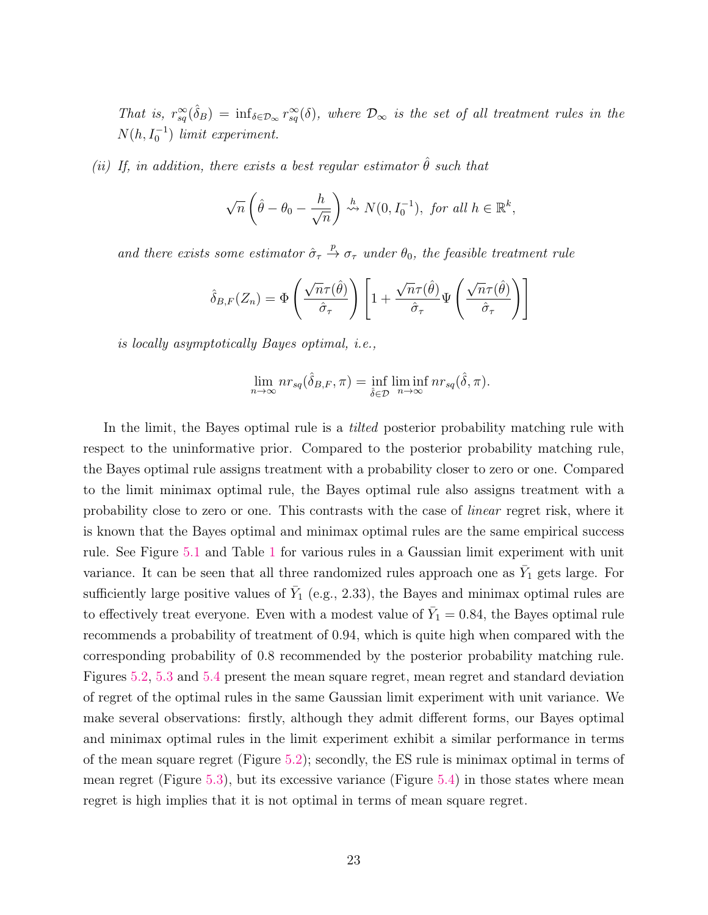*That is,* $r_{sq}^{\infty}(\hat{\delta}_B) = \inf_{\delta \in \mathcal{D}_\infty} r_{sq}^{\infty}(\delta)$, *where* $\mathcal{D}_\infty$ *is the set of all treatment rules in the* $N(h, I_0^{-1})$ *limit experiment.*

*(ii) If, in addition, there exists a best regular estimator* $\hat{\theta}$ *such that*

$$\sqrt{n}\left(\hat{\theta} - \theta_0 - \frac{h}{\sqrt{n}}\right) \overset{h}{\rightsquigarrow} N(0, I_0^{-1}),\ \text{for all } h \in \mathbb{R}^k,$$

*and there exists some estimator* $\hat{\sigma}_\tau \xrightarrow{p} \sigma_\tau$ *under* $\theta_0$*, the feasible treatment rule*

$$\hat{\delta}_{B,F}(Z_n) = \Phi\left(\frac{\sqrt{n}\tau(\hat{\theta})}{\hat{\sigma}_\tau}\right)\left[1 + \frac{\sqrt{n}\tau(\hat{\theta})}{\hat{\sigma}_\tau}\Psi\left(\frac{\sqrt{n}\tau(\hat{\theta})}{\hat{\sigma}_\tau}\right)\right]$$

*is locally asymptotically Bayes optimal, i.e.,*

$$\lim_{n\to\infty} n r_{sq}(\hat{\delta}_{B,F}, \pi) = \inf_{\hat{\delta} \in \mathcal{D}} \liminf_{n\to\infty} n r_{sq}(\hat{\delta}, \pi).$$

In the limit, the Bayes optimal rule is a *tilted* posterior probability matching rule with respect to the uninformative prior. Compared to the posterior probability matching rule, the Bayes optimal rule assigns treatment with a probability closer to zero or one. Compared to the limit minimax optimal rule, the Bayes optimal rule also assigns treatment with a probability close to zero or one. This contrasts with the case of *linear* regret risk, where it is known that the Bayes optimal and minimax optimal rules are the same empirical success rule. See Figure 5.1 and Table 1 for various rules in a Gaussian limit experiment with unit variance. It can be seen that all three randomized rules approach one as $\bar{Y}_1$ gets large. For sufficiently large positive values of $\bar{Y}_1$ (e.g., 2.33), the Bayes and minimax optimal rules are to effectively treat everyone. Even with a modest value of $\bar{Y}_1 = 0.84$, the Bayes optimal rule recommends a probability of treatment of 0.94, which is quite high when compared with the corresponding probability of 0.8 recommended by the posterior probability matching rule. Figures 5.2, 5.3 and 5.4 present the mean square regret, mean regret and standard deviation of regret of the optimal rules in the same Gaussian limit experiment with unit variance. We make several observations: firstly, although they admit different forms, our Bayes optimal and minimax optimal rules in the limit experiment exhibit a similar performance in terms of the mean square regret (Figure 5.2); secondly, the ES rule is minimax optimal in terms of mean regret (Figure 5.3), but its excessive variance (Figure 5.4) in those states where mean regret is high implies that it is not optimal in terms of mean square regret.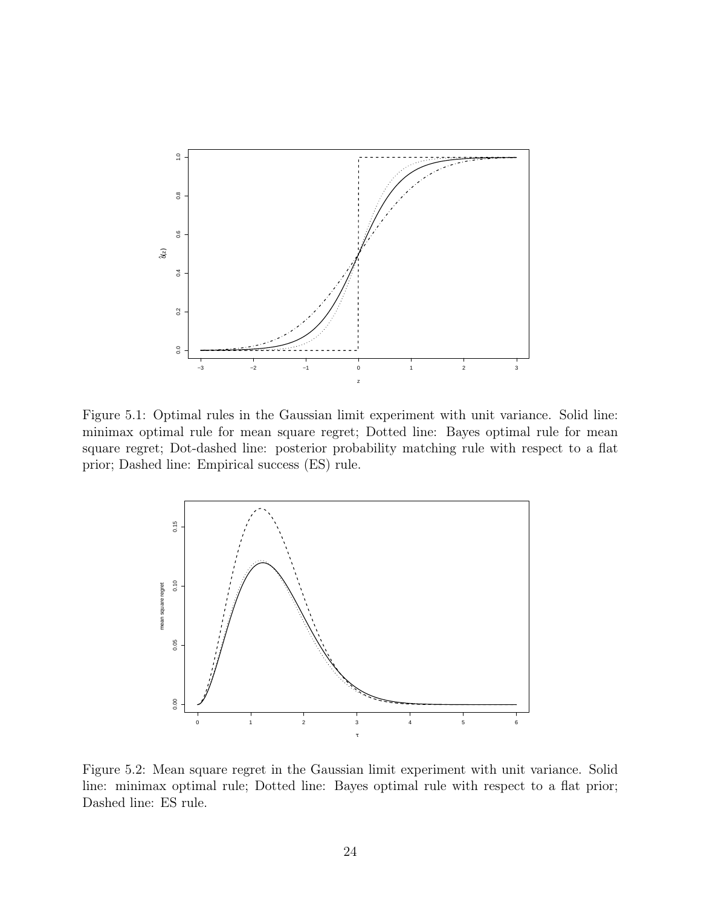1.0

0.8

0.6

$\hat{\delta}(z)$

0.4

0.2

0.0

−3

−2

−1

0

1

2

3

z

Figure 5.1: Optimal rules in the Gaussian limit experiment with unit variance. Solid line: minimax optimal rule for mean square regret; Dotted line: Bayes optimal rule for mean square regret; Dot-dashed line: posterior probability matching rule with respect to a flat prior; Dashed line: Empirical success (ES) rule.

0.15

0.10

mean square regret

0.05

0.00

0

1

2

3

4

5

6

$\tau$

Figure 5.2: Mean square regret in the Gaussian limit experiment with unit variance. Solid line: minimax optimal rule; Dotted line: Bayes optimal rule with respect to a flat prior; Dashed line: ES rule.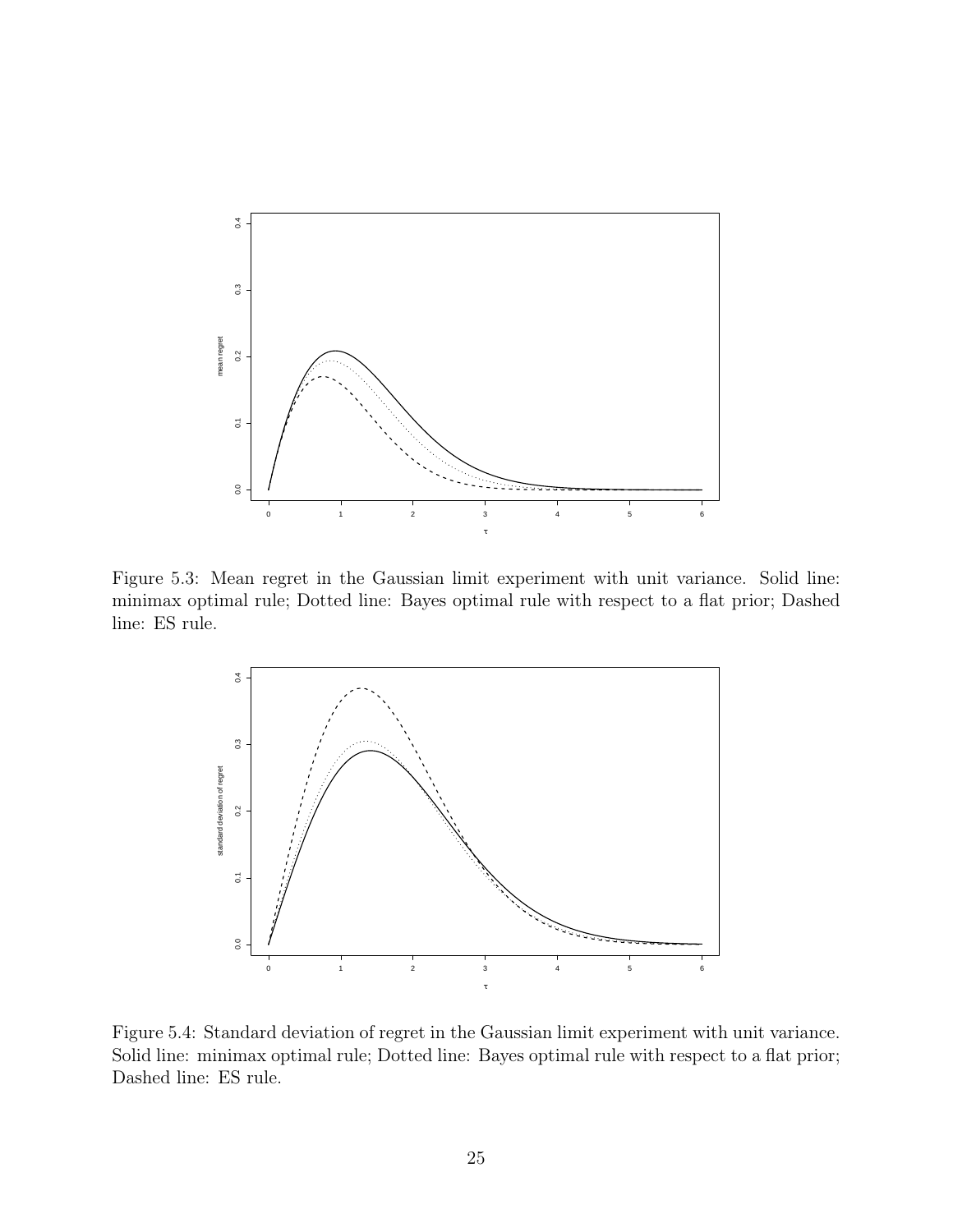0.4
0.3
0.2
0.1
0.0

mean regret

0 1 2 3 4 5 6

τ

Figure 5.3: Mean regret in the Gaussian limit experiment with unit variance. Solid line: minimax optimal rule; Dotted line: Bayes optimal rule with respect to a flat prior; Dashed line: ES rule.

0.4
0.3
0.2
0.1
0.0

standard deviation of regret

0 1 2 3 4 5 6

τ

Figure 5.4: Standard deviation of regret in the Gaussian limit experiment with unit variance. Solid line: minimax optimal rule; Dotted line: Bayes optimal rule with respect to a flat prior; Dashed line: ES rule.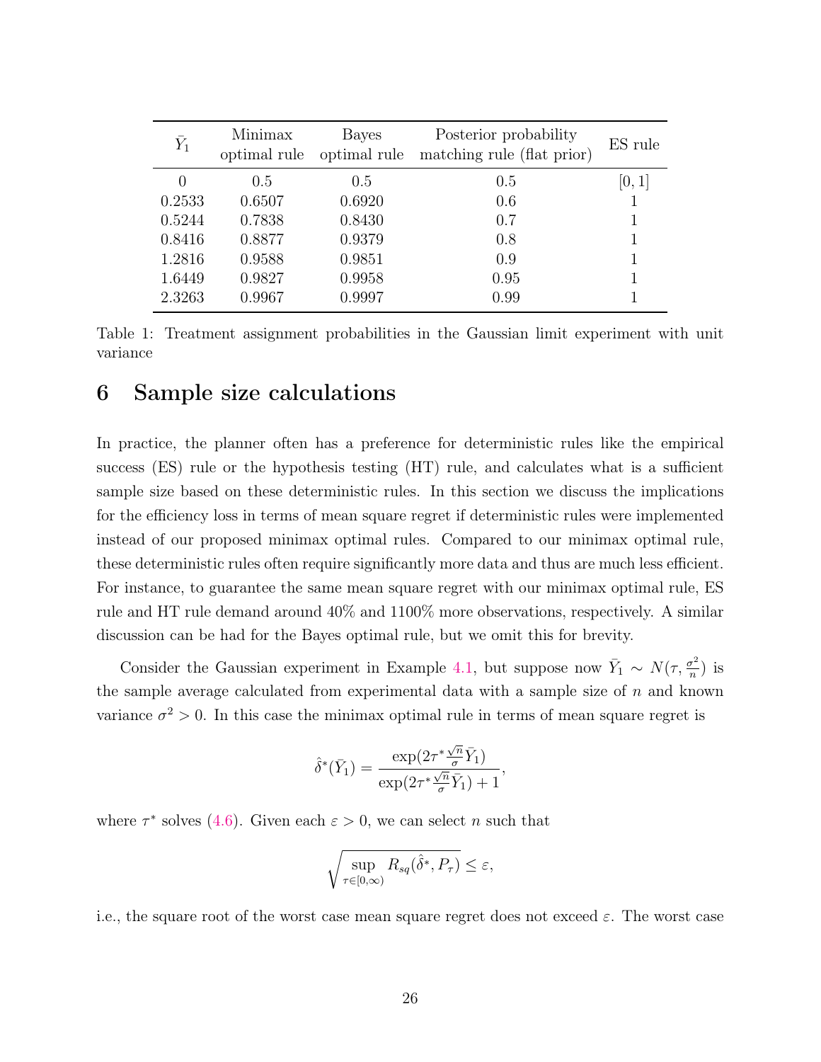| $\bar{Y}_1$ | Minimax optimal rule | Bayes optimal rule | Posterior probability matching rule (flat prior) | ES rule |
|---|---|---|---|---|
| 0 | 0.5 | 0.5 | 0.5 | $[0, 1]$ |
| 0.2533 | 0.6507 | 0.6920 | 0.6 | 1 |
| 0.5244 | 0.7838 | 0.8430 | 0.7 | 1 |
| 0.8416 | 0.8877 | 0.9379 | 0.8 | 1 |
| 1.2816 | 0.9588 | 0.9851 | 0.9 | 1 |
| 1.6449 | 0.9827 | 0.9958 | 0.95 | 1 |
| 2.3263 | 0.9967 | 0.9997 | 0.99 | 1 |

Table 1: Treatment assignment probabilities in the Gaussian limit experiment with unit variance

# 6 Sample size calculations

In practice, the planner often has a preference for deterministic rules like the empirical success (ES) rule or the hypothesis testing (HT) rule, and calculates what is a sufficient sample size based on these deterministic rules. In this section we discuss the implications for the efficiency loss in terms of mean square regret if deterministic rules were implemented instead of our proposed minimax optimal rules. Compared to our minimax optimal rule, these deterministic rules often require significantly more data and thus are much less efficient. For instance, to guarantee the same mean square regret with our minimax optimal rule, ES rule and HT rule demand around 40% and 1100% more observations, respectively. A similar discussion can be had for the Bayes optimal rule, but we omit this for brevity.

Consider the Gaussian experiment in Example 4.1, but suppose now $\bar{Y}_1 \sim N(\tau, \frac{\sigma^2}{n})$ is the sample average calculated from experimental data with a sample size of $n$ and known variance $\sigma^2 > 0$. In this case the minimax optimal rule in terms of mean square regret is

$$\hat{\delta}^*(\bar{Y}_1) = \frac{\exp(2\tau^* \frac{\sqrt{n}}{\sigma} \bar{Y}_1)}{\exp(2\tau^* \frac{\sqrt{n}}{\sigma} \bar{Y}_1) + 1},$$

where $\tau^*$ solves (4.6). Given each $\varepsilon > 0$, we can select $n$ such that

$$\sqrt{\sup_{\tau \in [0,\infty)} R_{sq}(\hat{\delta}^*, P_\tau)} \leq \varepsilon,$$

i.e., the square root of the worst case mean square regret does not exceed $\varepsilon$. The worst case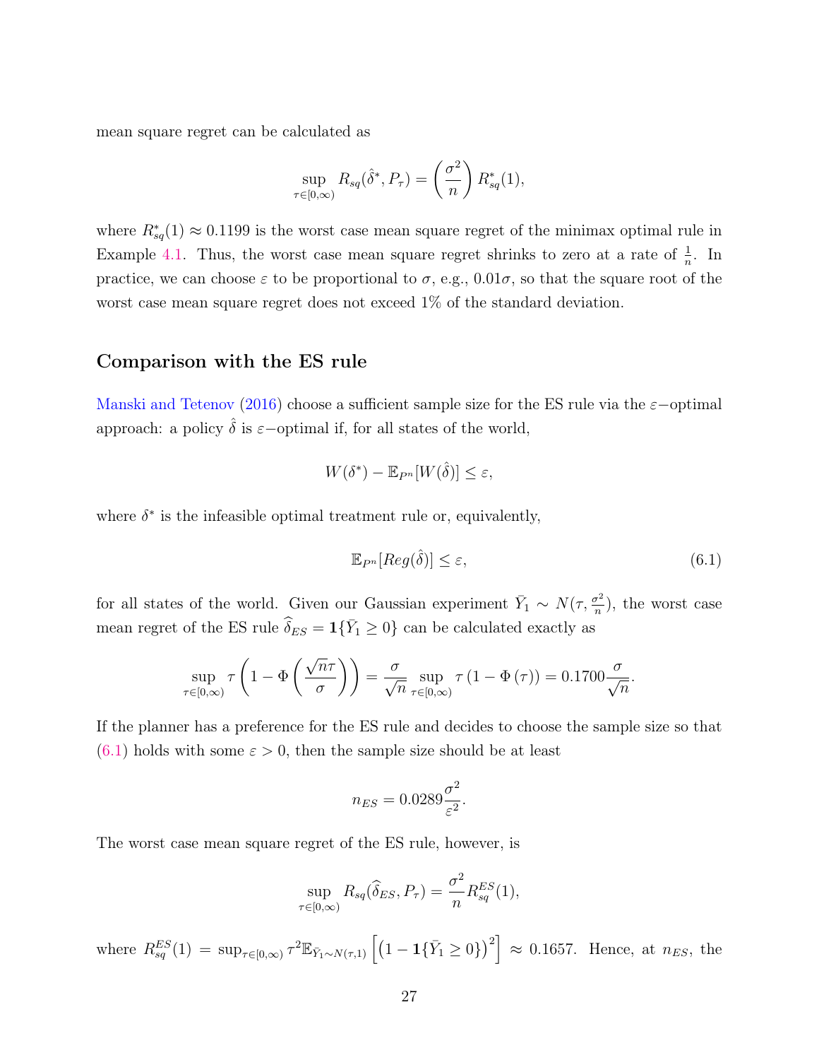mean square regret can be calculated as

$$\sup_{\tau \in [0,\infty)} R_{sq}(\hat{\delta}^*, P_\tau) = \left(\frac{\sigma^2}{n}\right) R^*_{sq}(1),$$

where $R^*_{sq}(1) \approx 0.1199$ is the worst case mean square regret of the minimax optimal rule in Example 4.1. Thus, the worst case mean square regret shrinks to zero at a rate of $\frac{1}{n}$. In practice, we can choose $\varepsilon$ to be proportional to $\sigma$, e.g., $0.01\sigma$, so that the square root of the worst case mean square regret does not exceed 1% of the standard deviation.

### Comparison with the ES rule

Manski and Tetenov (2016) choose a sufficient sample size for the ES rule via the $\varepsilon-$optimal approach: a policy $\hat{\delta}$ is $\varepsilon-$optimal if, for all states of the world,

$$W(\delta^*) - \mathbb{E}_{P^n}[W(\hat{\delta})] \leq \varepsilon,$$

where $\delta^*$ is the infeasible optimal treatment rule or, equivalently,

$$\mathbb{E}_{P^n}[Reg(\hat{\delta})] \leq \varepsilon, \tag{6.1}$$

for all states of the world. Given our Gaussian experiment $\bar{Y}_1 \sim N(\tau, \frac{\sigma^2}{n})$, the worst case mean regret of the ES rule $\widehat{\delta}_{ES} = \mathbf{1}\{\bar{Y}_1 \geq 0\}$ can be calculated exactly as

$$\sup_{\tau \in [0,\infty)} \tau \left(1 - \Phi\left(\frac{\sqrt{n}\tau}{\sigma}\right)\right) = \frac{\sigma}{\sqrt{n}} \sup_{\tau \in [0,\infty)} \tau \left(1 - \Phi\left(\tau\right)\right) = 0.1700 \frac{\sigma}{\sqrt{n}}.$$

If the planner has a preference for the ES rule and decides to choose the sample size so that (6.1) holds with some $\varepsilon > 0$, then the sample size should be at least

$$n_{ES} = 0.0289 \frac{\sigma^2}{\varepsilon^2}.$$

The worst case mean square regret of the ES rule, however, is

$$\sup_{\tau \in [0,\infty)} R_{sq}(\widehat{\delta}_{ES}, P_\tau) = \frac{\sigma^2}{n} R^{ES}_{sq}(1),$$

where $R^{ES}_{sq}(1) = \sup_{\tau \in [0,\infty)} \tau^2 \mathbb{E}_{\bar{Y}_1 \sim N(\tau,1)} \left[\left(1 - \mathbf{1}\{\bar{Y}_1 \geq 0\}\right)^2\right] \approx 0.1657$. Hence, at $n_{ES}$, the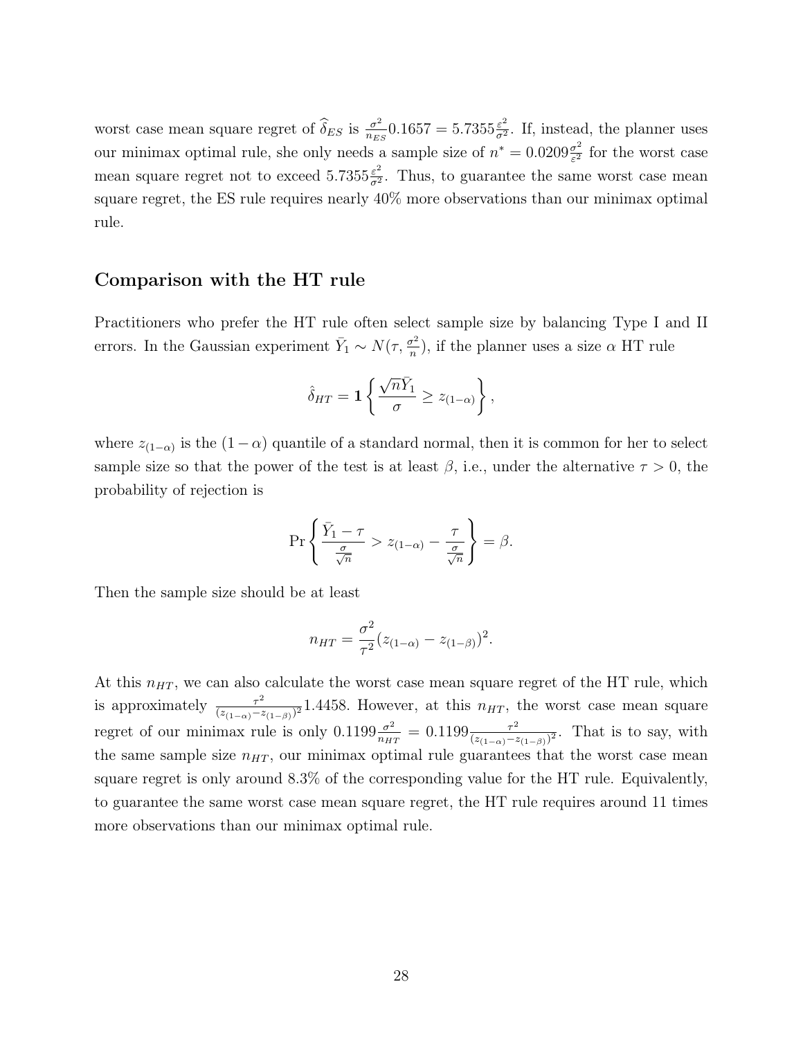worst case mean square regret of $\widehat{\delta}_{ES}$ is $\frac{\sigma^2}{n_{ES}}0.1657 = 5.7355\frac{\varepsilon^2}{\sigma^2}$. If, instead, the planner uses our minimax optimal rule, she only needs a sample size of $n^* = 0.0209\frac{\sigma^2}{\varepsilon^2}$ for the worst case mean square regret not to exceed $5.7355\frac{\varepsilon^2}{\sigma^2}$. Thus, to guarantee the same worst case mean square regret, the ES rule requires nearly 40% more observations than our minimax optimal rule.

### Comparison with the HT rule

Practitioners who prefer the HT rule often select sample size by balancing Type I and II errors. In the Gaussian experiment $\bar{Y}_1 \sim N(\tau, \frac{\sigma^2}{n})$, if the planner uses a size $\alpha$ HT rule

$$\hat{\delta}_{HT} = \mathbf{1}\left\{ \frac{\sqrt{n}\bar{Y}_1}{\sigma} \geq z_{(1-\alpha)} \right\},$$

where $z_{(1-\alpha)}$ is the $(1-\alpha)$ quantile of a standard normal, then it is common for her to select sample size so that the power of the test is at least $\beta$, i.e., under the alternative $\tau > 0$, the probability of rejection is

$$\Pr\left\{ \frac{\bar{Y}_1 - \tau}{\frac{\sigma}{\sqrt{n}}} > z_{(1-\alpha)} - \frac{\tau}{\frac{\sigma}{\sqrt{n}}} \right\} = \beta.$$

Then the sample size should be at least

$$n_{HT} = \frac{\sigma^2}{\tau^2}(z_{(1-\alpha)} - z_{(1-\beta)})^2.$$

At this $n_{HT}$, we can also calculate the worst case mean square regret of the HT rule, which is approximately $\frac{\tau^2}{(z_{(1-\alpha)} - z_{(1-\beta)})^2}1.4458$. However, at this $n_{HT}$, the worst case mean square regret of our minimax rule is only $0.1199\frac{\sigma^2}{n_{HT}} = 0.1199\frac{\tau^2}{(z_{(1-\alpha)} - z_{(1-\beta)})^2}$. That is to say, with the same sample size $n_{HT}$, our minimax optimal rule guarantees that the worst case mean square regret is only around 8.3% of the corresponding value for the HT rule. Equivalently, to guarantee the same worst case mean square regret, the HT rule requires around 11 times more observations than our minimax optimal rule.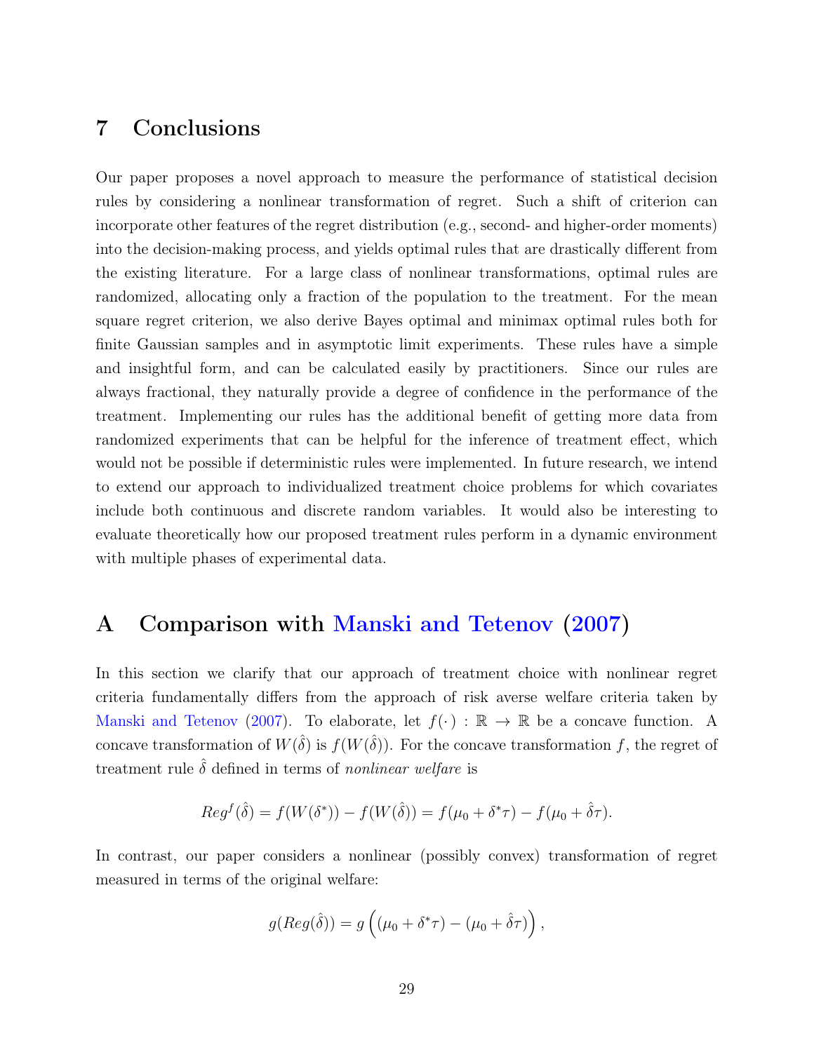# 7 Conclusions

Our paper proposes a novel approach to measure the performance of statistical decision rules by considering a nonlinear transformation of regret. Such a shift of criterion can incorporate other features of the regret distribution (e.g., second- and higher-order moments) into the decision-making process, and yields optimal rules that are drastically different from the existing literature. For a large class of nonlinear transformations, optimal rules are randomized, allocating only a fraction of the population to the treatment. For the mean square regret criterion, we also derive Bayes optimal and minimax optimal rules both for finite Gaussian samples and in asymptotic limit experiments. These rules have a simple and insightful form, and can be calculated easily by practitioners. Since our rules are always fractional, they naturally provide a degree of confidence in the performance of the treatment. Implementing our rules has the additional benefit of getting more data from randomized experiments that can be helpful for the inference of treatment effect, which would not be possible if deterministic rules were implemented. In future research, we intend to extend our approach to individualized treatment choice problems for which covariates include both continuous and discrete random variables. It would also be interesting to evaluate theoretically how our proposed treatment rules perform in a dynamic environment with multiple phases of experimental data.

# A Comparison with Manski and Tetenov (2007)

In this section we clarify that our approach of treatment choice with nonlinear regret criteria fundamentally differs from the approach of risk averse welfare criteria taken by Manski and Tetenov (2007). To elaborate, let $f(\cdot) : \mathbb{R} \to \mathbb{R}$ be a concave function. A concave transformation of $W(\hat{\delta})$ is $f(W(\hat{\delta}))$. For the concave transformation $f$, the regret of treatment rule $\hat{\delta}$ defined in terms of *nonlinear welfare* is

$$Reg^f(\hat{\delta}) = f(W(\delta^*)) - f(W(\hat{\delta})) = f(\mu_0 + \delta^* \tau) - f(\mu_0 + \hat{\delta}\tau).$$

In contrast, our paper considers a nonlinear (possibly convex) transformation of regret measured in terms of the original welfare:

$$g(Reg(\hat{\delta})) = g\left((\mu_0 + \delta^* \tau) - (\mu_0 + \hat{\delta}\tau)\right),$$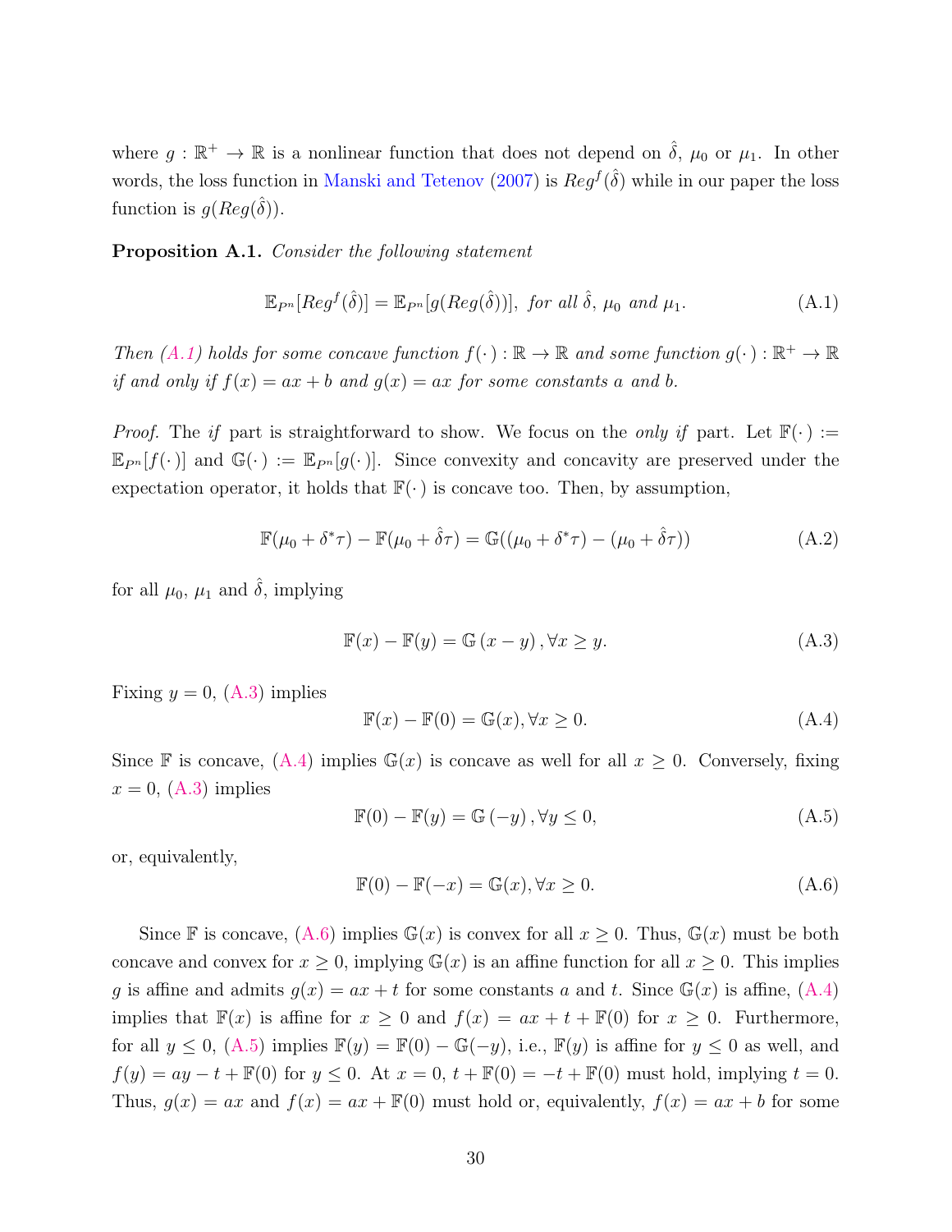where $g : \mathbb{R}^+ \to \mathbb{R}$ is a nonlinear function that does not depend on $\hat{\delta}$, $\mu_0$ or $\mu_1$. In other words, the loss function in Manski and Tetenov (2007) is $Reg^f(\hat{\delta})$ while in our paper the loss function is $g(Reg(\hat{\delta}))$.

**Proposition A.1.** *Consider the following statement*

$$\mathbb{E}_{P^n}[Reg^f(\hat{\delta})] = \mathbb{E}_{P^n}[g(Reg(\hat{\delta}))], \text{ for all } \hat{\delta}, \mu_0 \text{ and } \mu_1. \tag{A.1}$$

*Then (A.1) holds for some concave function $f(\cdot) : \mathbb{R} \to \mathbb{R}$ and some function $g(\cdot) : \mathbb{R}^+ \to \mathbb{R}$ if and only if $f(x) = ax + b$ and $g(x) = ax$ for some constants $a$ and $b$.*

*Proof.* The *if* part is straightforward to show. We focus on the *only if* part. Let $\mathbb{F}(\cdot) := \mathbb{E}_{P^n}[f(\cdot)]$ and $\mathbb{G}(\cdot) := \mathbb{E}_{P^n}[g(\cdot)]$. Since convexity and concavity are preserved under the expectation operator, it holds that $\mathbb{F}(\cdot)$ is concave too. Then, by assumption,

$$\mathbb{F}(\mu_0 + \delta^*\tau) - \mathbb{F}(\mu_0 + \hat{\delta}\tau) = \mathbb{G}((\mu_0 + \delta^*\tau) - (\mu_0 + \hat{\delta}\tau)) \tag{A.2}$$

for all $\mu_0$, $\mu_1$ and $\hat{\delta}$, implying

$$\mathbb{F}(x) - \mathbb{F}(y) = \mathbb{G}(x - y), \forall x \geq y. \tag{A.3}$$

Fixing $y = 0$, (A.3) implies

$$\mathbb{F}(x) - \mathbb{F}(0) = \mathbb{G}(x), \forall x \geq 0. \tag{A.4}$$

Since $\mathbb{F}$ is concave, (A.4) implies $\mathbb{G}(x)$ is concave as well for all $x \geq 0$. Conversely, fixing $x = 0$, (A.3) implies

$$\mathbb{F}(0) - \mathbb{F}(y) = \mathbb{G}(-y), \forall y \leq 0, \tag{A.5}$$

or, equivalently,

$$\mathbb{F}(0) - \mathbb{F}(-x) = \mathbb{G}(x), \forall x \geq 0. \tag{A.6}$$

Since $\mathbb{F}$ is concave, (A.6) implies $\mathbb{G}(x)$ is convex for all $x \geq 0$. Thus, $\mathbb{G}(x)$ must be both concave and convex for $x \geq 0$, implying $\mathbb{G}(x)$ is an affine function for all $x \geq 0$. This implies $g$ is affine and admits $g(x) = ax + t$ for some constants $a$ and $t$. Since $\mathbb{G}(x)$ is affine, (A.4) implies that $\mathbb{F}(x)$ is affine for $x \geq 0$ and $f(x) = ax + t + \mathbb{F}(0)$ for $x \geq 0$. Furthermore, for all $y \leq 0$, (A.5) implies $\mathbb{F}(y) = \mathbb{F}(0) - \mathbb{G}(-y)$, i.e., $\mathbb{F}(y)$ is affine for $y \leq 0$ as well, and $f(y) = ay - t + \mathbb{F}(0)$ for $y \leq 0$. At $x = 0$, $t + \mathbb{F}(0) = -t + \mathbb{F}(0)$ must hold, implying $t = 0$. Thus, $g(x) = ax$ and $f(x) = ax + \mathbb{F}(0)$ must hold or, equivalently, $f(x) = ax + b$ for some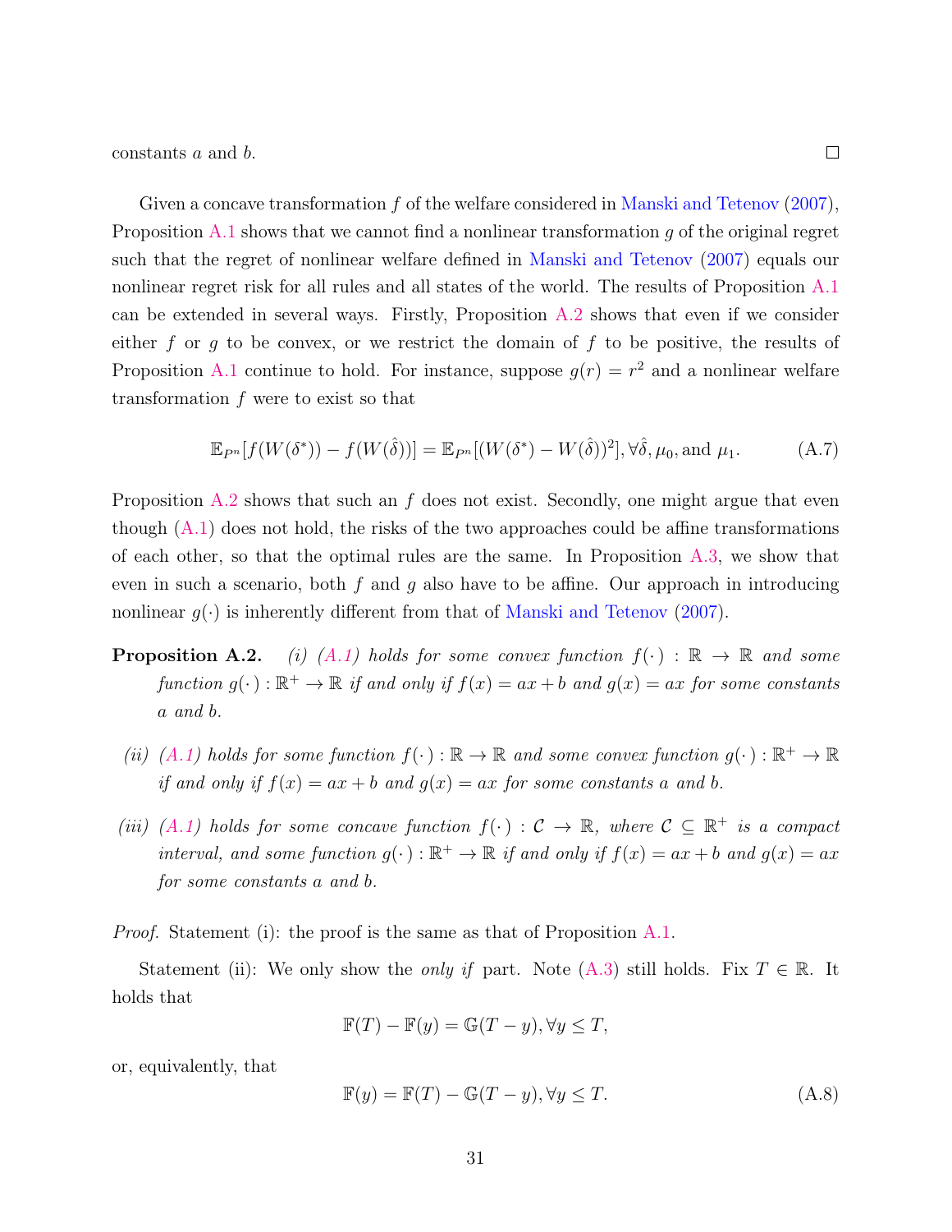constants $a$ and $b$. $\square$

Given a concave transformation $f$ of the welfare considered in Manski and Tetenov (2007), Proposition A.1 shows that we cannot find a nonlinear transformation $g$ of the original regret such that the regret of nonlinear welfare defined in Manski and Tetenov (2007) equals our nonlinear regret risk for all rules and all states of the world. The results of Proposition A.1 can be extended in several ways. Firstly, Proposition A.2 shows that even if we consider either $f$ or $g$ to be convex, or we restrict the domain of $f$ to be positive, the results of Proposition A.1 continue to hold. For instance, suppose $g(r) = r^2$ and a nonlinear welfare transformation $f$ were to exist so that

$$\mathbb{E}_{P^n}[f(W(\delta^*)) - f(W(\hat{\delta}))] = \mathbb{E}_{P^n}[(W(\delta^*) - W(\hat{\delta}))^2], \forall \hat{\delta}, \mu_0, \text{and } \mu_1. \tag{A.7}$$

Proposition A.2 shows that such an $f$ does not exist. Secondly, one might argue that even though (A.1) does not hold, the risks of the two approaches could be affine transformations of each other, so that the optimal rules are the same. In Proposition A.3, we show that even in such a scenario, both $f$ and $g$ also have to be affine. Our approach in introducing nonlinear $g(\cdot)$ is inherently different from that of Manski and Tetenov (2007).

**Proposition A.2.** *(i) (A.1) holds for some convex function $f(\cdot) : \mathbb{R} \to \mathbb{R}$ and some function $g(\cdot) : \mathbb{R}^+ \to \mathbb{R}$ if and only if $f(x) = ax + b$ and $g(x) = ax$ for some constants $a$ and $b$.*

*(ii) (A.1) holds for some function $f(\cdot) : \mathbb{R} \to \mathbb{R}$ and some convex function $g(\cdot) : \mathbb{R}^+ \to \mathbb{R}$ if and only if $f(x) = ax + b$ and $g(x) = ax$ for some constants $a$ and $b$.*

*(iii) (A.1) holds for some concave function $f(\cdot) : \mathcal{C} \to \mathbb{R}$, where $\mathcal{C} \subseteq \mathbb{R}^+$ is a compact interval, and some function $g(\cdot) : \mathbb{R}^+ \to \mathbb{R}$ if and only if $f(x) = ax + b$ and $g(x) = ax$ for some constants $a$ and $b$.*

*Proof.* Statement (i): the proof is the same as that of Proposition A.1.

Statement (ii): We only show the *only if* part. Note (A.3) still holds. Fix $T \in \mathbb{R}$. It holds that

$$\mathbb{F}(T) - \mathbb{F}(y) = \mathbb{G}(T - y), \forall y \leq T,$$

or, equivalently, that

$$\mathbb{F}(y) = \mathbb{F}(T) - \mathbb{G}(T - y), \forall y \leq T. \tag{A.8}$$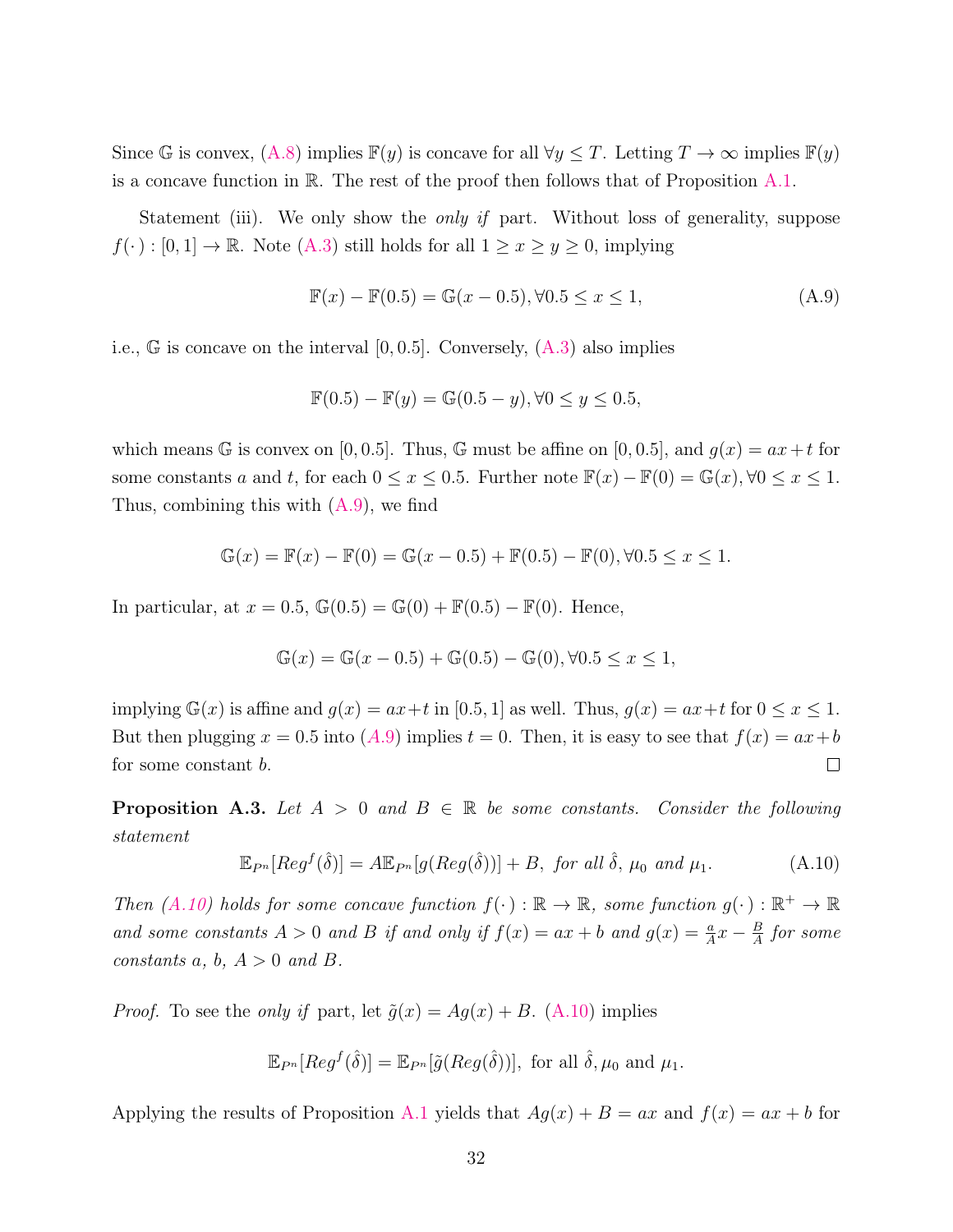Since $\mathbb{G}$ is convex, (A.8) implies $\mathbb{F}(y)$ is concave for all $\forall y \leq T$. Letting $T \to \infty$ implies $\mathbb{F}(y)$ is a concave function in $\mathbb{R}$. The rest of the proof then follows that of Proposition A.1.

Statement (iii). We only show the *only if* part. Without loss of generality, suppose $f(\cdot): [0,1] \to \mathbb{R}$. Note (A.3) still holds for all $1 \geq x \geq y \geq 0$, implying

$$\mathbb{F}(x) - \mathbb{F}(0.5) = \mathbb{G}(x - 0.5), \forall 0.5 \leq x \leq 1, \tag{A.9}$$

i.e., $\mathbb{G}$ is concave on the interval $[0, 0.5]$. Conversely, (A.3) also implies

$$\mathbb{F}(0.5) - \mathbb{F}(y) = \mathbb{G}(0.5 - y), \forall 0 \leq y \leq 0.5,$$

which means $\mathbb{G}$ is convex on $[0, 0.5]$. Thus, $\mathbb{G}$ must be affine on $[0, 0.5]$, and $g(x) = ax + t$ for some constants $a$ and $t$, for each $0 \leq x \leq 0.5$. Further note $\mathbb{F}(x) - \mathbb{F}(0) = \mathbb{G}(x), \forall 0 \leq x \leq 1$. Thus, combining this with (A.9), we find

$$\mathbb{G}(x) = \mathbb{F}(x) - \mathbb{F}(0) = \mathbb{G}(x - 0.5) + \mathbb{F}(0.5) - \mathbb{F}(0), \forall 0.5 \leq x \leq 1.$$

In particular, at $x = 0.5$, $\mathbb{G}(0.5) = \mathbb{G}(0) + \mathbb{F}(0.5) - \mathbb{F}(0)$. Hence,

$$\mathbb{G}(x) = \mathbb{G}(x - 0.5) + \mathbb{G}(0.5) - \mathbb{G}(0), \forall 0.5 \leq x \leq 1,$$

implying $\mathbb{G}(x)$ is affine and $g(x) = ax + t$ in $[0.5, 1]$ as well. Thus, $g(x) = ax + t$ for $0 \leq x \leq 1$. But then plugging $x = 0.5$ into (A.9) implies $t = 0$. Then, it is easy to see that $f(x) = ax + b$ for some constant $b$. $\square$

**Proposition A.3.** *Let $A > 0$ and $B \in \mathbb{R}$ be some constants. Consider the following statement*

$$\mathbb{E}_{P^n}[Reg^f(\hat{\delta})] = A\mathbb{E}_{P^n}[g(Reg(\hat{\delta}))] + B, \text{ for all } \hat{\delta}, \mu_0 \text{ and } \mu_1. \tag{A.10}$$

*Then (A.10) holds for some concave function $f(\cdot): \mathbb{R} \to \mathbb{R}$, some function $g(\cdot): \mathbb{R}^+ \to \mathbb{R}$ and some constants $A > 0$ and $B$ if and only if $f(x) = ax + b$ and $g(x) = \frac{a}{A}x - \frac{B}{A}$ for some constants $a$, $b$, $A > 0$ and $B$.*

*Proof.* To see the *only if* part, let $\tilde{g}(x) = Ag(x) + B$. (A.10) implies

$$\mathbb{E}_{P^n}[Reg^f(\hat{\delta})] = \mathbb{E}_{P^n}[\tilde{g}(Reg(\hat{\delta}))], \text{ for all } \hat{\delta}, \mu_0 \text{ and } \mu_1.$$

Applying the results of Proposition A.1 yields that $Ag(x) + B = ax$ and $f(x) = ax + b$ for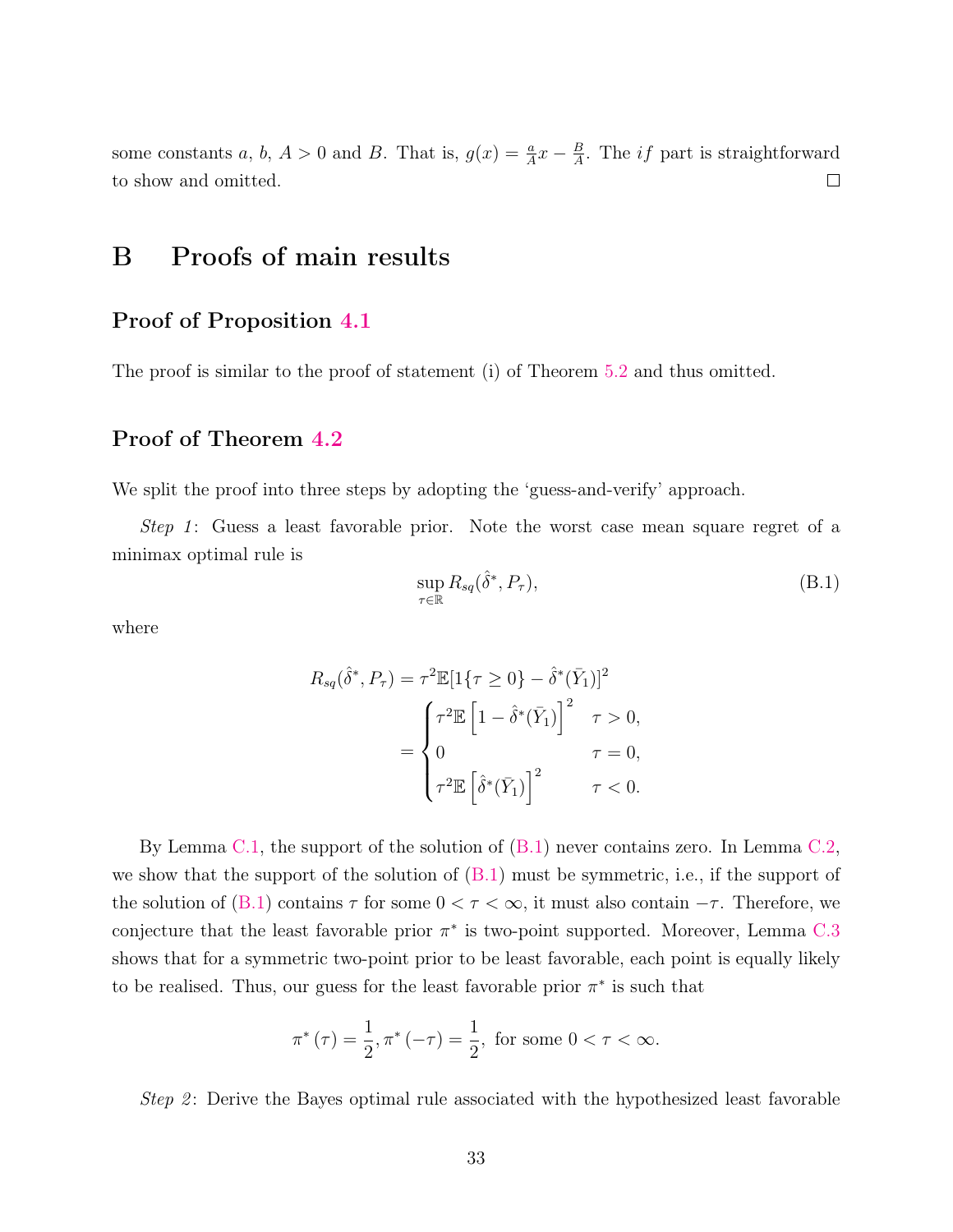some constants $a$, $b$, $A > 0$ and $B$. That is, $g(x) = \frac{a}{A}x - \frac{B}{A}$. The *if* part is straightforward to show and omitted. □

# B Proofs of main results

## Proof of Proposition 4.1

The proof is similar to the proof of statement (i) of Theorem 5.2 and thus omitted.

## Proof of Theorem 4.2

We split the proof into three steps by adopting the 'guess-and-verify' approach.

*Step 1*: Guess a least favorable prior. Note the worst case mean square regret of a minimax optimal rule is

$$\sup_{\tau \in \mathbb{R}} R_{sq}(\hat{\delta}^*, P_\tau), \tag{B.1}$$

where

$$R_{sq}(\hat{\delta}^*, P_\tau) = \tau^2 \mathbb{E}[1\{\tau \geq 0\} - \hat{\delta}^*(\bar{Y}_1)]^2$$
$$= \begin{cases} \tau^2 \mathbb{E}\left[1 - \hat{\delta}^*(\bar{Y}_1)\right]^2 & \tau > 0, \\ 0 & \tau = 0, \\ \tau^2 \mathbb{E}\left[\hat{\delta}^*(\bar{Y}_1)\right]^2 & \tau < 0. \end{cases}$$

By Lemma C.1, the support of the solution of (B.1) never contains zero. In Lemma C.2, we show that the support of the solution of (B.1) must be symmetric, i.e., if the support of the solution of (B.1) contains $\tau$ for some $0 < \tau < \infty$, it must also contain $-\tau$. Therefore, we conjecture that the least favorable prior $\pi^*$ is two-point supported. Moreover, Lemma C.3 shows that for a symmetric two-point prior to be least favorable, each point is equally likely to be realised. Thus, our guess for the least favorable prior $\pi^*$ is such that

$$\pi^*(\tau) = \frac{1}{2}, \pi^*(-\tau) = \frac{1}{2}, \text{ for some } 0 < \tau < \infty.$$

*Step 2*: Derive the Bayes optimal rule associated with the hypothesized least favorable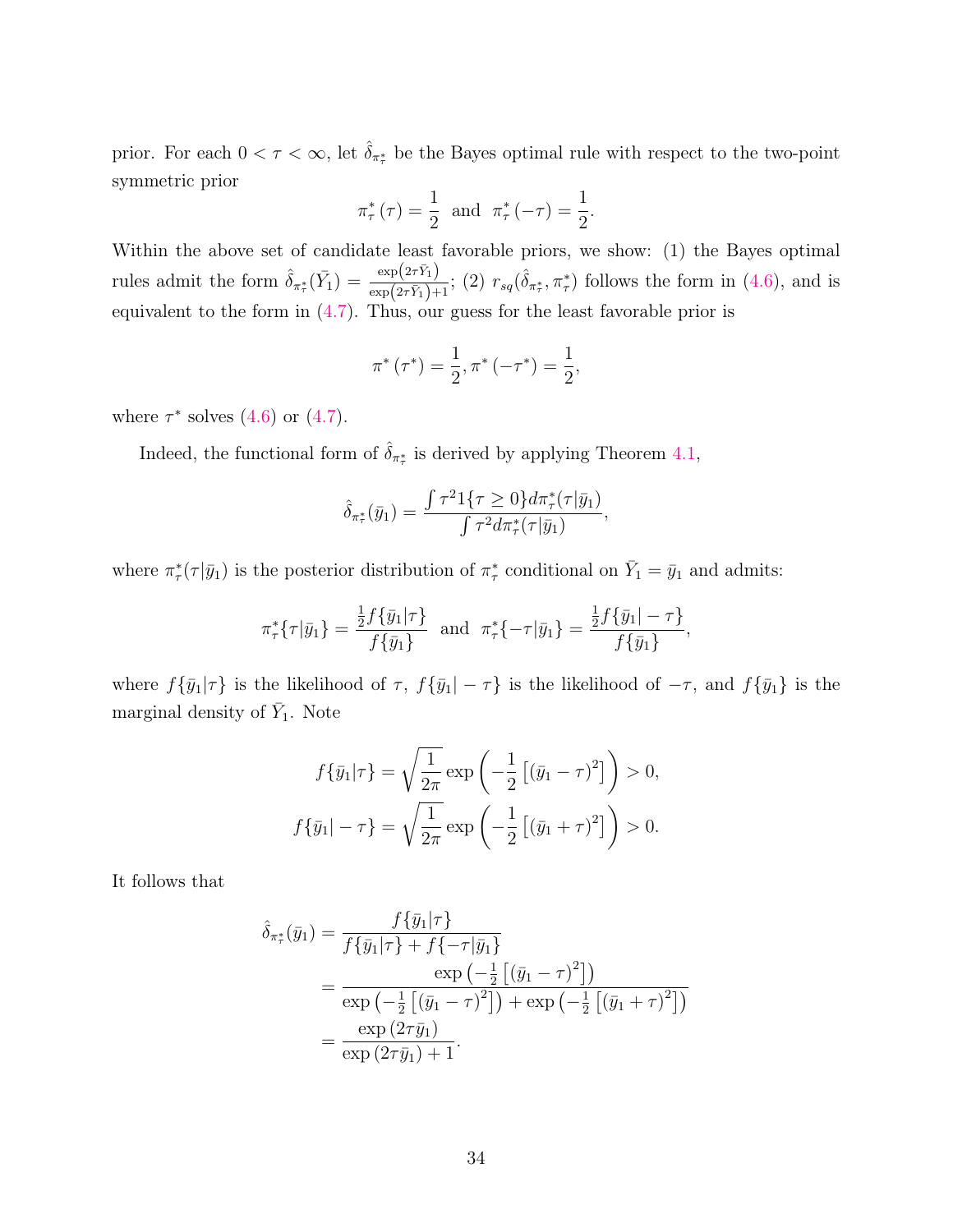prior. For each $0 < \tau < \infty$, let $\hat{\delta}_{\pi^*_\tau}$ be the Bayes optimal rule with respect to the two-point symmetric prior

$$\pi^*_\tau(\tau) = \frac{1}{2} \text{ and } \pi^*_\tau(-\tau) = \frac{1}{2}.$$

Within the above set of candidate least favorable priors, we show: (1) the Bayes optimal rules admit the form $\hat{\delta}_{\pi^*_\tau}(\bar{Y}_1) = \frac{\exp(2\tau\bar{Y}_1)}{\exp(2\tau\bar{Y}_1)+1}$; (2) $r_{sq}(\hat{\delta}_{\pi^*_\tau}, \pi^*_\tau)$ follows the form in (4.6), and is equivalent to the form in (4.7). Thus, our guess for the least favorable prior is

$$\pi^*(\tau^*) = \frac{1}{2}, \pi^*(-\tau^*) = \frac{1}{2},$$

where $\tau^*$ solves (4.6) or (4.7).

Indeed, the functional form of $\hat{\delta}_{\pi^*_\tau}$ is derived by applying Theorem 4.1,

$$\hat{\delta}_{\pi^*_\tau}(\bar{y}_1) = \frac{\int \tau^2 1\{\tau \geq 0\} d\pi^*_\tau(\tau|\bar{y}_1)}{\int \tau^2 d\pi^*_\tau(\tau|\bar{y}_1)},$$

where $\pi^*_\tau(\tau|\bar{y}_1)$ is the posterior distribution of $\pi^*_\tau$ conditional on $\bar{Y}_1 = \bar{y}_1$ and admits:

$$\pi^*_\tau\{\tau|\bar{y}_1\} = \frac{\frac{1}{2}f\{\bar{y}_1|\tau\}}{f\{\bar{y}_1\}} \text{ and } \pi^*_\tau\{-\tau|\bar{y}_1\} = \frac{\frac{1}{2}f\{\bar{y}_1|-\tau\}}{f\{\bar{y}_1\}},$$

where $f\{\bar{y}_1|\tau\}$ is the likelihood of $\tau$, $f\{\bar{y}_1|-\tau\}$ is the likelihood of $-\tau$, and $f\{\bar{y}_1\}$ is the marginal density of $\bar{Y}_1$. Note

$$f\{\bar{y}_1|\tau\} = \sqrt{\frac{1}{2\pi}} \exp\left(-\frac{1}{2}\left[(\bar{y}_1 - \tau)^2\right]\right) > 0,$$
$$f\{\bar{y}_1|-\tau\} = \sqrt{\frac{1}{2\pi}} \exp\left(-\frac{1}{2}\left[(\bar{y}_1 + \tau)^2\right]\right) > 0.$$

It follows that

$$\begin{aligned}
\hat{\delta}_{\pi^*_\tau}(\bar{y}_1) &= \frac{f\{\bar{y}_1|\tau\}}{f\{\bar{y}_1|\tau\} + f\{-\tau|\bar{y}_1\}} \\
&= \frac{\exp\left(-\frac{1}{2}\left[(\bar{y}_1 - \tau)^2\right]\right)}{\exp\left(-\frac{1}{2}\left[(\bar{y}_1 - \tau)^2\right]\right) + \exp\left(-\frac{1}{2}\left[(\bar{y}_1 + \tau)^2\right]\right)} \\
&= \frac{\exp(2\tau\bar{y}_1)}{\exp(2\tau\bar{y}_1) + 1}.
\end{aligned}$$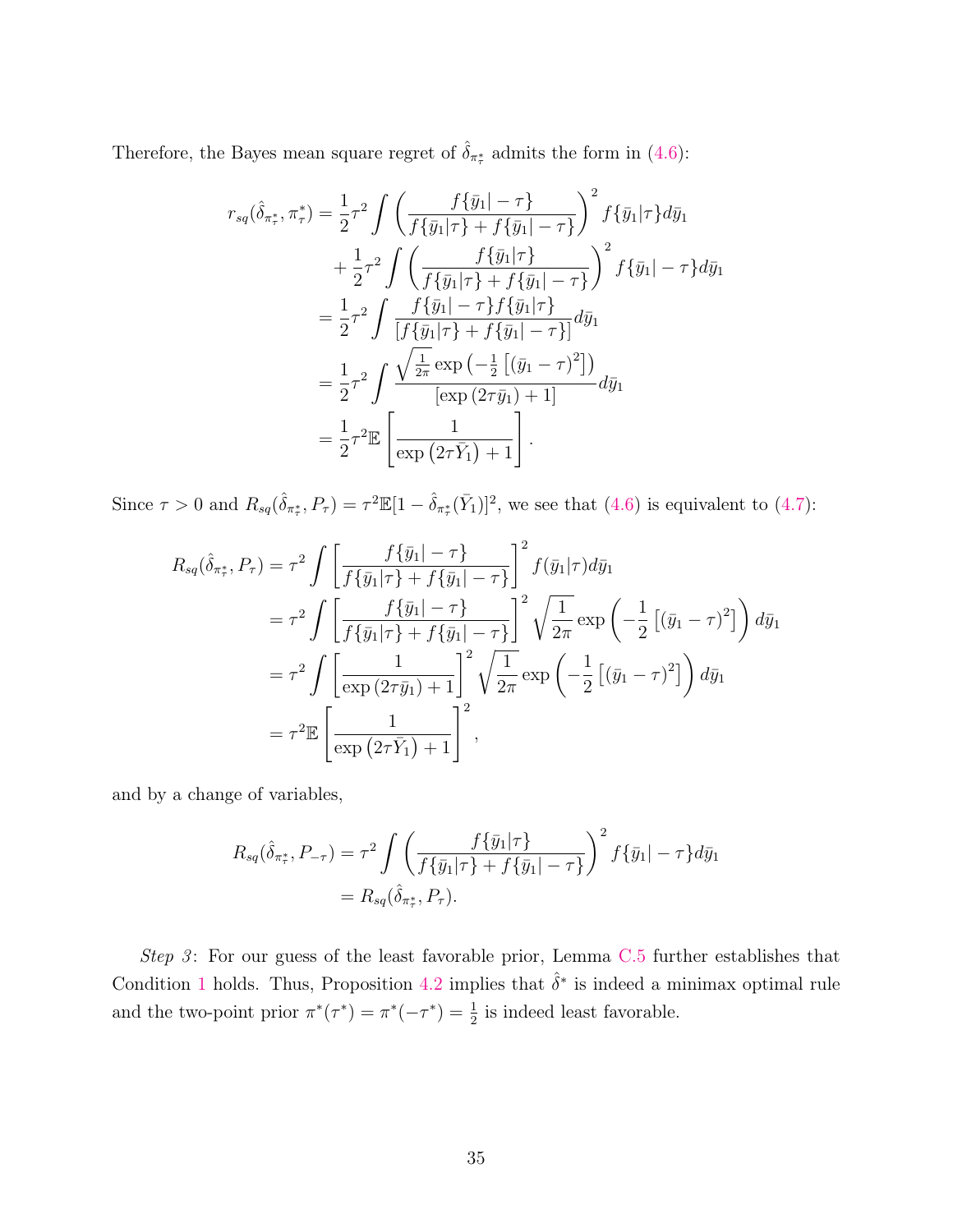Therefore, the Bayes mean square regret of $\hat{\delta}_{\pi^*_\tau}$ admits the form in (4.6):

$$
\begin{aligned}
r_{sq}(\hat{\delta}_{\pi^*_\tau}, \pi^*_\tau) &= \frac{1}{2}\tau^2 \int \left( \frac{f\{\bar{y}_1| - \tau\}}{f\{\bar{y}_1|\tau\} + f\{\bar{y}_1| - \tau\}} \right)^2 f\{\bar{y}_1|\tau\} d\bar{y}_1 \\
&\quad + \frac{1}{2}\tau^2 \int \left( \frac{f\{\bar{y}_1|\tau\}}{f\{\bar{y}_1|\tau\} + f\{\bar{y}_1| - \tau\}} \right)^2 f\{\bar{y}_1| - \tau\} d\bar{y}_1 \\
&= \frac{1}{2}\tau^2 \int \frac{f\{\bar{y}_1| - \tau\} f\{\bar{y}_1|\tau\}}{[f\{\bar{y}_1|\tau\} + f\{\bar{y}_1| - \tau\}]} d\bar{y}_1 \\
&= \frac{1}{2}\tau^2 \int \frac{\sqrt{\frac{1}{2\pi}} \exp\left(-\frac{1}{2}\left[(\bar{y}_1 - \tau)^2\right]\right)}{[\exp(2\tau\bar{y}_1) + 1]} d\bar{y}_1 \\
&= \frac{1}{2}\tau^2 \mathbb{E}\left[ \frac{1}{\exp(2\tau\bar{Y}_1) + 1} \right].
\end{aligned}
$$

Since $\tau > 0$ and $R_{sq}(\hat{\delta}_{\pi^*_\tau}, P_\tau) = \tau^2 \mathbb{E}[1 - \hat{\delta}_{\pi^*_\tau}(\bar{Y}_1)]^2$, we see that (4.6) is equivalent to (4.7):

$$
\begin{aligned}
R_{sq}(\hat{\delta}_{\pi^*_\tau}, P_\tau) &= \tau^2 \int \left[ \frac{f\{\bar{y}_1| - \tau\}}{f\{\bar{y}_1|\tau\} + f\{\bar{y}_1| - \tau\}} \right]^2 f(\bar{y}_1|\tau) d\bar{y}_1 \\
&= \tau^2 \int \left[ \frac{f\{\bar{y}_1| - \tau\}}{f\{\bar{y}_1|\tau\} + f\{\bar{y}_1| - \tau\}} \right]^2 \sqrt{\frac{1}{2\pi}} \exp\left(-\frac{1}{2}\left[(\bar{y}_1 - \tau)^2\right]\right) d\bar{y}_1 \\
&= \tau^2 \int \left[ \frac{1}{\exp(2\tau\bar{y}_1) + 1} \right]^2 \sqrt{\frac{1}{2\pi}} \exp\left(-\frac{1}{2}\left[(\bar{y}_1 - \tau)^2\right]\right) d\bar{y}_1 \\
&= \tau^2 \mathbb{E}\left[ \frac{1}{\exp(2\tau\bar{Y}_1) + 1} \right]^2,
\end{aligned}
$$

and by a change of variables,

$$
\begin{aligned}
R_{sq}(\hat{\delta}_{\pi^*_\tau}, P_{-\tau}) &= \tau^2 \int \left( \frac{f\{\bar{y}_1|\tau\}}{f\{\bar{y}_1|\tau\} + f\{\bar{y}_1| - \tau\}} \right)^2 f\{\bar{y}_1| - \tau\} d\bar{y}_1 \\
&= R_{sq}(\hat{\delta}_{\pi^*_\tau}, P_\tau).
\end{aligned}
$$

*Step 3*: For our guess of the least favorable prior, Lemma C.5 further establishes that Condition 1 holds. Thus, Proposition 4.2 implies that $\hat{\delta}^*$ is indeed a minimax optimal rule and the two-point prior $\pi^*(\tau^*) = \pi^*(-\tau^*) = \frac{1}{2}$ is indeed least favorable.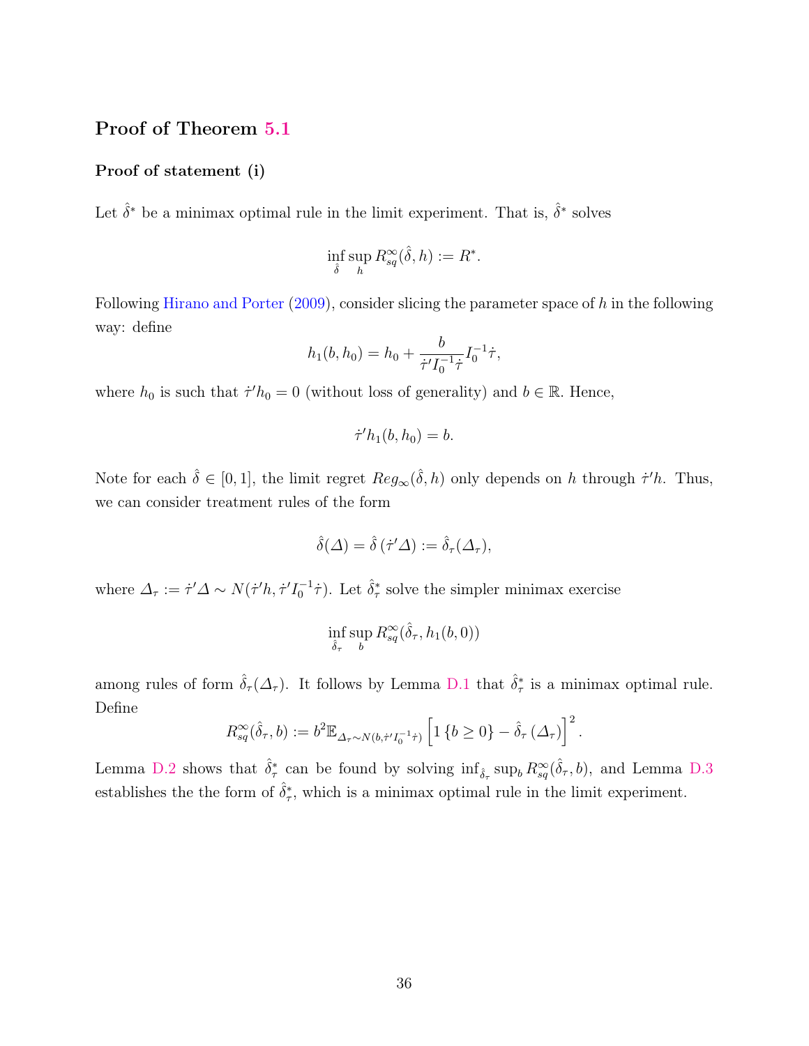## Proof of Theorem 5.1

### Proof of statement (i)

Let $\hat{\delta}^*$ be a minimax optimal rule in the limit experiment. That is, $\hat{\delta}^*$ solves

$$\inf_{\hat{\delta}} \sup_{h} R_{sq}^{\infty}(\hat{\delta}, h) := R^*.$$

Following Hirano and Porter (2009), consider slicing the parameter space of $h$ in the following way: define

$$h_1(b, h_0) = h_0 + \frac{b}{\dot{\tau}' I_0^{-1} \dot{\tau}} I_0^{-1} \dot{\tau},$$

where $h_0$ is such that $\dot{\tau}' h_0 = 0$ (without loss of generality) and $b \in \mathbb{R}$. Hence,

$$\dot{\tau}' h_1(b, h_0) = b.$$

Note for each $\hat{\delta} \in [0, 1]$, the limit regret $Reg_{\infty}(\hat{\delta}, h)$ only depends on $h$ through $\dot{\tau}' h$. Thus, we can consider treatment rules of the form

$$\hat{\delta}(\varDelta) = \hat{\delta}\left(\dot{\tau}' \varDelta\right) := \hat{\delta}_{\tau}(\varDelta_{\tau}),$$

where $\varDelta_{\tau} := \dot{\tau}' \varDelta \sim N(\dot{\tau}' h, \dot{\tau}' I_0^{-1} \dot{\tau})$. Let $\hat{\delta}_{\tau}^*$ solve the simpler minimax exercise

$$\inf_{\hat{\delta}_{\tau}} \sup_{b} R_{sq}^{\infty}(\hat{\delta}_{\tau}, h_1(b, 0))$$

among rules of form $\hat{\delta}_{\tau}(\varDelta_{\tau})$. It follows by Lemma D.1 that $\hat{\delta}_{\tau}^*$ is a minimax optimal rule. Define

$$R_{sq}^{\infty}(\hat{\delta}_{\tau}, b) := b^2 \mathbb{E}_{\varDelta_{\tau} \sim N(b, \dot{\tau}' I_0^{-1} \dot{\tau})} \left[ 1\left\{ b \geq 0 \right\} - \hat{\delta}_{\tau}\left(\varDelta_{\tau}\right) \right]^2.$$

Lemma D.2 shows that $\hat{\delta}_{\tau}^*$ can be found by solving $\inf_{\hat{\delta}_{\tau}} \sup_b R_{sq}^{\infty}(\hat{\delta}_{\tau}, b)$, and Lemma D.3 establishes the the form of $\hat{\delta}_{\tau}^*$, which is a minimax optimal rule in the limit experiment.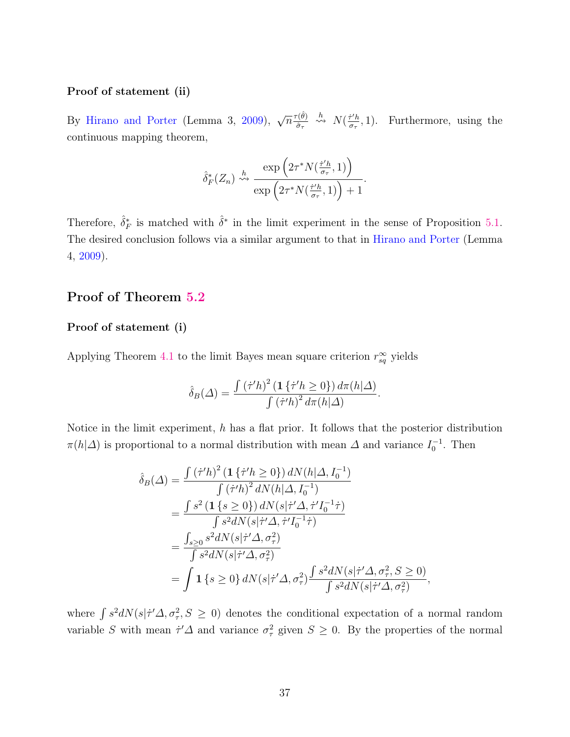### Proof of statement (ii)

By Hirano and Porter (Lemma 3, 2009), $\sqrt{n}\frac{\tau(\hat{\theta})}{\hat{\sigma}_\tau} \overset{h}{\rightsquigarrow} N(\frac{\dot{\tau}'h}{\sigma_\tau}, 1)$. Furthermore, using the continuous mapping theorem,

$$\hat{\delta}^*_F(Z_n) \overset{h}{\rightsquigarrow} \frac{\exp\left(2\tau^* N(\frac{\dot{\tau}'h}{\sigma_\tau}, 1)\right)}{\exp\left(2\tau^* N(\frac{\dot{\tau}'h}{\sigma_\tau}, 1)\right) + 1}.$$

Therefore, $\hat{\delta}^*_F$ is matched with $\hat{\delta}^*$ in the limit experiment in the sense of Proposition 5.1. The desired conclusion follows via a similar argument to that in Hirano and Porter (Lemma 4, 2009).

## Proof of Theorem 5.2

### Proof of statement (i)

Applying Theorem 4.1 to the limit Bayes mean square criterion $r^\infty_{sq}$ yields

$$\hat{\delta}_B(\Delta) = \frac{\int (\dot{\tau}'h)^2 \left(\mathbf{1}\left\{\dot{\tau}'h \geq 0\right\}\right) d\pi(h|\Delta)}{\int (\dot{\tau}'h)^2 d\pi(h|\Delta)}.$$

Notice in the limit experiment, $h$ has a flat prior. It follows that the posterior distribution $\pi(h|\Delta)$ is proportional to a normal distribution with mean $\Delta$ and variance $I_0^{-1}$. Then

$$\begin{aligned}
\hat{\delta}_B(\Delta) &= \frac{\int (\dot{\tau}'h)^2 \left(\mathbf{1}\left\{\dot{\tau}'h \geq 0\right\}\right) dN(h|\Delta, I_0^{-1})}{\int (\dot{\tau}'h)^2 dN(h|\Delta, I_0^{-1})} \\
&= \frac{\int s^2 \left(\mathbf{1}\left\{s \geq 0\right\}\right) dN(s|\dot{\tau}'\Delta, \dot{\tau}'I_0^{-1}\dot{\tau})}{\int s^2 dN(s|\dot{\tau}'\Delta, \dot{\tau}'I_0^{-1}\dot{\tau})} \\
&= \frac{\int_{s \geq 0} s^2 dN(s|\dot{\tau}'\Delta, \sigma_\tau^2)}{\int s^2 dN(s|\dot{\tau}'\Delta, \sigma_\tau^2)} \\
&= \int \mathbf{1}\left\{s \geq 0\right\} dN(s|\dot{\tau}'\Delta, \sigma_\tau^2) \frac{\int s^2 dN(s|\dot{\tau}'\Delta, \sigma_\tau^2, S \geq 0)}{\int s^2 dN(s|\dot{\tau}'\Delta, \sigma_\tau^2)},
\end{aligned}$$

where $\int s^2 dN(s|\dot{\tau}'\Delta, \sigma_\tau^2, S \geq 0)$ denotes the conditional expectation of a normal random variable $S$ with mean $\dot{\tau}'\Delta$ and variance $\sigma_\tau^2$ given $S \geq 0$. By the properties of the normal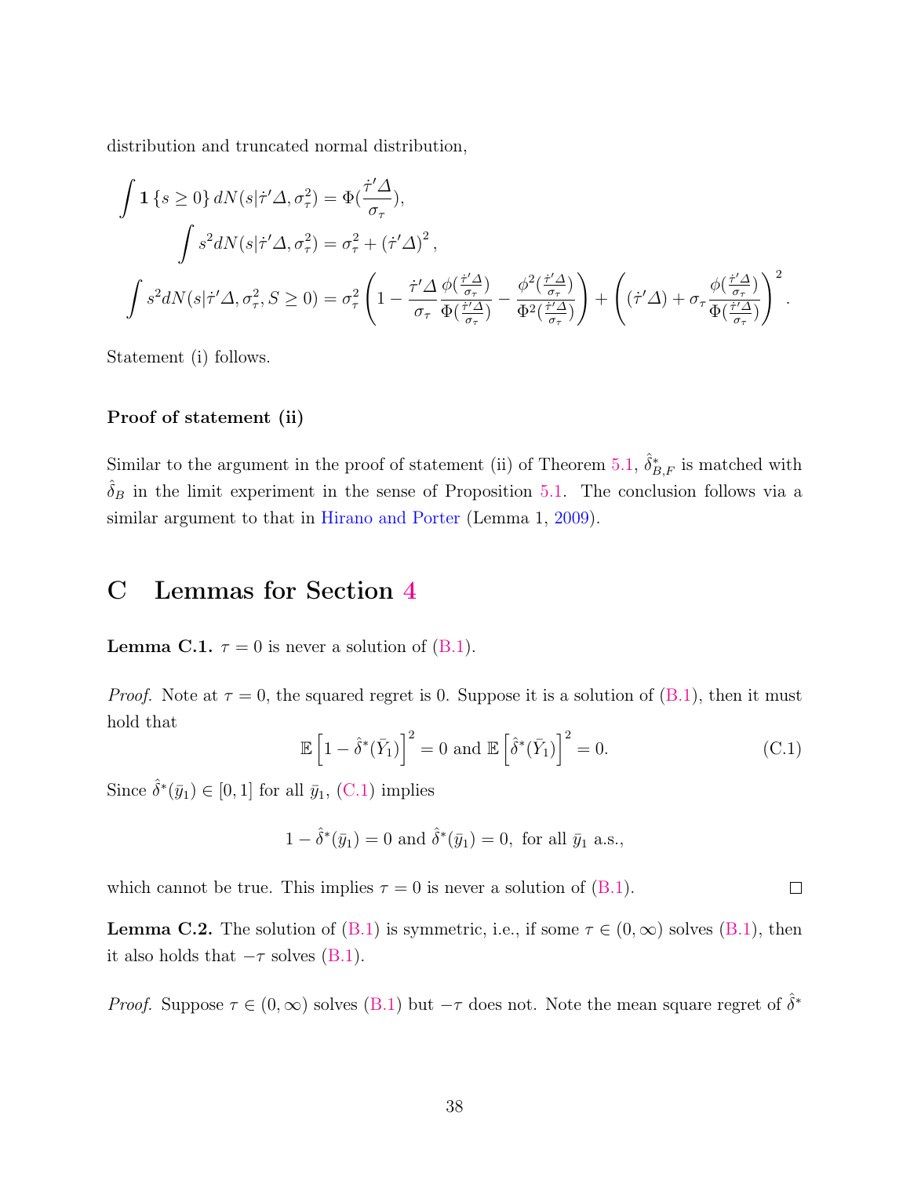distribution and truncated normal distribution,

$$\int \mathbf{1}\{s \geq 0\} \, dN(s|\dot{\tau}'\varDelta, \sigma_\tau^2) = \Phi(\frac{\dot{\tau}'\varDelta}{\sigma_\tau}),$$

$$\int s^2 dN(s|\dot{\tau}'\varDelta, \sigma_\tau^2) = \sigma_\tau^2 + (\dot{\tau}'\varDelta)^2,$$

$$\int s^2 dN(s|\dot{\tau}'\varDelta, \sigma_\tau^2, S \geq 0) = \sigma_\tau^2 \left(1 - \frac{\dot{\tau}'\varDelta}{\sigma_\tau}\frac{\phi(\frac{\dot{\tau}'\varDelta}{\sigma_\tau})}{\Phi(\frac{\dot{\tau}'\varDelta}{\sigma_\tau})} - \frac{\phi^2(\frac{\dot{\tau}'\varDelta}{\sigma_\tau})}{\Phi^2(\frac{\dot{\tau}'\varDelta}{\sigma_\tau})}\right) + \left((\dot{\tau}'\varDelta) + \sigma_\tau \frac{\phi(\frac{\dot{\tau}'\varDelta}{\sigma_\tau})}{\Phi(\frac{\dot{\tau}'\varDelta}{\sigma_\tau})}\right)^2.$$

Statement (i) follows.

**Proof of statement (ii)**

Similar to the argument in the proof of statement (ii) of Theorem 5.1, $\hat{\delta}^*_{B,F}$ is matched with $\hat{\delta}_B$ in the limit experiment in the sense of Proposition 5.1. The conclusion follows via a similar argument to that in Hirano and Porter (Lemma 1, 2009).

# C Lemmas for Section 4

**Lemma C.1.** $\tau = 0$ is never a solution of (B.1).

*Proof.* Note at $\tau = 0$, the squared regret is 0. Suppose it is a solution of (B.1), then it must hold that

$$\mathbb{E}\left[1 - \hat{\delta}^*(\bar{Y}_1)\right]^2 = 0 \text{ and } \mathbb{E}\left[\hat{\delta}^*(\bar{Y}_1)\right]^2 = 0. \tag{C.1}$$

Since $\hat{\delta}^*(\bar{y}_1) \in [0, 1]$ for all $\bar{y}_1$, (C.1) implies

$$1 - \hat{\delta}^*(\bar{y}_1) = 0 \text{ and } \hat{\delta}^*(\bar{y}_1) = 0, \text{ for all } \bar{y}_1 \text{ a.s.,}$$

which cannot be true. This implies $\tau = 0$ is never a solution of (B.1). □

**Lemma C.2.** The solution of (B.1) is symmetric, i.e., if some $\tau \in (0, \infty)$ solves (B.1), then it also holds that $-\tau$ solves (B.1).

*Proof.* Suppose $\tau \in (0, \infty)$ solves (B.1) but $-\tau$ does not. Note the mean square regret of $\hat{\delta}^*$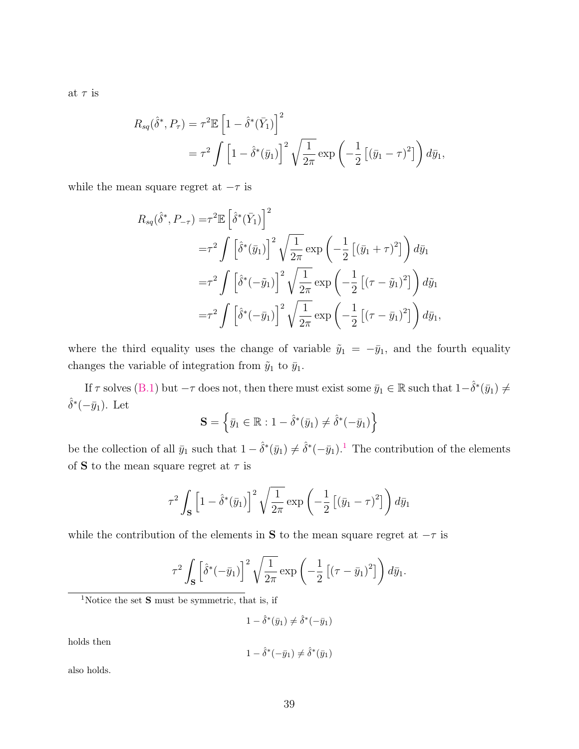at $\tau$ is

$$
\begin{aligned}
R_{sq}(\hat{\delta}^*, P_\tau) &= \tau^2 \mathbb{E}\left[1 - \hat{\delta}^*(\bar{Y}_1)\right]^2 \\
&= \tau^2 \int \left[1 - \hat{\delta}^*(\bar{y}_1)\right]^2 \sqrt{\frac{1}{2\pi}} \exp\left(-\frac{1}{2}\left[(\bar{y}_1 - \tau)^2\right]\right) d\bar{y}_1,
\end{aligned}
$$

while the mean square regret at $-\tau$ is

$$
\begin{aligned}
R_{sq}(\hat{\delta}^*, P_{-\tau}) =& \tau^2 \mathbb{E}\left[\hat{\delta}^*(\bar{Y}_1)\right]^2 \\
=& \tau^2 \int \left[\hat{\delta}^*(\bar{y}_1)\right]^2 \sqrt{\frac{1}{2\pi}} \exp\left(-\frac{1}{2}\left[(\bar{y}_1 + \tau)^2\right]\right) d\bar{y}_1 \\
=& \tau^2 \int \left[\hat{\delta}^*(-\tilde{y}_1)\right]^2 \sqrt{\frac{1}{2\pi}} \exp\left(-\frac{1}{2}\left[(\tau - \tilde{y}_1)^2\right]\right) d\tilde{y}_1 \\
=& \tau^2 \int \left[\hat{\delta}^*(-\bar{y}_1)\right]^2 \sqrt{\frac{1}{2\pi}} \exp\left(-\frac{1}{2}\left[(\tau - \bar{y}_1)^2\right]\right) d\bar{y}_1,
\end{aligned}
$$

where the third equality uses the change of variable $\tilde{y}_1 = -\bar{y}_1$, and the fourth equality changes the variable of integration from $\tilde{y}_1$ to $\bar{y}_1$.

If $\tau$ solves (B.1) but $-\tau$ does not, then there must exist some $\bar{y}_1 \in \mathbb{R}$ such that $1 - \hat{\delta}^*(\bar{y}_1) \neq \hat{\delta}^*(-\bar{y}_1)$. Let

$$
\mathbf{S} = \left\{\bar{y}_1 \in \mathbb{R} : 1 - \hat{\delta}^*(\bar{y}_1) \neq \hat{\delta}^*(-\bar{y}_1)\right\}
$$

be the collection of all $\bar{y}_1$ such that $1 - \hat{\delta}^*(\bar{y}_1) \neq \hat{\delta}^*(-\bar{y}_1)$.[1] The contribution of the elements of $\mathbf{S}$ to the mean square regret at $\tau$ is

$$
\tau^2 \int_{\mathbf{S}} \left[1 - \hat{\delta}^*(\bar{y}_1)\right]^2 \sqrt{\frac{1}{2\pi}} \exp\left(-\frac{1}{2}\left[(\bar{y}_1 - \tau)^2\right]\right) d\bar{y}_1
$$

while the contribution of the elements in $\mathbf{S}$ to the mean square regret at $-\tau$ is

$$
\tau^2 \int_{\mathbf{S}} \left[\hat{\delta}^*(-\bar{y}_1)\right]^2 \sqrt{\frac{1}{2\pi}} \exp\left(-\frac{1}{2}\left[(\tau - \bar{y}_1)^2\right]\right) d\bar{y}_1.
$$

---

[1] Notice the set $\mathbf{S}$ must be symmetric, that is, if

$$
1 - \hat{\delta}^*(\bar{y}_1) \neq \hat{\delta}^*(-\bar{y}_1)
$$

holds then

$$
1 - \hat{\delta}^*(-\bar{y}_1) \neq \hat{\delta}^*(\bar{y}_1)
$$

also holds.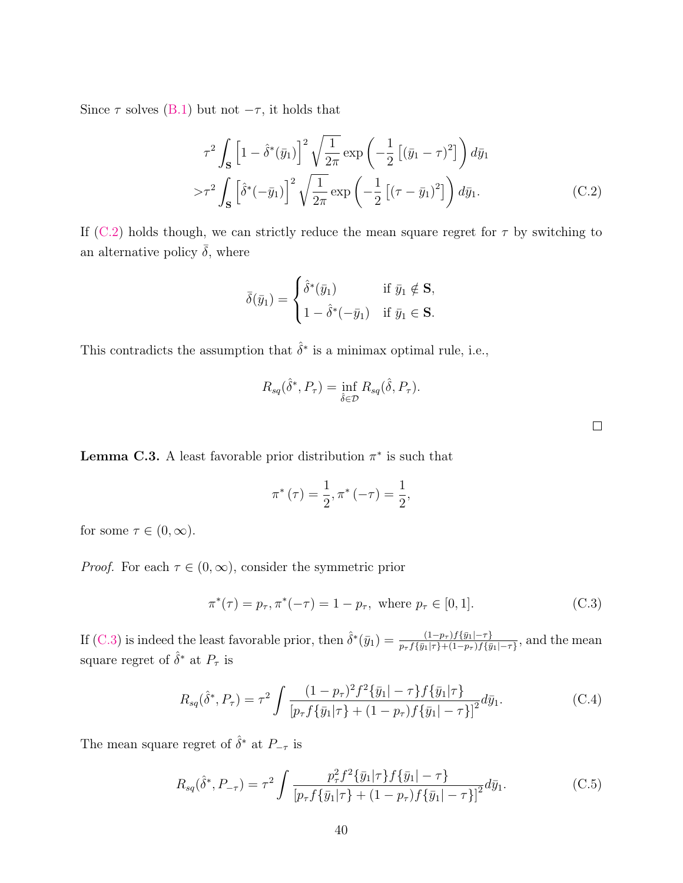Since $\tau$ solves (B.1) but not $-\tau$, it holds that

$$
\begin{aligned}
&\tau^2 \int_{\mathbf{S}} \left[1 - \hat{\delta}^*(\bar{y}_1)\right]^2 \sqrt{\frac{1}{2\pi}} \exp\left(-\frac{1}{2}\left[(\bar{y}_1 - \tau)^2\right]\right) d\bar{y}_1 \\
&> \tau^2 \int_{\mathbf{S}} \left[\hat{\delta}^*(-\bar{y}_1)\right]^2 \sqrt{\frac{1}{2\pi}} \exp\left(-\frac{1}{2}\left[(\tau - \bar{y}_1)^2\right]\right) d\bar{y}_1.
\end{aligned}
\tag{C.2}
$$

If (C.2) holds though, we can strictly reduce the mean square regret for $\tau$ by switching to an alternative policy $\bar{\delta}$, where

$$
\bar{\delta}(\bar{y}_1) = \begin{cases} \hat{\delta}^*(\bar{y}_1) & \text{if } \bar{y}_1 \notin \mathbf{S}, \\ 1 - \hat{\delta}^*(-\bar{y}_1) & \text{if } \bar{y}_1 \in \mathbf{S}. \end{cases}
$$

This contradicts the assumption that $\hat{\delta}^*$ is a minimax optimal rule, i.e.,

$$
R_{sq}(\hat{\delta}^*, P_\tau) = \inf_{\hat{\delta} \in \mathcal{D}} R_{sq}(\hat{\delta}, P_\tau).
$$

□

**Lemma C.3.** A least favorable prior distribution $\pi^*$ is such that

$$
\pi^*(\tau) = \frac{1}{2}, \pi^*(-\tau) = \frac{1}{2},
$$

for some $\tau \in (0, \infty)$.

*Proof.* For each $\tau \in (0, \infty)$, consider the symmetric prior

$$
\pi^*(\tau) = p_\tau, \pi^*(-\tau) = 1 - p_\tau, \text{ where } p_\tau \in [0, 1]. \tag{C.3}
$$

If (C.3) is indeed the least favorable prior, then $\hat{\delta}^*(\bar{y}_1) = \frac{(1-p_\tau) f\{\bar{y}_1 | -\tau\}}{p_\tau f\{\bar{y}_1|\tau\} + (1-p_\tau) f\{\bar{y}_1| -\tau\}}$, and the mean square regret of $\hat{\delta}^*$ at $P_\tau$ is

$$
R_{sq}(\hat{\delta}^*, P_\tau) = \tau^2 \int \frac{(1-p_\tau)^2 f^2\{\bar{y}_1| -\tau\} f\{\bar{y}_1|\tau\}}{\left[p_\tau f\{\bar{y}_1|\tau\} + (1-p_\tau) f\{\bar{y}_1| -\tau\}\right]^2} d\bar{y}_1. \tag{C.4}
$$

The mean square regret of $\hat{\delta}^*$ at $P_{-\tau}$ is

$$
R_{sq}(\hat{\delta}^*, P_{-\tau}) = \tau^2 \int \frac{p_\tau^2 f^2\{\bar{y}_1|\tau\} f\{\bar{y}_1| -\tau\}}{\left[p_\tau f\{\bar{y}_1|\tau\} + (1-p_\tau) f\{\bar{y}_1| -\tau\}\right]^2} d\bar{y}_1. \tag{C.5}
$$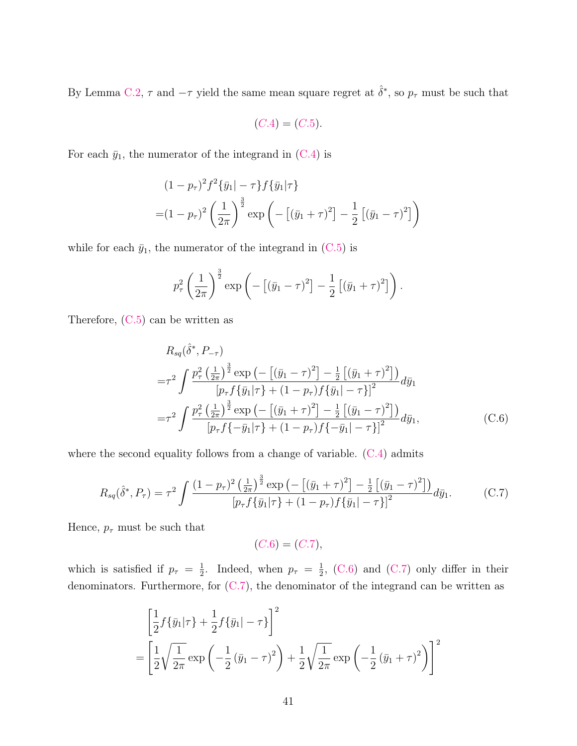By Lemma C.2, $\tau$ and $-\tau$ yield the same mean square regret at $\hat{\delta}^*$, so $p_\tau$ must be such that

$$(C.4) = (C.5).$$

For each $\bar{y}_1$, the numerator of the integrand in (C.4) is

$$
\begin{aligned}
&(1-p_\tau)^2 f^2\{\bar{y}_1|-\tau\} f\{\bar{y}_1|\tau\} \\
=&(1-p_\tau)^2 \left(\frac{1}{2\pi}\right)^{\frac{3}{2}} \exp\left(-\left[(\bar{y}_1+\tau)^2\right] - \frac{1}{2}\left[(\bar{y}_1-\tau)^2\right]\right)
\end{aligned}
$$

while for each $\bar{y}_1$, the numerator of the integrand in (C.5) is

$$p_\tau^2 \left(\frac{1}{2\pi}\right)^{\frac{3}{2}} \exp\left(-\left[(\bar{y}_1-\tau)^2\right] - \frac{1}{2}\left[(\bar{y}_1+\tau)^2\right]\right).$$

Therefore, (C.5) can be written as

$$
\begin{aligned}
&R_{sq}(\hat{\delta}^*, P_{-\tau}) \\
=&\tau^2 \int \frac{p_\tau^2 \left(\frac{1}{2\pi}\right)^{\frac{3}{2}} \exp\left(-\left[(\bar{y}_1-\tau)^2\right] - \frac{1}{2}\left[(\bar{y}_1+\tau)^2\right]\right)}{\left[p_\tau f\{\bar{y}_1|\tau\} + (1-p_\tau) f\{\bar{y}_1|-\tau\}\right]^2} d\bar{y}_1 \\
=&\tau^2 \int \frac{p_\tau^2 \left(\frac{1}{2\pi}\right)^{\frac{3}{2}} \exp\left(-\left[(\bar{y}_1+\tau)^2\right] - \frac{1}{2}\left[(\bar{y}_1-\tau)^2\right]\right)}{\left[p_\tau f\{-\bar{y}_1|\tau\} + (1-p_\tau) f\{-\bar{y}_1|-\tau\}\right]^2} d\bar{y}_1,
\end{aligned}
\tag{C.6}
$$

where the second equality follows from a change of variable. (C.4) admits

$$R_{sq}(\hat{\delta}^*, P_\tau) = \tau^2 \int \frac{(1-p_\tau)^2 \left(\frac{1}{2\pi}\right)^{\frac{3}{2}} \exp\left(-\left[(\bar{y}_1+\tau)^2\right] - \frac{1}{2}\left[(\bar{y}_1-\tau)^2\right]\right)}{\left[p_\tau f\{\bar{y}_1|\tau\} + (1-p_\tau) f\{\bar{y}_1|-\tau\}\right]^2} d\bar{y}_1. \tag{C.7}$$

Hence, $p_\tau$ must be such that

$$(C.6) = (C.7),$$

which is satisfied if $p_\tau = \frac{1}{2}$. Indeed, when $p_\tau = \frac{1}{2}$, (C.6) and (C.7) only differ in their denominators. Furthermore, for (C.7), the denominator of the integrand can be written as

$$
\begin{aligned}
&\left[\frac{1}{2} f\{\bar{y}_1|\tau\} + \frac{1}{2} f\{\bar{y}_1|-\tau\}\right]^2 \\
=&\left[\frac{1}{2}\sqrt{\frac{1}{2\pi}} \exp\left(-\frac{1}{2}(\bar{y}_1-\tau)^2\right) + \frac{1}{2}\sqrt{\frac{1}{2\pi}} \exp\left(-\frac{1}{2}(\bar{y}_1+\tau)^2\right)\right]^2
\end{aligned}
$$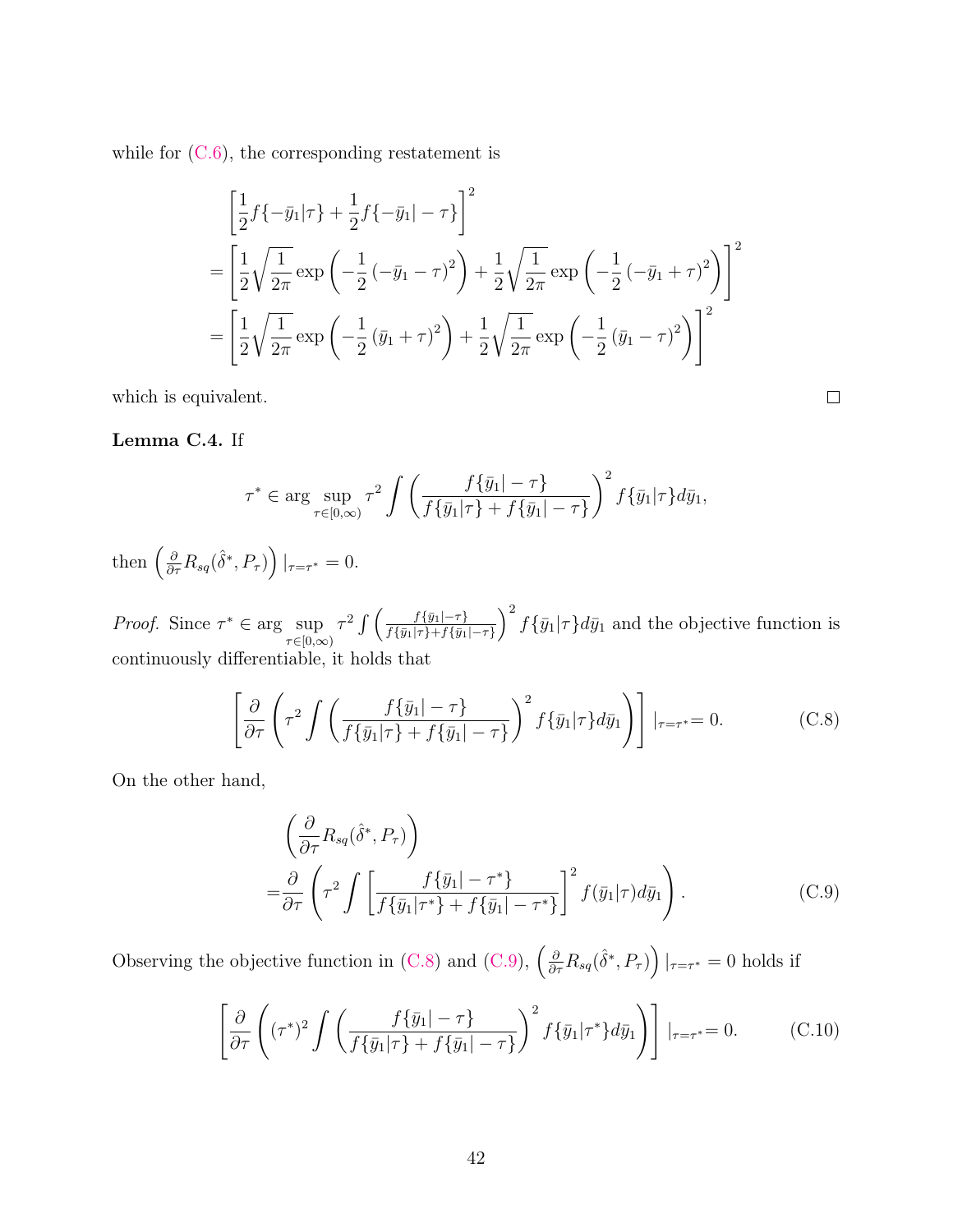while for (C.6), the corresponding restatement is

$$
\begin{aligned}
&\left[\frac{1}{2}f\{-\bar{y}_1|\tau\} + \frac{1}{2}f\{-\bar{y}_1|-\tau\}\right]^2 \\
=&\left[\frac{1}{2}\sqrt{\frac{1}{2\pi}}\exp\left(-\frac{1}{2}\left(-\bar{y}_1-\tau\right)^2\right) + \frac{1}{2}\sqrt{\frac{1}{2\pi}}\exp\left(-\frac{1}{2}\left(-\bar{y}_1+\tau\right)^2\right)\right]^2 \\
=&\left[\frac{1}{2}\sqrt{\frac{1}{2\pi}}\exp\left(-\frac{1}{2}\left(\bar{y}_1+\tau\right)^2\right) + \frac{1}{2}\sqrt{\frac{1}{2\pi}}\exp\left(-\frac{1}{2}\left(\bar{y}_1-\tau\right)^2\right)\right]^2
\end{aligned}
$$

which is equivalent. □

**Lemma C.4.** If

$$
\tau^* \in \arg\sup_{\tau\in[0,\infty)} \tau^2 \int \left(\frac{f\{\bar{y}_1|-\tau\}}{f\{\bar{y}_1|\tau\} + f\{\bar{y}_1|-\tau\}}\right)^2 f\{\bar{y}_1|\tau\}d\bar{y}_1,
$$

then $\left(\frac{\partial}{\partial\tau}R_{sq}(\hat{\delta}^*, P_\tau)\right)|_{\tau=\tau^*} = 0$.

*Proof.* Since $\tau^* \in \arg\sup_{\tau\in[0,\infty)} \tau^2 \int \left(\frac{f\{\bar{y}_1|-\tau\}}{f\{\bar{y}_1|\tau\}+f\{\bar{y}_1|-\tau\}}\right)^2 f\{\bar{y}_1|\tau\}d\bar{y}_1$ and the objective function is continuously differentiable, it holds that

$$
\left[\frac{\partial}{\partial\tau}\left(\tau^2\int\left(\frac{f\{\bar{y}_1|-\tau\}}{f\{\bar{y}_1|\tau\}+f\{\bar{y}_1|-\tau\}}\right)^2 f\{\bar{y}_1|\tau\}d\bar{y}_1\right)\right]|_{\tau=\tau^*} = 0. \tag{C.8}
$$

On the other hand,

$$
\begin{aligned}
&\left(\frac{\partial}{\partial\tau}R_{sq}(\hat{\delta}^*, P_\tau)\right) \\
=&\frac{\partial}{\partial\tau}\left(\tau^2\int\left[\frac{f\{\bar{y}_1|-\tau^*\}}{f\{\bar{y}_1|\tau^*\}+f\{\bar{y}_1|-\tau^*\}}\right]^2 f(\bar{y}_1|\tau)d\bar{y}_1\right).
\end{aligned} \tag{C.9}
$$

Observing the objective function in (C.8) and (C.9), $\left(\frac{\partial}{\partial\tau}R_{sq}(\hat{\delta}^*, P_\tau)\right)|_{\tau=\tau^*} = 0$ holds if

$$
\left[\frac{\partial}{\partial\tau}\left((\tau^*)^2\int\left(\frac{f\{\bar{y}_1|-\tau\}}{f\{\bar{y}_1|\tau\}+f\{\bar{y}_1|-\tau\}}\right)^2 f\{\bar{y}_1|\tau^*\}d\bar{y}_1\right)\right]|_{\tau=\tau^*} = 0. \tag{C.10}
$$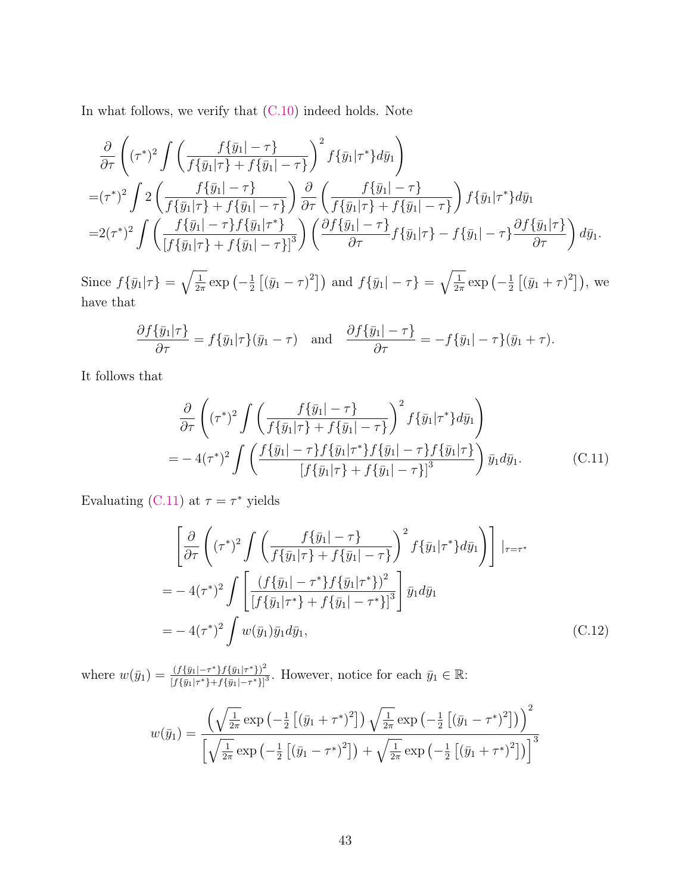In what follows, we verify that (C.10) indeed holds. Note

$$
\begin{aligned}
&\frac{\partial}{\partial \tau}\left((\tau^*)^2 \int \left(\frac{f\{\bar{y}_1|-\tau\}}{f\{\bar{y}_1|\tau\}+f\{\bar{y}_1|-\tau\}}\right)^2 f\{\bar{y}_1|\tau^*\}d\bar{y}_1\right)\\
=&(\tau^*)^2 \int 2\left(\frac{f\{\bar{y}_1|-\tau\}}{f\{\bar{y}_1|\tau\}+f\{\bar{y}_1|-\tau\}}\right)\frac{\partial}{\partial \tau}\left(\frac{f\{\bar{y}_1|-\tau\}}{f\{\bar{y}_1|\tau\}+f\{\bar{y}_1|-\tau\}}\right) f\{\bar{y}_1|\tau^*\}d\bar{y}_1\\
=&2(\tau^*)^2 \int \left(\frac{f\{\bar{y}_1|-\tau\}f\{\bar{y}_1|\tau^*\}}{[f\{\bar{y}_1|\tau\}+f\{\bar{y}_1|-\tau\}]^3}\right)\left(\frac{\partial f\{\bar{y}_1|-\tau\}}{\partial \tau}f\{\bar{y}_1|\tau\} - f\{\bar{y}_1|-\tau\}\frac{\partial f\{\bar{y}_1|\tau\}}{\partial \tau}\right)d\bar{y}_1.
\end{aligned}
$$

Since $f\{\bar{y}_1|\tau\} = \sqrt{\frac{1}{2\pi}}\exp\left(-\frac{1}{2}\left[(\bar{y}_1-\tau)^2\right]\right)$ and $f\{\bar{y}_1|-\tau\} = \sqrt{\frac{1}{2\pi}}\exp\left(-\frac{1}{2}\left[(\bar{y}_1+\tau)^2\right]\right)$, we have that

$$
\frac{\partial f\{\bar{y}_1|\tau\}}{\partial \tau} = f\{\bar{y}_1|\tau\}(\bar{y}_1-\tau) \quad \text{and} \quad \frac{\partial f\{\bar{y}_1|-\tau\}}{\partial \tau} = -f\{\bar{y}_1|-\tau\}(\bar{y}_1+\tau).
$$

It follows that

$$
\begin{aligned}
&\frac{\partial}{\partial \tau}\left((\tau^*)^2 \int \left(\frac{f\{\bar{y}_1|-\tau\}}{f\{\bar{y}_1|\tau\}+f\{\bar{y}_1|-\tau\}}\right)^2 f\{\bar{y}_1|\tau^*\}d\bar{y}_1\right)\\
=&-4(\tau^*)^2 \int \left(\frac{f\{\bar{y}_1|-\tau\}f\{\bar{y}_1|\tau^*\}f\{\bar{y}_1|-\tau\}f\{\bar{y}_1|\tau\}}{[f\{\bar{y}_1|\tau\}+f\{\bar{y}_1|-\tau\}]^3}\right)\bar{y}_1 d\bar{y}_1. \qquad \text{(C.11)}
\end{aligned}
$$

Evaluating (C.11) at $\tau = \tau^*$ yields

$$
\begin{aligned}
&\left[\frac{\partial}{\partial \tau}\left((\tau^*)^2 \int \left(\frac{f\{\bar{y}_1|-\tau\}}{f\{\bar{y}_1|\tau\}+f\{\bar{y}_1|-\tau\}}\right)^2 f\{\bar{y}_1|\tau^*\}d\bar{y}_1\right)\right]|_{\tau=\tau^*}\\
=&-4(\tau^*)^2 \int \left[\frac{(f\{\bar{y}_1|-\tau^*\}f\{\bar{y}_1|\tau^*\})^2}{[f\{\bar{y}_1|\tau^*\}+f\{\bar{y}_1|-\tau^*\}]^3}\right]\bar{y}_1 d\bar{y}_1\\
=&-4(\tau^*)^2 \int w(\bar{y}_1)\bar{y}_1 d\bar{y}_1, \qquad \text{(C.12)}
\end{aligned}
$$

where $w(\bar{y}_1) = \frac{(f\{\bar{y}_1|-\tau^*\}f\{\bar{y}_1|\tau^*\})^2}{[f\{\bar{y}_1|\tau^*\}+f\{\bar{y}_1|-\tau^*\}]^3}$. However, notice for each $\bar{y}_1 \in \mathbb{R}$:

$$
w(\bar{y}_1) = \frac{\left(\sqrt{\frac{1}{2\pi}}\exp\left(-\frac{1}{2}\left[(\bar{y}_1+\tau^*)^2\right]\right)\sqrt{\frac{1}{2\pi}}\exp\left(-\frac{1}{2}\left[(\bar{y}_1-\tau^*)^2\right]\right)\right)^2}{\left[\sqrt{\frac{1}{2\pi}}\exp\left(-\frac{1}{2}\left[(\bar{y}_1-\tau^*)^2\right]\right)+\sqrt{\frac{1}{2\pi}}\exp\left(-\frac{1}{2}\left[(\bar{y}_1+\tau^*)^2\right]\right)\right]^3}
$$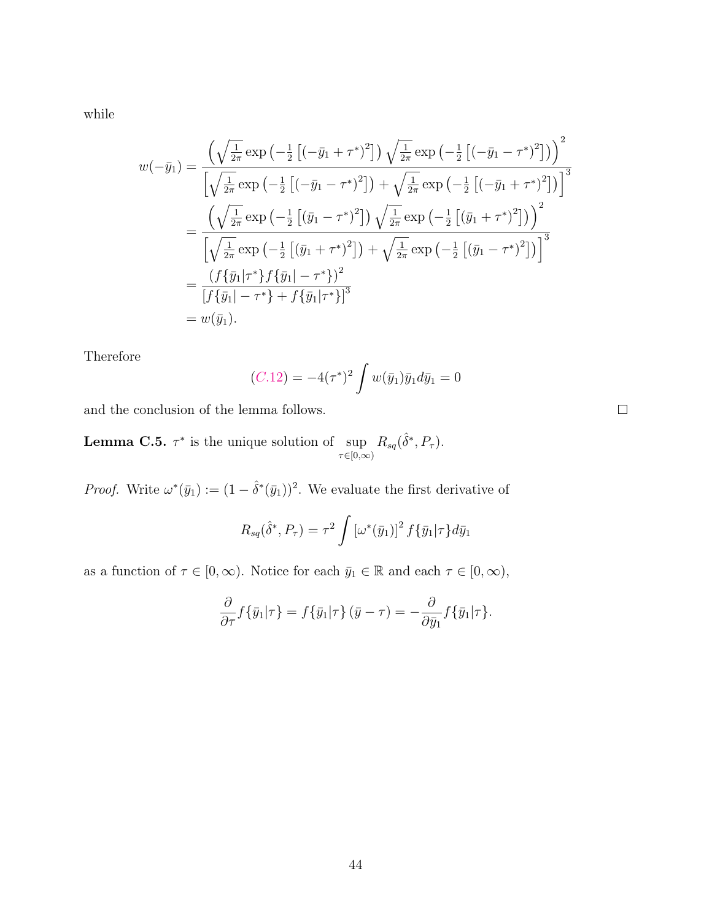while

$$
\begin{aligned}
w(-\bar{y}_1) &= \frac{\left(\sqrt{\frac{1}{2\pi}} \exp\left(-\frac{1}{2}\left[(-\bar{y}_1+\tau^*)^2\right]\right)\sqrt{\frac{1}{2\pi}} \exp\left(-\frac{1}{2}\left[(-\bar{y}_1-\tau^*)^2\right]\right)\right)^2}{\left[\sqrt{\frac{1}{2\pi}} \exp\left(-\frac{1}{2}\left[(-\bar{y}_1-\tau^*)^2\right]\right)+\sqrt{\frac{1}{2\pi}} \exp\left(-\frac{1}{2}\left[(-\bar{y}_1+\tau^*)^2\right]\right)\right]^3} \\
&= \frac{\left(\sqrt{\frac{1}{2\pi}} \exp\left(-\frac{1}{2}\left[(\bar{y}_1-\tau^*)^2\right]\right)\sqrt{\frac{1}{2\pi}} \exp\left(-\frac{1}{2}\left[(\bar{y}_1+\tau^*)^2\right]\right)\right)^2}{\left[\sqrt{\frac{1}{2\pi}} \exp\left(-\frac{1}{2}\left[(\bar{y}_1+\tau^*)^2\right]\right)+\sqrt{\frac{1}{2\pi}} \exp\left(-\frac{1}{2}\left[(\bar{y}_1-\tau^*)^2\right]\right)\right]^3} \\
&= \frac{\left(f\{\bar{y}_1|\tau^*\}f\{\bar{y}_1|-\tau^*\}\right)^2}{\left[f\{\bar{y}_1|-\tau^*\}+f\{\bar{y}_1|\tau^*\}\right]^3} \\
&= w(\bar{y}_1).
\end{aligned}
$$

Therefore

$$
(C.12) = -4(\tau^*)^2 \int w(\bar{y}_1)\bar{y}_1 d\bar{y}_1 = 0
$$

and the conclusion of the lemma follows. □

**Lemma C.5.** $\tau^*$ is the unique solution of $\sup_{\tau\in[0,\infty)} R_{sq}(\hat{\delta}^*, P_\tau)$.

*Proof.* Write $\omega^*(\bar{y}_1) := (1-\hat{\delta}^*(\bar{y}_1))^2$. We evaluate the first derivative of

$$
R_{sq}(\hat{\delta}^*, P_\tau) = \tau^2 \int \left[\omega^*(\bar{y}_1)\right]^2 f\{\bar{y}_1|\tau\} d\bar{y}_1
$$

as a function of $\tau \in [0,\infty)$. Notice for each $\bar{y}_1 \in \mathbb{R}$ and each $\tau \in [0,\infty)$,

$$
\frac{\partial}{\partial \tau} f\{\bar{y}_1|\tau\} = f\{\bar{y}_1|\tau\}(\bar{y}-\tau) = -\frac{\partial}{\partial \bar{y}_1} f\{\bar{y}_1|\tau\}.
$$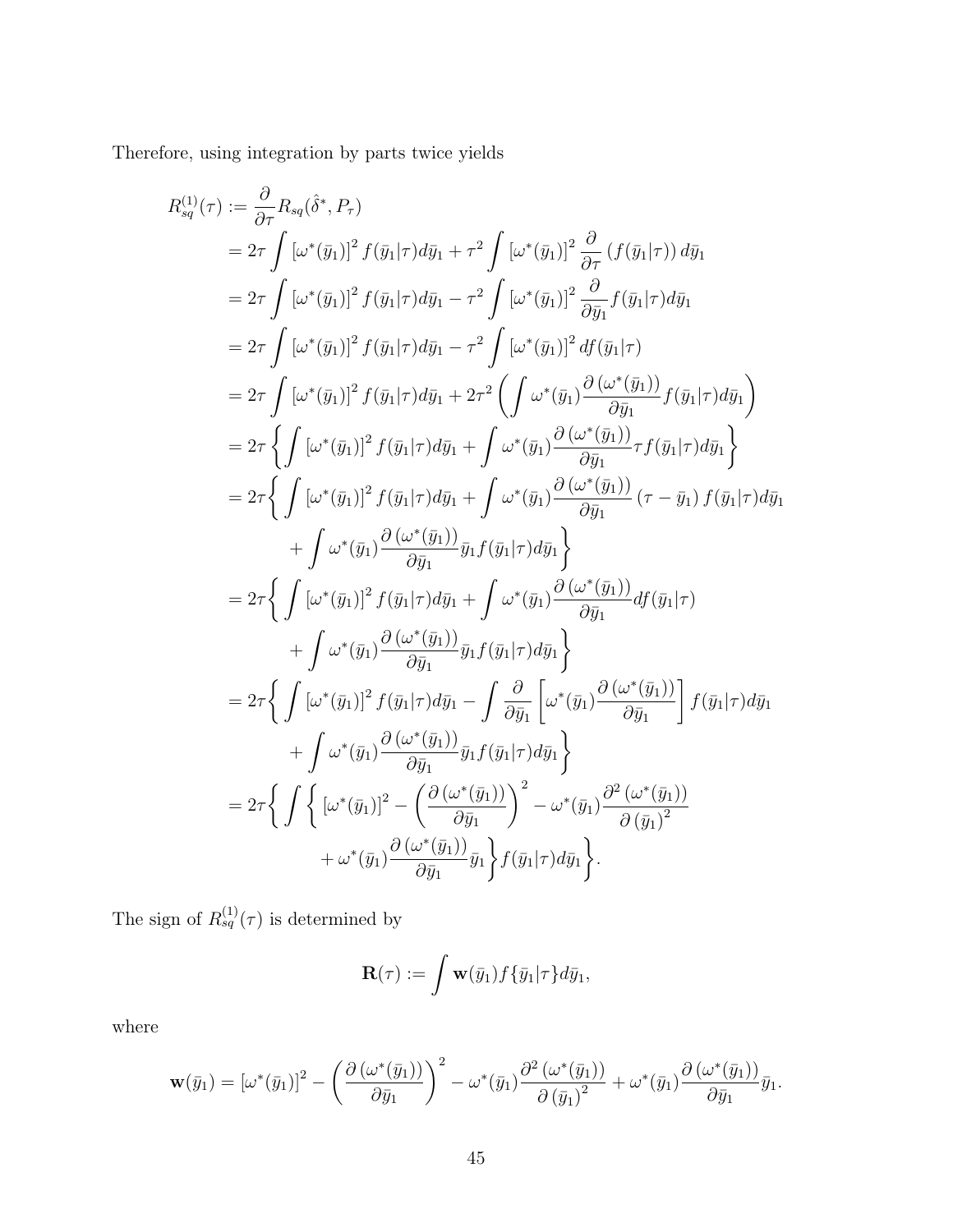Therefore, using integration by parts twice yields

$$
\begin{aligned}
R_{sq}^{(1)}(\tau) &:= \frac{\partial}{\partial \tau} R_{sq}(\hat{\delta}^*, P_\tau) \\
&= 2\tau \int \left[\omega^*(\bar{y}_1)\right]^2 f(\bar{y}_1|\tau) d\bar{y}_1 + \tau^2 \int \left[\omega^*(\bar{y}_1)\right]^2 \frac{\partial}{\partial \tau} \left(f(\bar{y}_1|\tau)\right) d\bar{y}_1 \\
&= 2\tau \int \left[\omega^*(\bar{y}_1)\right]^2 f(\bar{y}_1|\tau) d\bar{y}_1 - \tau^2 \int \left[\omega^*(\bar{y}_1)\right]^2 \frac{\partial}{\partial \bar{y}_1} f(\bar{y}_1|\tau) d\bar{y}_1 \\
&= 2\tau \int \left[\omega^*(\bar{y}_1)\right]^2 f(\bar{y}_1|\tau) d\bar{y}_1 - \tau^2 \int \left[\omega^*(\bar{y}_1)\right]^2 df(\bar{y}_1|\tau) \\
&= 2\tau \int \left[\omega^*(\bar{y}_1)\right]^2 f(\bar{y}_1|\tau) d\bar{y}_1 + 2\tau^2 \left( \int \omega^*(\bar{y}_1) \frac{\partial \left(\omega^*(\bar{y}_1)\right)}{\partial \bar{y}_1} f(\bar{y}_1|\tau) d\bar{y}_1 \right) \\
&= 2\tau \left\{ \int \left[\omega^*(\bar{y}_1)\right]^2 f(\bar{y}_1|\tau) d\bar{y}_1 + \int \omega^*(\bar{y}_1) \frac{\partial \left(\omega^*(\bar{y}_1)\right)}{\partial \bar{y}_1} \tau f(\bar{y}_1|\tau) d\bar{y}_1 \right\} \\
&= 2\tau \Bigg\{ \int \left[\omega^*(\bar{y}_1)\right]^2 f(\bar{y}_1|\tau) d\bar{y}_1 + \int \omega^*(\bar{y}_1) \frac{\partial \left(\omega^*(\bar{y}_1)\right)}{\partial \bar{y}_1} \left(\tau - \bar{y}_1\right) f(\bar{y}_1|\tau) d\bar{y}_1 \\
&\qquad + \int \omega^*(\bar{y}_1) \frac{\partial \left(\omega^*(\bar{y}_1)\right)}{\partial \bar{y}_1} \bar{y}_1 f(\bar{y}_1|\tau) d\bar{y}_1 \Bigg\} \\
&= 2\tau \Bigg\{ \int \left[\omega^*(\bar{y}_1)\right]^2 f(\bar{y}_1|\tau) d\bar{y}_1 + \int \omega^*(\bar{y}_1) \frac{\partial \left(\omega^*(\bar{y}_1)\right)}{\partial \bar{y}_1} df(\bar{y}_1|\tau) \\
&\qquad + \int \omega^*(\bar{y}_1) \frac{\partial \left(\omega^*(\bar{y}_1)\right)}{\partial \bar{y}_1} \bar{y}_1 f(\bar{y}_1|\tau) d\bar{y}_1 \Bigg\} \\
&= 2\tau \Bigg\{ \int \left[\omega^*(\bar{y}_1)\right]^2 f(\bar{y}_1|\tau) d\bar{y}_1 - \int \frac{\partial}{\partial \bar{y}_1} \left[ \omega^*(\bar{y}_1) \frac{\partial \left(\omega^*(\bar{y}_1)\right)}{\partial \bar{y}_1} \right] f(\bar{y}_1|\tau) d\bar{y}_1 \\
&\qquad + \int \omega^*(\bar{y}_1) \frac{\partial \left(\omega^*(\bar{y}_1)\right)}{\partial \bar{y}_1} \bar{y}_1 f(\bar{y}_1|\tau) d\bar{y}_1 \Bigg\} \\
&= 2\tau \Bigg\{ \int \Bigg\{ \left[\omega^*(\bar{y}_1)\right]^2 - \left( \frac{\partial \left(\omega^*(\bar{y}_1)\right)}{\partial \bar{y}_1} \right)^2 - \omega^*(\bar{y}_1) \frac{\partial^2 \left(\omega^*(\bar{y}_1)\right)}{\partial \left(\bar{y}_1\right)^2} \\
&\qquad + \omega^*(\bar{y}_1) \frac{\partial \left(\omega^*(\bar{y}_1)\right)}{\partial \bar{y}_1} \bar{y}_1 \Bigg\} f(\bar{y}_1|\tau) d\bar{y}_1 \Bigg\}.
\end{aligned}
$$

The sign of $R_{sq}^{(1)}(\tau)$ is determined by

$$
\mathbf{R}(\tau) := \int \mathbf{w}(\bar{y}_1) f\{\bar{y}_1|\tau\} d\bar{y}_1,
$$

where

$$
\mathbf{w}(\bar{y}_1) = \left[\omega^*(\bar{y}_1)\right]^2 - \left( \frac{\partial \left(\omega^*(\bar{y}_1)\right)}{\partial \bar{y}_1} \right)^2 - \omega^*(\bar{y}_1) \frac{\partial^2 \left(\omega^*(\bar{y}_1)\right)}{\partial \left(\bar{y}_1\right)^2} + \omega^*(\bar{y}_1) \frac{\partial \left(\omega^*(\bar{y}_1)\right)}{\partial \bar{y}_1} \bar{y}_1.
$$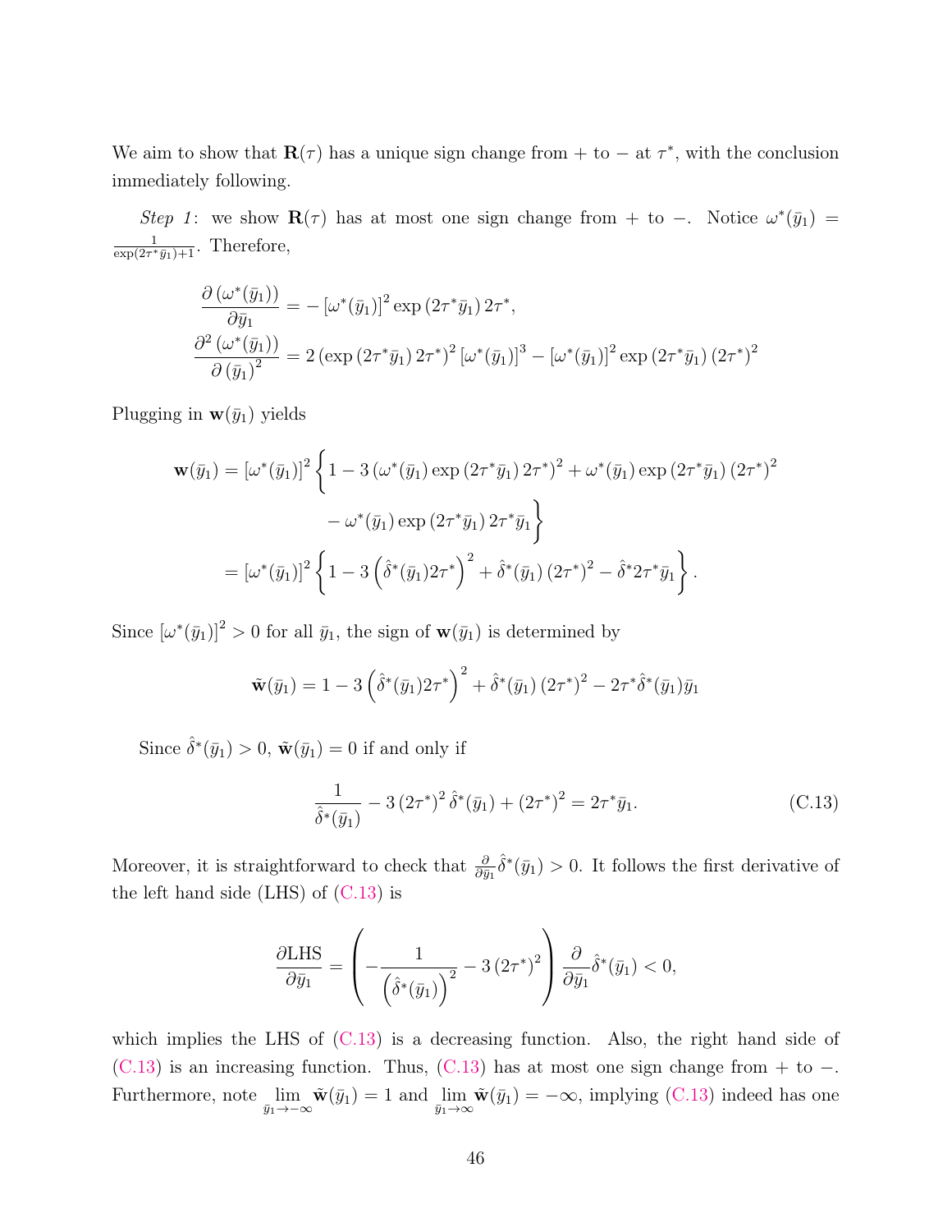We aim to show that $\mathbf{R}(\tau)$ has a unique sign change from + to − at $\tau^*$, with the conclusion immediately following.

*Step 1*: we show $\mathbf{R}(\tau)$ has at most one sign change from + to −. Notice $\omega^*(\bar{y}_1) = \frac{1}{\exp(2\tau^*\bar{y}_1)+1}$. Therefore,

$$\frac{\partial\left(\omega^*(\bar{y}_1)\right)}{\partial \bar{y}_1} = -\left[\omega^*(\bar{y}_1)\right]^2 \exp\left(2\tau^*\bar{y}_1\right) 2\tau^*,$$

$$\frac{\partial^2\left(\omega^*(\bar{y}_1)\right)}{\partial\left(\bar{y}_1\right)^2} = 2\left(\exp\left(2\tau^*\bar{y}_1\right) 2\tau^*\right)^2 \left[\omega^*(\bar{y}_1)\right]^3 - \left[\omega^*(\bar{y}_1)\right]^2 \exp\left(2\tau^*\bar{y}_1\right)\left(2\tau^*\right)^2$$

Plugging in $\mathbf{w}(\bar{y}_1)$ yields

$$\begin{aligned}
\mathbf{w}(\bar{y}_1) &= \left[\omega^*(\bar{y}_1)\right]^2 \Big\{1 - 3\left(\omega^*(\bar{y}_1)\exp\left(2\tau^*\bar{y}_1\right)2\tau^*\right)^2 + \omega^*(\bar{y}_1)\exp\left(2\tau^*\bar{y}_1\right)\left(2\tau^*\right)^2 \\
&\qquad - \omega^*(\bar{y}_1)\exp\left(2\tau^*\bar{y}_1\right)2\tau^*\bar{y}_1\Big\} \\
&= \left[\omega^*(\bar{y}_1)\right]^2 \left\{1 - 3\left(\hat{\delta}^*(\bar{y}_1)2\tau^*\right)^2 + \hat{\delta}^*(\bar{y}_1)\left(2\tau^*\right)^2 - \hat{\delta}^* 2\tau^*\bar{y}_1\right\}.
\end{aligned}$$

Since $\left[\omega^*(\bar{y}_1)\right]^2 > 0$ for all $\bar{y}_1$, the sign of $\mathbf{w}(\bar{y}_1)$ is determined by

$$\tilde{\mathbf{w}}(\bar{y}_1) = 1 - 3\left(\hat{\delta}^*(\bar{y}_1)2\tau^*\right)^2 + \hat{\delta}^*(\bar{y}_1)\left(2\tau^*\right)^2 - 2\tau^*\hat{\delta}^*(\bar{y}_1)\bar{y}_1$$

Since $\hat{\delta}^*(\bar{y}_1) > 0$, $\tilde{\mathbf{w}}(\bar{y}_1) = 0$ if and only if

$$\frac{1}{\hat{\delta}^*(\bar{y}_1)} - 3\left(2\tau^*\right)^2\hat{\delta}^*(\bar{y}_1) + \left(2\tau^*\right)^2 = 2\tau^*\bar{y}_1. \tag{C.13}$$

Moreover, it is straightforward to check that $\frac{\partial}{\partial \bar{y}_1}\hat{\delta}^*(\bar{y}_1) > 0$. It follows the first derivative of the left hand side (LHS) of (C.13) is

$$\frac{\partial \text{LHS}}{\partial \bar{y}_1} = \left(-\frac{1}{\left(\hat{\delta}^*(\bar{y}_1)\right)^2} - 3\left(2\tau^*\right)^2\right)\frac{\partial}{\partial \bar{y}_1}\hat{\delta}^*(\bar{y}_1) < 0,$$

which implies the LHS of (C.13) is a decreasing function. Also, the right hand side of (C.13) is an increasing function. Thus, (C.13) has at most one sign change from + to −. Furthermore, note $\lim_{\bar{y}_1\to-\infty}\tilde{\mathbf{w}}(\bar{y}_1) = 1$ and $\lim_{\bar{y}_1\to\infty}\tilde{\mathbf{w}}(\bar{y}_1) = -\infty$, implying (C.13) indeed has one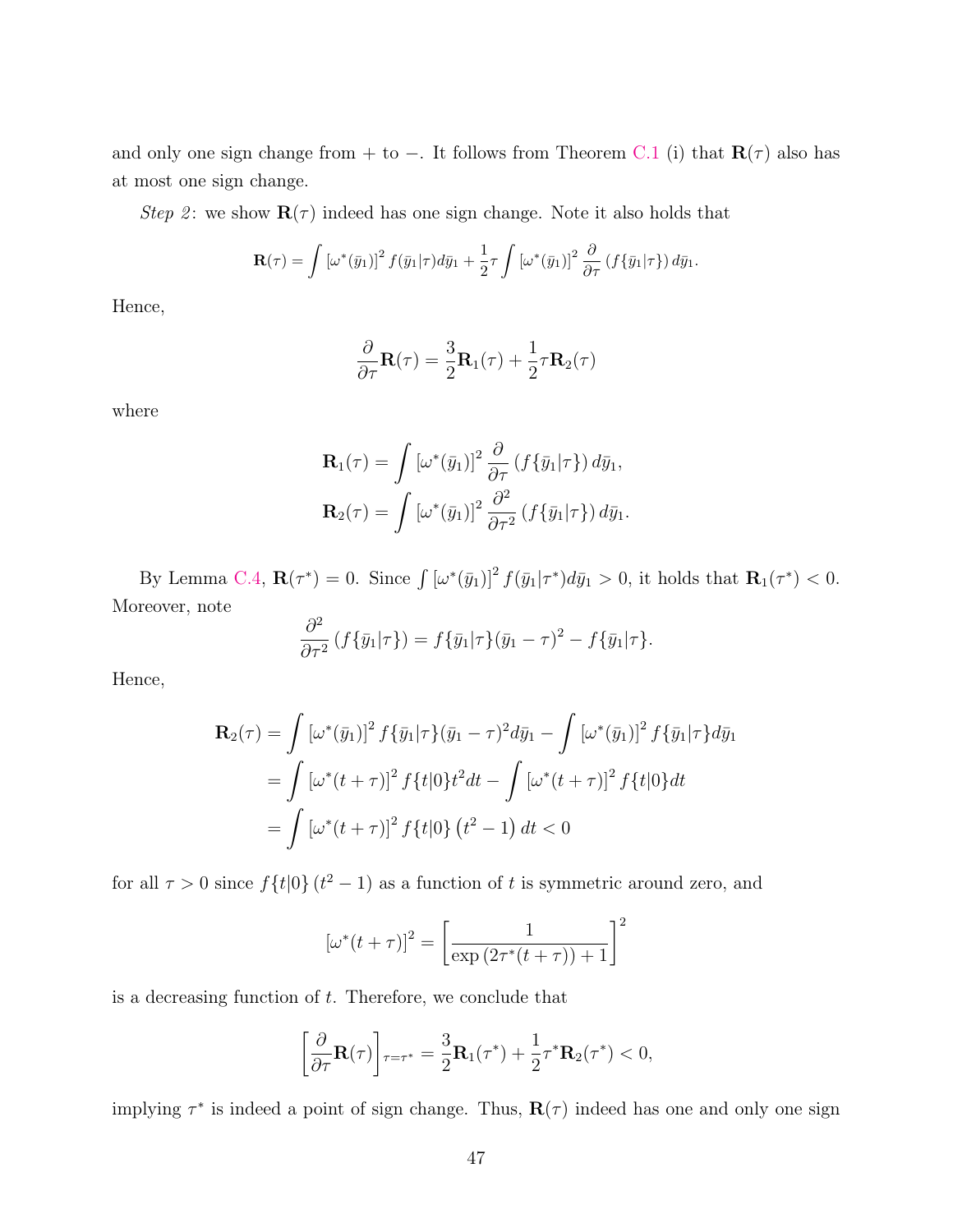and only one sign change from + to −. It follows from Theorem C.1 (i) that $\mathbf{R}(\tau)$ also has at most one sign change.

*Step 2*: we show $\mathbf{R}(\tau)$ indeed has one sign change. Note it also holds that

$$\mathbf{R}(\tau) = \int \left[\omega^*(\bar{y}_1)\right]^2 f(\bar{y}_1|\tau) d\bar{y}_1 + \frac{1}{2}\tau \int \left[\omega^*(\bar{y}_1)\right]^2 \frac{\partial}{\partial \tau} \left(f\{\bar{y}_1|\tau\}\right) d\bar{y}_1.$$

Hence,

$$\frac{\partial}{\partial \tau}\mathbf{R}(\tau) = \frac{3}{2}\mathbf{R}_1(\tau) + \frac{1}{2}\tau \mathbf{R}_2(\tau)$$

where

$$\begin{aligned}
\mathbf{R}_1(\tau) &= \int \left[\omega^*(\bar{y}_1)\right]^2 \frac{\partial}{\partial \tau} \left(f\{\bar{y}_1|\tau\}\right) d\bar{y}_1, \\
\mathbf{R}_2(\tau) &= \int \left[\omega^*(\bar{y}_1)\right]^2 \frac{\partial^2}{\partial \tau^2} \left(f\{\bar{y}_1|\tau\}\right) d\bar{y}_1.
\end{aligned}$$

By Lemma C.4, $\mathbf{R}(\tau^*) = 0$. Since $\int \left[\omega^*(\bar{y}_1)\right]^2 f(\bar{y}_1|\tau^*) d\bar{y}_1 > 0$, it holds that $\mathbf{R}_1(\tau^*) < 0$. Moreover, note

$$\frac{\partial^2}{\partial \tau^2} \left(f\{\bar{y}_1|\tau\}\right) = f\{\bar{y}_1|\tau\}(\bar{y}_1 - \tau)^2 - f\{\bar{y}_1|\tau\}.$$

Hence,

$$\begin{aligned}
\mathbf{R}_2(\tau) &= \int \left[\omega^*(\bar{y}_1)\right]^2 f\{\bar{y}_1|\tau\}(\bar{y}_1 - \tau)^2 d\bar{y}_1 - \int \left[\omega^*(\bar{y}_1)\right]^2 f\{\bar{y}_1|\tau\} d\bar{y}_1 \\
&= \int \left[\omega^*(t+\tau)\right]^2 f\{t|0\} t^2 dt - \int \left[\omega^*(t+\tau)\right]^2 f\{t|0\} dt \\
&= \int \left[\omega^*(t+\tau)\right]^2 f\{t|0\} \left(t^2 - 1\right) dt < 0
\end{aligned}$$

for all $\tau > 0$ since $f\{t|0\}\left(t^2 - 1\right)$ as a function of $t$ is symmetric around zero, and

$$\left[\omega^*(t+\tau)\right]^2 = \left[\frac{1}{\exp\left(2\tau^*(t+\tau)\right) + 1}\right]^2$$

is a decreasing function of $t$. Therefore, we conclude that

$$\left[\frac{\partial}{\partial \tau}\mathbf{R}(\tau)\right]_{\tau=\tau^*} = \frac{3}{2}\mathbf{R}_1(\tau^*) + \frac{1}{2}\tau^* \mathbf{R}_2(\tau^*) < 0,$$

implying $\tau^*$ is indeed a point of sign change. Thus, $\mathbf{R}(\tau)$ indeed has one and only one sign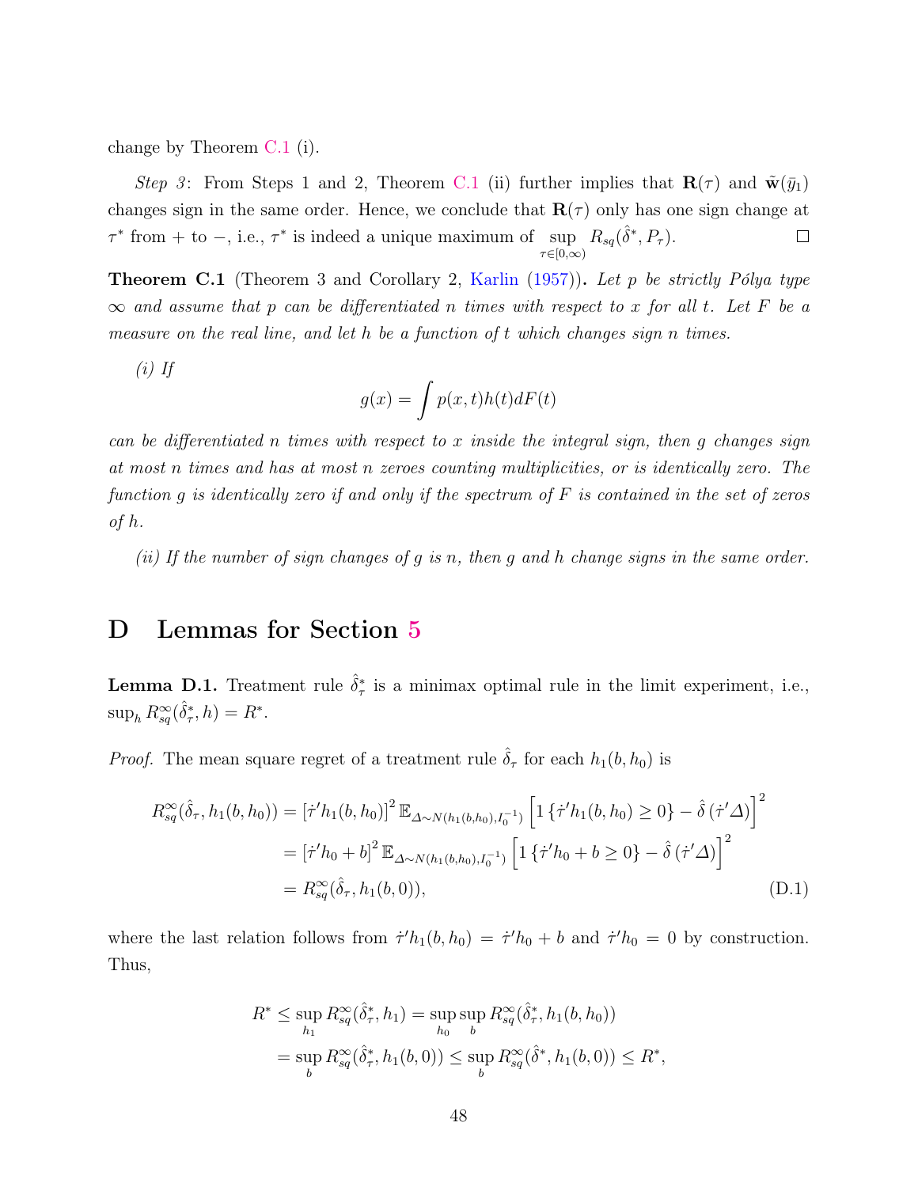change by Theorem C.1 (i).

*Step 3*: From Steps 1 and 2, Theorem C.1 (ii) further implies that $\mathbf{R}(\tau)$ and $\tilde{\mathbf{w}}(\bar{y}_1)$ changes sign in the same order. Hence, we conclude that $\mathbf{R}(\tau)$ only has one sign change at $\tau^*$ from $+$ to $-$, i.e., $\tau^*$ is indeed a unique maximum of $\sup_{\tau \in [0,\infty)} R_{sq}(\hat{\delta}^*, P_\tau)$. $\square$

**Theorem C.1** (Theorem 3 and Corollary 2, Karlin (1957)). *Let $p$ be strictly Pólya type $\infty$ and assume that $p$ can be differentiated $n$ times with respect to $x$ for all $t$. Let $F$ be a measure on the real line, and let $h$ be a function of $t$ which changes sign $n$ times.*

*(i) If*

$$g(x) = \int p(x,t)h(t)dF(t)$$

*can be differentiated $n$ times with respect to $x$ inside the integral sign, then $g$ changes sign at most $n$ times and has at most $n$ zeroes counting multiplicities, or is identically zero. The function $g$ is identically zero if and only if the spectrum of $F$ is contained in the set of zeros of $h$.*

*(ii) If the number of sign changes of $g$ is $n$, then $g$ and $h$ change signs in the same order.*

# D Lemmas for Section 5

**Lemma D.1.** Treatment rule $\hat{\delta}^*_\tau$ is a minimax optimal rule in the limit experiment, i.e., $\sup_h R^\infty_{sq}(\hat{\delta}^*_\tau, h) = R^*$.

*Proof.* The mean square regret of a treatment rule $\hat{\delta}_\tau$ for each $h_1(b, h_0)$ is

$$\begin{aligned}
R^\infty_{sq}(\hat{\delta}_\tau, h_1(b,h_0)) &= \left[\dot{\tau}' h_1(b,h_0)\right]^2 \mathbb{E}_{\Delta \sim N(h_1(b,h_0), I_0^{-1})} \left[1\left\{\dot{\tau}' h_1(b,h_0) \geq 0\right\} - \hat{\delta}\left(\dot{\tau}'\Delta\right)\right]^2 \\
&= \left[\dot{\tau}' h_0 + b\right]^2 \mathbb{E}_{\Delta \sim N(h_1(b,h_0), I_0^{-1})} \left[1\left\{\dot{\tau}' h_0 + b \geq 0\right\} - \hat{\delta}\left(\dot{\tau}'\Delta\right)\right]^2 \\
&= R^\infty_{sq}(\hat{\delta}_\tau, h_1(b,0)),
\end{aligned} \tag{D.1}$$

where the last relation follows from $\dot{\tau}' h_1(b,h_0) = \dot{\tau}' h_0 + b$ and $\dot{\tau}' h_0 = 0$ by construction. Thus,

$$\begin{aligned}
R^* &\leq \sup_{h_1} R^\infty_{sq}(\hat{\delta}^*_\tau, h_1) = \sup_{h_0} \sup_b R^\infty_{sq}(\hat{\delta}^*_\tau, h_1(b,h_0)) \\
&= \sup_b R^\infty_{sq}(\hat{\delta}^*_\tau, h_1(b,0)) \leq \sup_b R^\infty_{sq}(\hat{\delta}^*, h_1(b,0)) \leq R^*,
\end{aligned}$$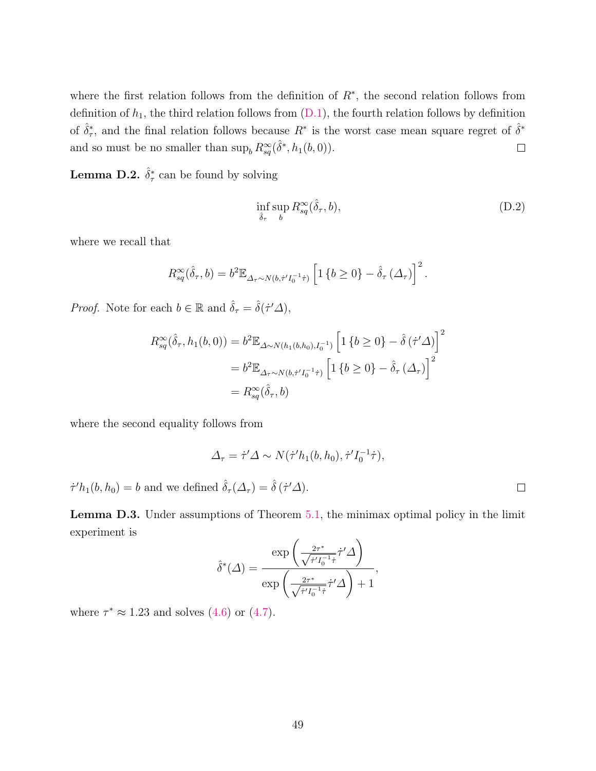where the first relation follows from the definition of $R^*$, the second relation follows from definition of $h_1$, the third relation follows from (D.1), the fourth relation follows by definition of $\hat{\delta}^*_\tau$, and the final relation follows because $R^*$ is the worst case mean square regret of $\hat{\delta}^*$ and so must be no smaller than $\sup_b R^\infty_{sq}(\hat{\delta}^*, h_1(b, 0))$. $\square$

**Lemma D.2.** $\hat{\delta}^*_\tau$ can be found by solving

$$\inf_{\hat{\delta}_\tau} \sup_b R^\infty_{sq}(\hat{\delta}_\tau, b), \tag{D.2}$$

where we recall that

$$R^\infty_{sq}(\hat{\delta}_\tau, b) = b^2 \mathbb{E}_{\varDelta_\tau \sim N(b, \dot{\tau}' I_0^{-1} \dot{\tau})} \left[ 1\{b \geq 0\} - \hat{\delta}_\tau(\varDelta_\tau) \right]^2.$$

*Proof.* Note for each $b \in \mathbb{R}$ and $\hat{\delta}_\tau = \hat{\delta}(\dot{\tau}'\varDelta)$,

$$\begin{aligned}
R^\infty_{sq}(\hat{\delta}_\tau, h_1(b, 0)) &= b^2 \mathbb{E}_{\varDelta \sim N(h_1(b, h_0), I_0^{-1})} \left[ 1\{b \geq 0\} - \hat{\delta}(\dot{\tau}'\varDelta) \right]^2 \\
&= b^2 \mathbb{E}_{\varDelta_\tau \sim N(b, \dot{\tau}' I_0^{-1} \dot{\tau})} \left[ 1\{b \geq 0\} - \hat{\delta}_\tau(\varDelta_\tau) \right]^2 \\
&= R^\infty_{sq}(\hat{\delta}_\tau, b)
\end{aligned}$$

where the second equality follows from

$$\varDelta_\tau = \dot{\tau}'\varDelta \sim N(\dot{\tau}' h_1(b, h_0), \dot{\tau}' I_0^{-1} \dot{\tau}),$$

$\dot{\tau}' h_1(b, h_0) = b$ and we defined $\hat{\delta}_\tau(\varDelta_\tau) = \hat{\delta}(\dot{\tau}'\varDelta)$. $\square$

**Lemma D.3.** Under assumptions of Theorem 5.1, the minimax optimal policy in the limit experiment is

$$\hat{\delta}^*(\varDelta) = \frac{\exp\left( \frac{2\tau^*}{\sqrt{\dot{\tau}' I_0^{-1} \dot{\tau}}} \dot{\tau}'\varDelta \right)}{\exp\left( \frac{2\tau^*}{\sqrt{\dot{\tau}' I_0^{-1} \dot{\tau}}} \dot{\tau}'\varDelta \right) + 1},$$

where $\tau^* \approx 1.23$ and solves (4.6) or (4.7).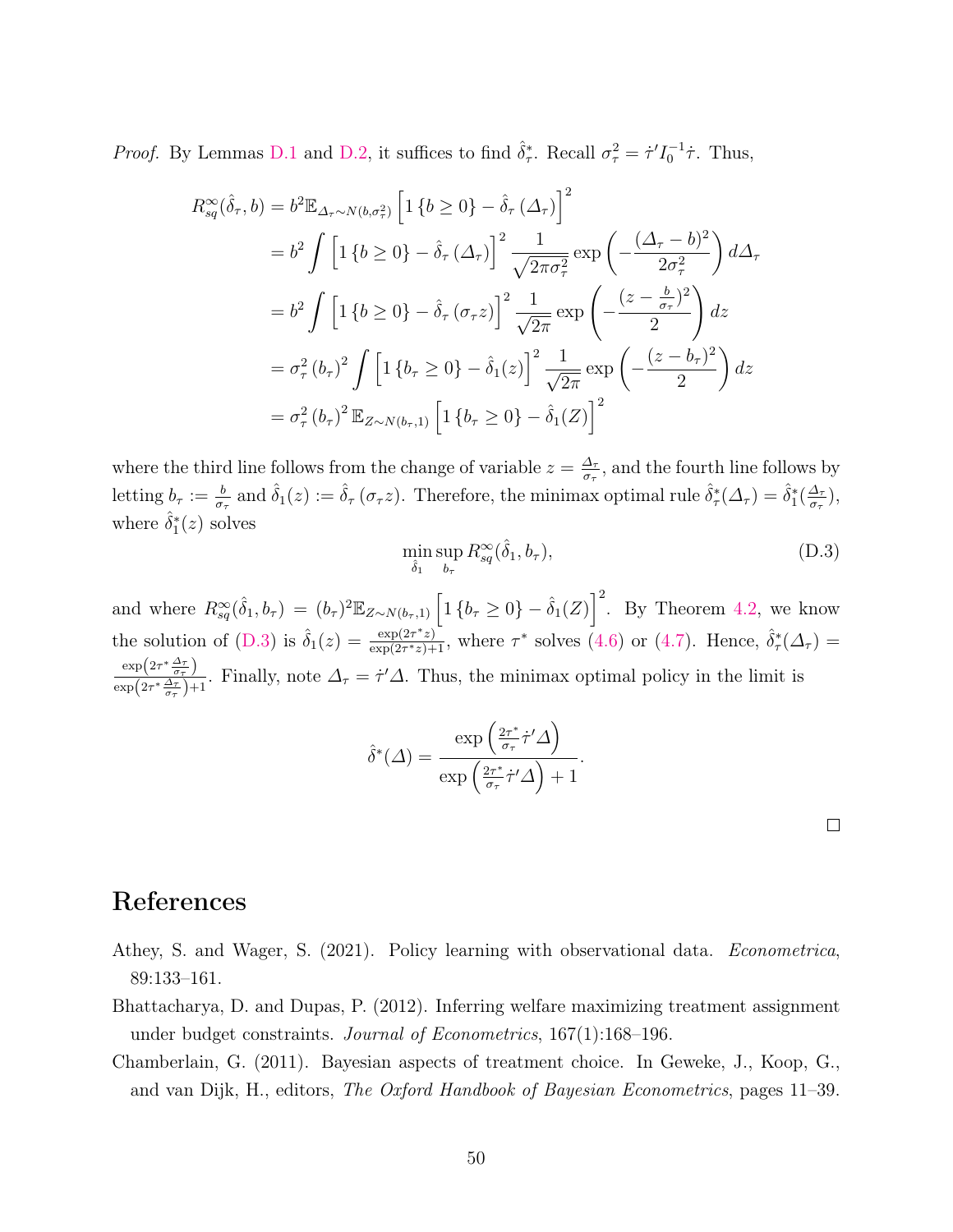*Proof.* By Lemmas D.1 and D.2, it suffices to find $\hat{\delta}^*_\tau$. Recall $\sigma^2_\tau = \dot{\tau}' I_0^{-1} \dot{\tau}$. Thus,

$$
\begin{aligned}
R^\infty_{sq}(\hat{\delta}_\tau, b) &= b^2 \mathbb{E}_{\Delta_\tau \sim N(b, \sigma^2_\tau)} \left[ 1\{b \geq 0\} - \hat{\delta}_\tau(\Delta_\tau) \right]^2 \\
&= b^2 \int \left[ 1\{b \geq 0\} - \hat{\delta}_\tau(\Delta_\tau) \right]^2 \frac{1}{\sqrt{2\pi\sigma^2_\tau}} \exp\left( -\frac{(\Delta_\tau - b)^2}{2\sigma^2_\tau} \right) d\Delta_\tau \\
&= b^2 \int \left[ 1\{b \geq 0\} - \hat{\delta}_\tau(\sigma_\tau z) \right]^2 \frac{1}{\sqrt{2\pi}} \exp\left( -\frac{(z - \frac{b}{\sigma_\tau})^2}{2} \right) dz \\
&= \sigma^2_\tau (b_\tau)^2 \int \left[ 1\{b_\tau \geq 0\} - \hat{\delta}_1(z) \right]^2 \frac{1}{\sqrt{2\pi}} \exp\left( -\frac{(z - b_\tau)^2}{2} \right) dz \\
&= \sigma^2_\tau (b_\tau)^2 \, \mathbb{E}_{Z \sim N(b_\tau, 1)} \left[ 1\{b_\tau \geq 0\} - \hat{\delta}_1(Z) \right]^2
\end{aligned}
$$

where the third line follows from the change of variable $z = \frac{\Delta_\tau}{\sigma_\tau}$, and the fourth line follows by letting $b_\tau := \frac{b}{\sigma_\tau}$ and $\hat{\delta}_1(z) := \hat{\delta}_\tau(\sigma_\tau z)$. Therefore, the minimax optimal rule $\hat{\delta}^*_\tau(\Delta_\tau) = \hat{\delta}^*_1(\frac{\Delta_\tau}{\sigma_\tau})$, where $\hat{\delta}^*_1(z)$ solves

$$
\min_{\hat{\delta}_1} \sup_{b_\tau} R^\infty_{sq}(\hat{\delta}_1, b_\tau), \tag{D.3}
$$

and where $R^\infty_{sq}(\hat{\delta}_1, b_\tau) = (b_\tau)^2 \mathbb{E}_{Z \sim N(b_\tau, 1)} \left[ 1\{b_\tau \geq 0\} - \hat{\delta}_1(Z) \right]^2$. By Theorem 4.2, we know the solution of (D.3) is $\hat{\delta}_1(z) = \frac{\exp(2\tau^* z)}{\exp(2\tau^* z) + 1}$, where $\tau^*$ solves (4.6) or (4.7). Hence, $\hat{\delta}^*_\tau(\Delta_\tau) = \frac{\exp\left(2\tau^* \frac{\Delta_\tau}{\sigma_\tau}\right)}{\exp\left(2\tau^* \frac{\Delta_\tau}{\sigma_\tau}\right) + 1}$. Finally, note $\Delta_\tau = \dot{\tau}' \Delta$. Thus, the minimax optimal policy in the limit is

$$
\hat{\delta}^*(\Delta) = \frac{\exp\left( \frac{2\tau^*}{\sigma_\tau} \dot{\tau}' \Delta \right)}{\exp\left( \frac{2\tau^*}{\sigma_\tau} \dot{\tau}' \Delta \right) + 1}.
$$

□

# References

Athey, S. and Wager, S. (2021). Policy learning with observational data. *Econometrica*, 89:133–161.

Bhattacharya, D. and Dupas, P. (2012). Inferring welfare maximizing treatment assignment under budget constraints. *Journal of Econometrics*, 167(1):168–196.

Chamberlain, G. (2011). Bayesian aspects of treatment choice. In Geweke, J., Koop, G., and van Dijk, H., editors, *The Oxford Handbook of Bayesian Econometrics*, pages 11–39.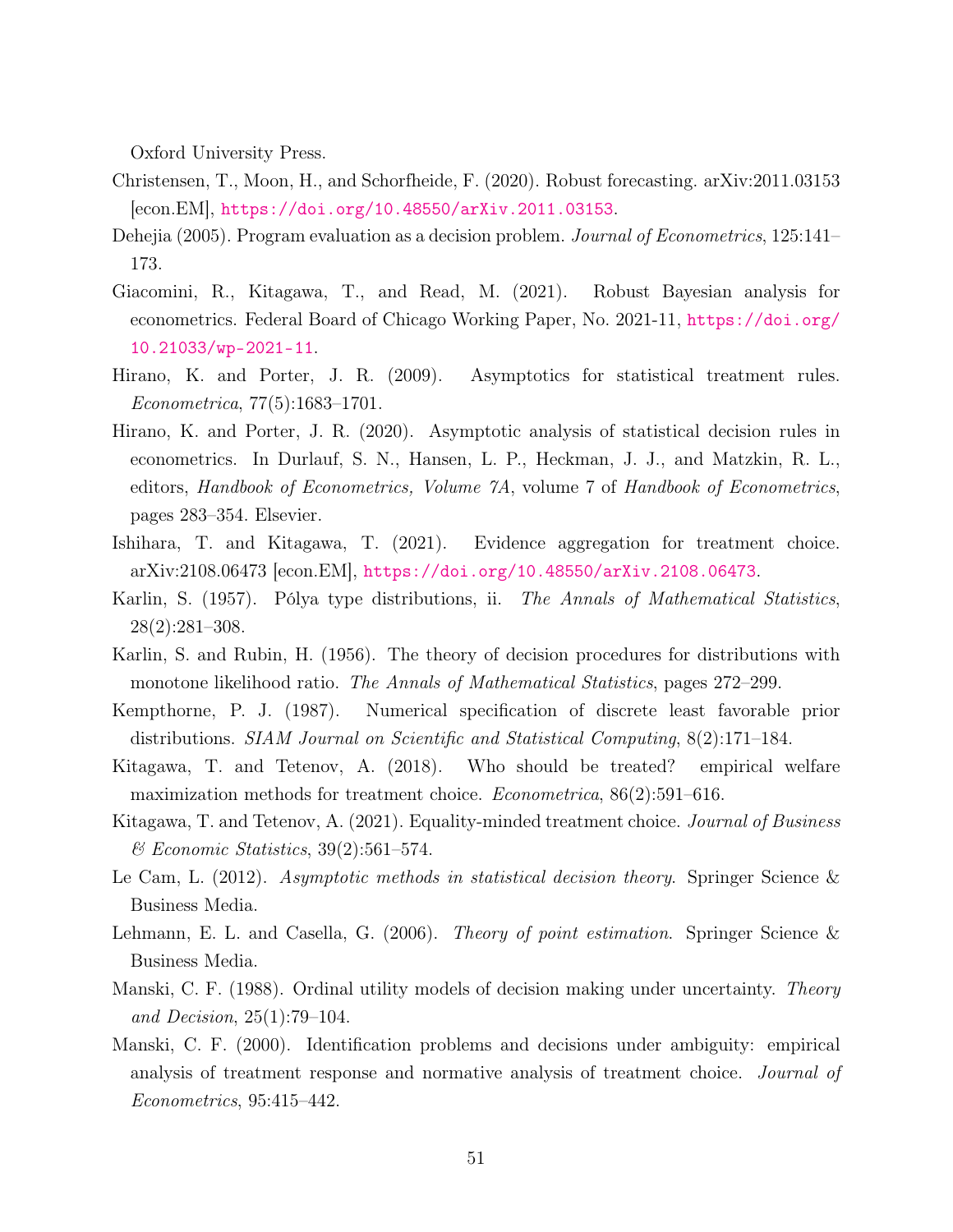Oxford University Press.

Christensen, T., Moon, H., and Schorfheide, F. (2020). Robust forecasting. arXiv:2011.03153 [econ.EM], https://doi.org/10.48550/arXiv.2011.03153.

Dehejia (2005). Program evaluation as a decision problem. *Journal of Econometrics*, 125:141–173.

Giacomini, R., Kitagawa, T., and Read, M. (2021). Robust Bayesian analysis for econometrics. Federal Board of Chicago Working Paper, No. 2021-11, https://doi.org/10.21033/wp-2021-11.

Hirano, K. and Porter, J. R. (2009). Asymptotics for statistical treatment rules. *Econometrica*, 77(5):1683–1701.

Hirano, K. and Porter, J. R. (2020). Asymptotic analysis of statistical decision rules in econometrics. In Durlauf, S. N., Hansen, L. P., Heckman, J. J., and Matzkin, R. L., editors, *Handbook of Econometrics, Volume 7A*, volume 7 of *Handbook of Econometrics*, pages 283–354. Elsevier.

Ishihara, T. and Kitagawa, T. (2021). Evidence aggregation for treatment choice. arXiv:2108.06473 [econ.EM], https://doi.org/10.48550/arXiv.2108.06473.

Karlin, S. (1957). Pólya type distributions, ii. *The Annals of Mathematical Statistics*, 28(2):281–308.

Karlin, S. and Rubin, H. (1956). The theory of decision procedures for distributions with monotone likelihood ratio. *The Annals of Mathematical Statistics*, pages 272–299.

Kempthorne, P. J. (1987). Numerical specification of discrete least favorable prior distributions. *SIAM Journal on Scientific and Statistical Computing*, 8(2):171–184.

Kitagawa, T. and Tetenov, A. (2018). Who should be treated? empirical welfare maximization methods for treatment choice. *Econometrica*, 86(2):591–616.

Kitagawa, T. and Tetenov, A. (2021). Equality-minded treatment choice. *Journal of Business & Economic Statistics*, 39(2):561–574.

Le Cam, L. (2012). *Asymptotic methods in statistical decision theory*. Springer Science & Business Media.

Lehmann, E. L. and Casella, G. (2006). *Theory of point estimation*. Springer Science & Business Media.

Manski, C. F. (1988). Ordinal utility models of decision making under uncertainty. *Theory and Decision*, 25(1):79–104.

Manski, C. F. (2000). Identification problems and decisions under ambiguity: empirical analysis of treatment response and normative analysis of treatment choice. *Journal of Econometrics*, 95:415–442.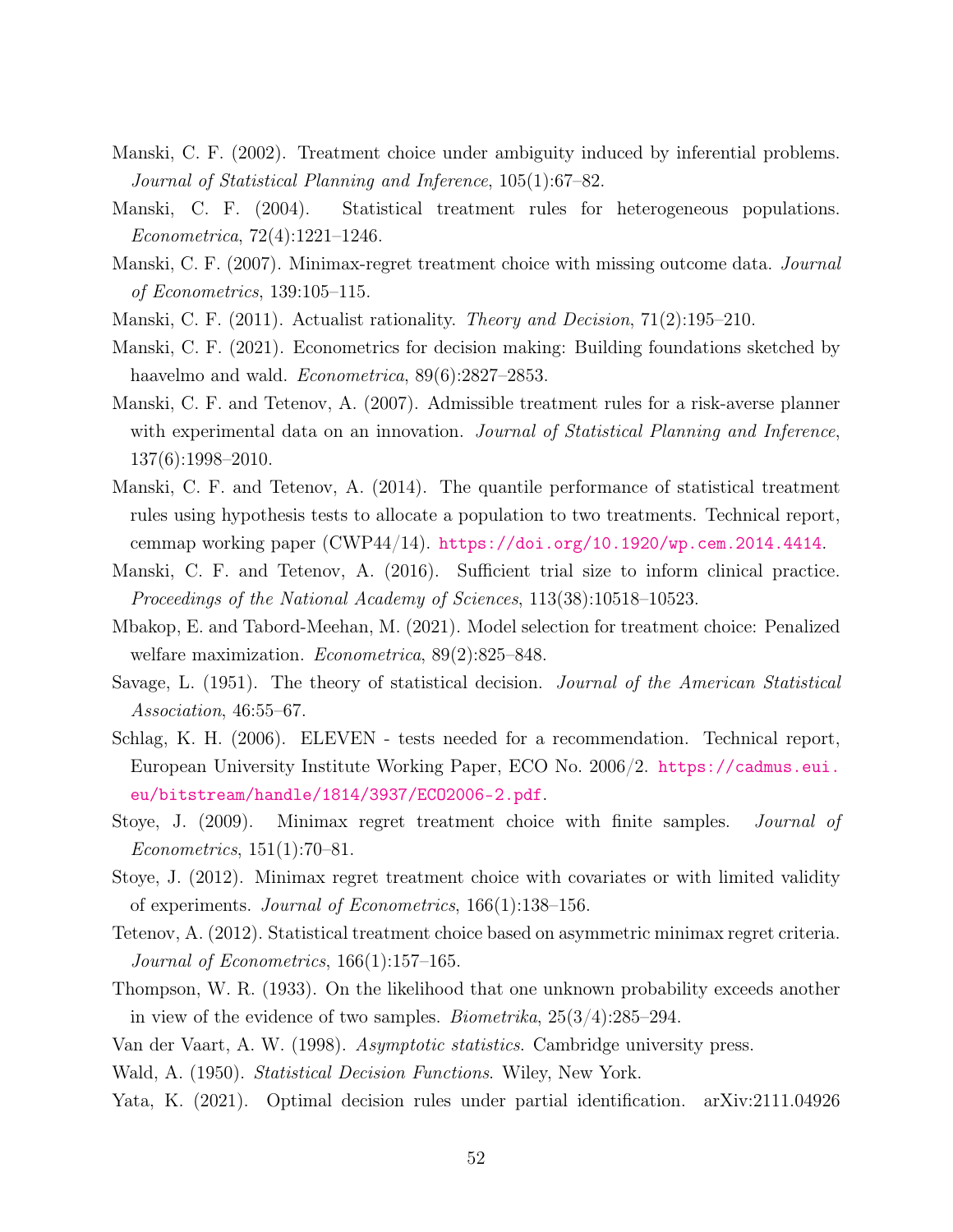Manski, C. F. (2002). Treatment choice under ambiguity induced by inferential problems. *Journal of Statistical Planning and Inference*, 105(1):67–82.

Manski, C. F. (2004). Statistical treatment rules for heterogeneous populations. *Econometrica*, 72(4):1221–1246.

Manski, C. F. (2007). Minimax-regret treatment choice with missing outcome data. *Journal of Econometrics*, 139:105–115.

Manski, C. F. (2011). Actualist rationality. *Theory and Decision*, 71(2):195–210.

Manski, C. F. (2021). Econometrics for decision making: Building foundations sketched by haavelmo and wald. *Econometrica*, 89(6):2827–2853.

Manski, C. F. and Tetenov, A. (2007). Admissible treatment rules for a risk-averse planner with experimental data on an innovation. *Journal of Statistical Planning and Inference*, 137(6):1998–2010.

Manski, C. F. and Tetenov, A. (2014). The quantile performance of statistical treatment rules using hypothesis tests to allocate a population to two treatments. Technical report, cemmap working paper (CWP44/14). https://doi.org/10.1920/wp.cem.2014.4414.

Manski, C. F. and Tetenov, A. (2016). Sufficient trial size to inform clinical practice. *Proceedings of the National Academy of Sciences*, 113(38):10518–10523.

Mbakop, E. and Tabord-Meehan, M. (2021). Model selection for treatment choice: Penalized welfare maximization. *Econometrica*, 89(2):825–848.

Savage, L. (1951). The theory of statistical decision. *Journal of the American Statistical Association*, 46:55–67.

Schlag, K. H. (2006). ELEVEN - tests needed for a recommendation. Technical report, European University Institute Working Paper, ECO No. 2006/2. https://cadmus.eui.eu/bitstream/handle/1814/3937/ECO2006-2.pdf.

Stoye, J. (2009). Minimax regret treatment choice with finite samples. *Journal of Econometrics*, 151(1):70–81.

Stoye, J. (2012). Minimax regret treatment choice with covariates or with limited validity of experiments. *Journal of Econometrics*, 166(1):138–156.

Tetenov, A. (2012). Statistical treatment choice based on asymmetric minimax regret criteria. *Journal of Econometrics*, 166(1):157–165.

Thompson, W. R. (1933). On the likelihood that one unknown probability exceeds another in view of the evidence of two samples. *Biometrika*, 25(3/4):285–294.

Van der Vaart, A. W. (1998). *Asymptotic statistics*. Cambridge university press.

Wald, A. (1950). *Statistical Decision Functions*. Wiley, New York.

Yata, K. (2021). Optimal decision rules under partial identification. arXiv:2111.04926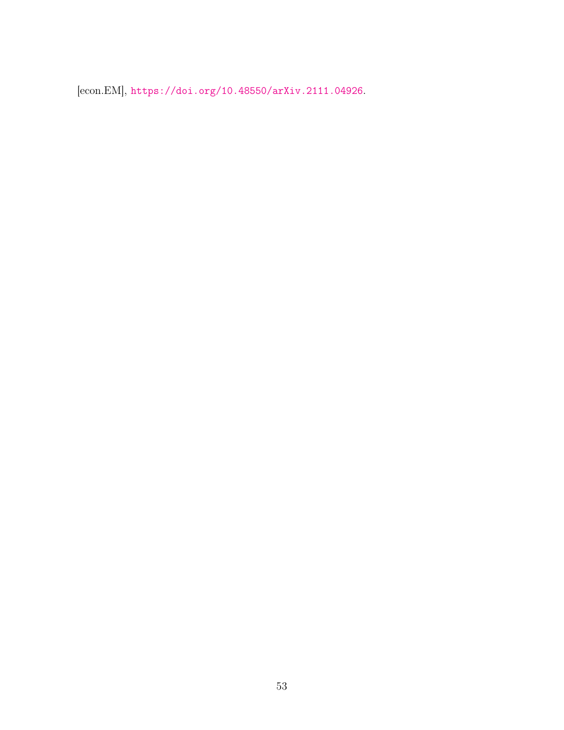[econ.EM], https://doi.org/10.48550/arXiv.2111.04926.